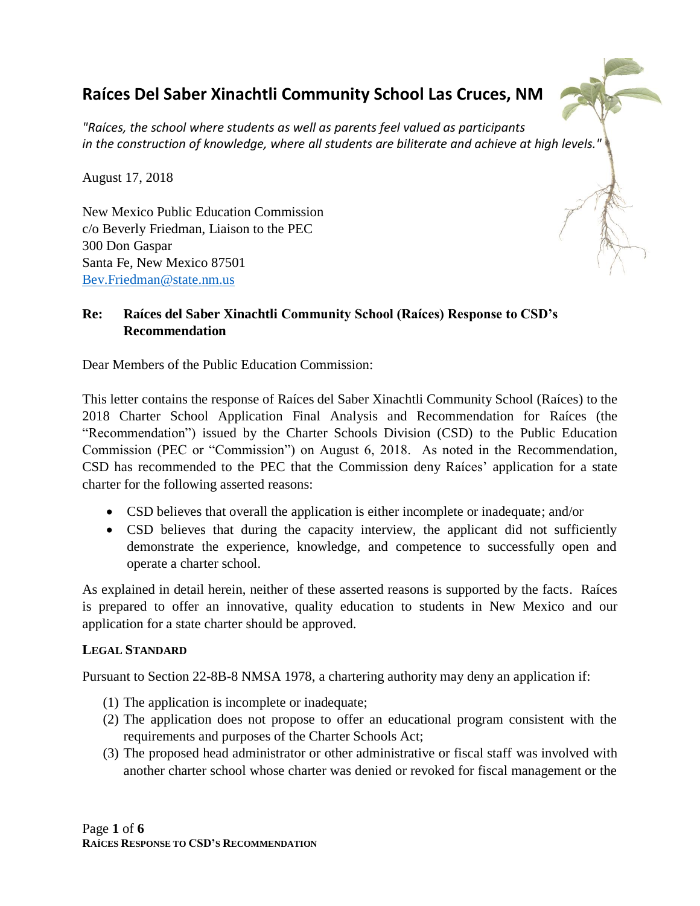# Raíces Del Saber Xinachtli Community School Las Cruces, NM

*"Raíces, the school where students as well as parents feel valued as participants in the construction of knowledge, where all students are biliterate and achieve at high levels."*

August 17, 2018

New Mexico Public Education Commission
c/o Beverly Friedman, Liaison to the PEC
300 Don Gaspar
Santa Fe, New Mexico 87501
Bev.Friedman@state.nm.us

**Re: Raíces del Saber Xinachtli Community School (Raíces) Response to CSD's Recommendation**

Dear Members of the Public Education Commission:

This letter contains the response of Raíces del Saber Xinachtli Community School (Raíces) to the 2018 Charter School Application Final Analysis and Recommendation for Raíces (the "Recommendation") issued by the Charter Schools Division (CSD) to the Public Education Commission (PEC or "Commission") on August 6, 2018. As noted in the Recommendation, CSD has recommended to the PEC that the Commission deny Raíces' application for a state charter for the following asserted reasons:

- CSD believes that overall the application is either incomplete or inadequate; and/or
- CSD believes that during the capacity interview, the applicant did not sufficiently demonstrate the experience, knowledge, and competence to successfully open and operate a charter school.

As explained in detail herein, neither of these asserted reasons is supported by the facts. Raíces is prepared to offer an innovative, quality education to students in New Mexico and our application for a state charter should be approved.

**LEGAL STANDARD**

Pursuant to Section 22-8B-8 NMSA 1978, a chartering authority may deny an application if:

1. The application is incomplete or inadequate;
2. The application does not propose to offer an educational program consistent with the requirements and purposes of the Charter Schools Act;
3. The proposed head administrator or other administrative or fiscal staff was involved with another charter school whose charter was denied or revoked for fiscal management or the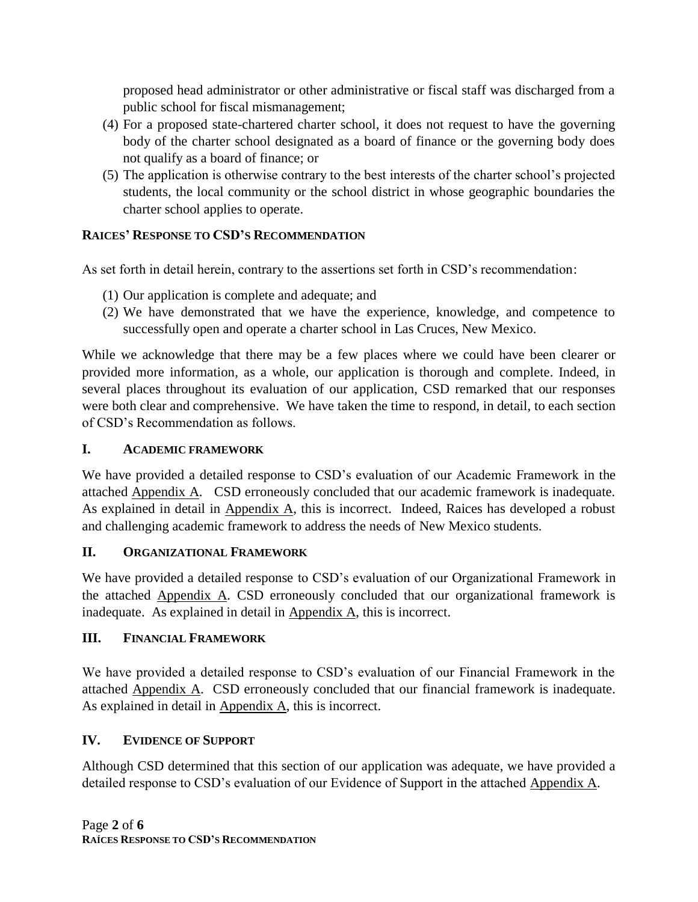proposed head administrator or other administrative or fiscal staff was discharged from a public school for fiscal mismanagement;

(4) For a proposed state-chartered charter school, it does not request to have the governing body of the charter school designated as a board of finance or the governing body does not qualify as a board of finance; or

(5) The application is otherwise contrary to the best interests of the charter school's projected students, the local community or the school district in whose geographic boundaries the charter school applies to operate.

## RAICES' RESPONSE TO CSD'S RECOMMENDATION

As set forth in detail herein, contrary to the assertions set forth in CSD's recommendation:

(1) Our application is complete and adequate; and

(2) We have demonstrated that we have the experience, knowledge, and competence to successfully open and operate a charter school in Las Cruces, New Mexico.

While we acknowledge that there may be a few places where we could have been clearer or provided more information, as a whole, our application is thorough and complete. Indeed, in several places throughout its evaluation of our application, CSD remarked that our responses were both clear and comprehensive. We have taken the time to respond, in detail, to each section of CSD's Recommendation as follows.

## I. ACADEMIC FRAMEWORK

We have provided a detailed response to CSD's evaluation of our Academic Framework in the attached Appendix A. CSD erroneously concluded that our academic framework is inadequate. As explained in detail in Appendix A, this is incorrect. Indeed, Raices has developed a robust and challenging academic framework to address the needs of New Mexico students.

## II. ORGANIZATIONAL FRAMEWORK

We have provided a detailed response to CSD's evaluation of our Organizational Framework in the attached Appendix A. CSD erroneously concluded that our organizational framework is inadequate. As explained in detail in Appendix A, this is incorrect.

## III. FINANCIAL FRAMEWORK

We have provided a detailed response to CSD's evaluation of our Financial Framework in the attached Appendix A. CSD erroneously concluded that our financial framework is inadequate. As explained in detail in Appendix A, this is incorrect.

## IV. EVIDENCE OF SUPPORT

Although CSD determined that this section of our application was adequate, we have provided a detailed response to CSD's evaluation of our Evidence of Support in the attached Appendix A.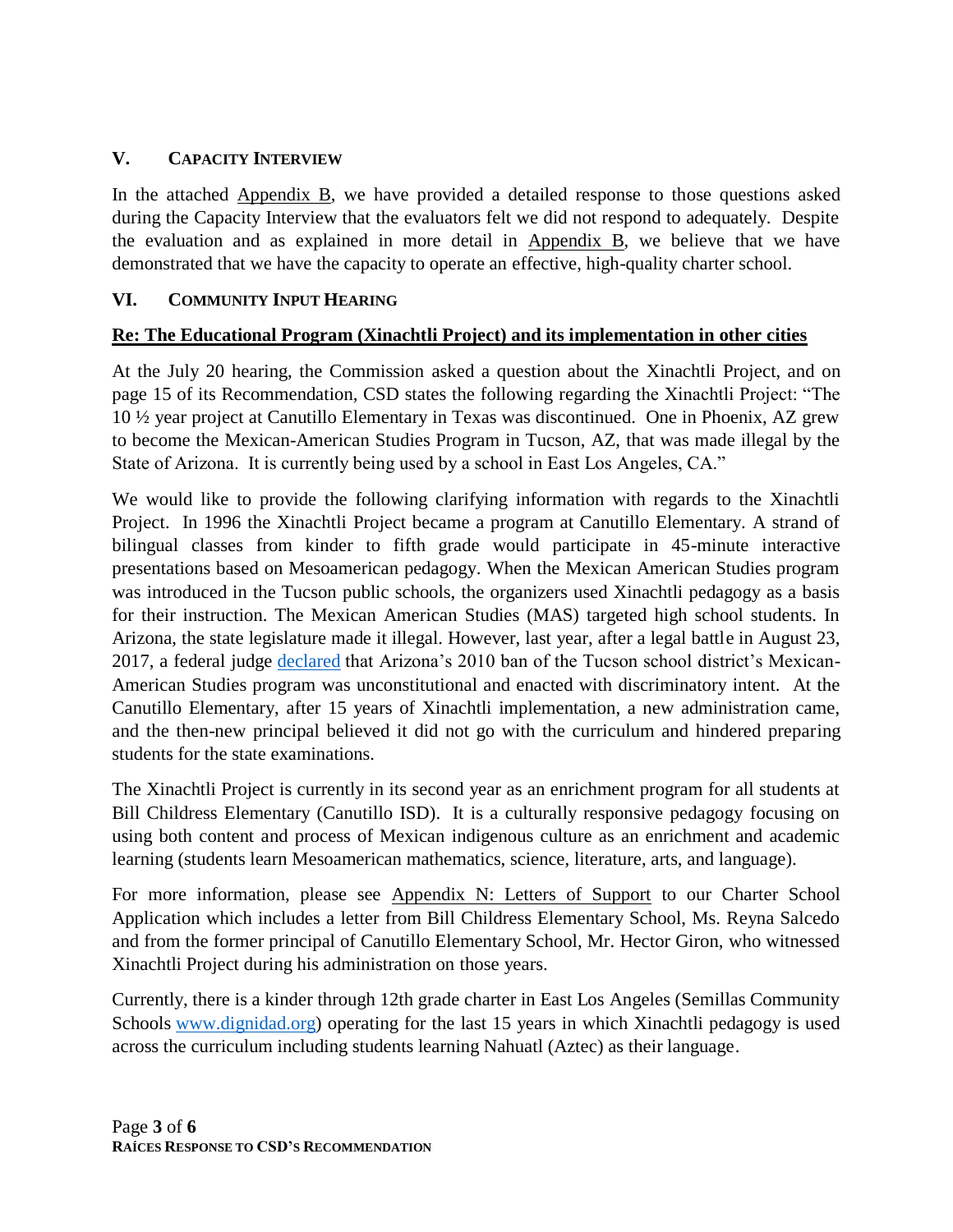## V. Capacity Interview

In the attached Appendix B, we have provided a detailed response to those questions asked during the Capacity Interview that the evaluators felt we did not respond to adequately. Despite the evaluation and as explained in more detail in Appendix B, we believe that we have demonstrated that we have the capacity to operate an effective, high-quality charter school.

## VI. Community Input Hearing

**Re: The Educational Program (Xinachtli Project) and its implementation in other cities**

At the July 20 hearing, the Commission asked a question about the Xinachtli Project, and on page 15 of its Recommendation, CSD states the following regarding the Xinachtli Project: "The 10 ½ year project at Canutillo Elementary in Texas was discontinued. One in Phoenix, AZ grew to become the Mexican-American Studies Program in Tucson, AZ, that was made illegal by the State of Arizona. It is currently being used by a school in East Los Angeles, CA."

We would like to provide the following clarifying information with regards to the Xinachtli Project. In 1996 the Xinachtli Project became a program at Canutillo Elementary. A strand of bilingual classes from kinder to fifth grade would participate in 45-minute interactive presentations based on Mesoamerican pedagogy. When the Mexican American Studies program was introduced in the Tucson public schools, the organizers used Xinachtli pedagogy as a basis for their instruction. The Mexican American Studies (MAS) targeted high school students. In Arizona, the state legislature made it illegal. However, last year, after a legal battle in August 23, 2017, a federal judge declared that Arizona's 2010 ban of the Tucson school district's Mexican-American Studies program was unconstitutional and enacted with discriminatory intent. At the Canutillo Elementary, after 15 years of Xinachtli implementation, a new administration came, and the then-new principal believed it did not go with the curriculum and hindered preparing students for the state examinations.

The Xinachtli Project is currently in its second year as an enrichment program for all students at Bill Childress Elementary (Canutillo ISD). It is a culturally responsive pedagogy focusing on using both content and process of Mexican indigenous culture as an enrichment and academic learning (students learn Mesoamerican mathematics, science, literature, arts, and language).

For more information, please see Appendix N: Letters of Support to our Charter School Application which includes a letter from Bill Childress Elementary School, Ms. Reyna Salcedo and from the former principal of Canutillo Elementary School, Mr. Hector Giron, who witnessed Xinachtli Project during his administration on those years.

Currently, there is a kinder through 12th grade charter in East Los Angeles (Semillas Community Schools www.dignidad.org) operating for the last 15 years in which Xinachtli pedagogy is used across the curriculum including students learning Nahuatl (Aztec) as their language.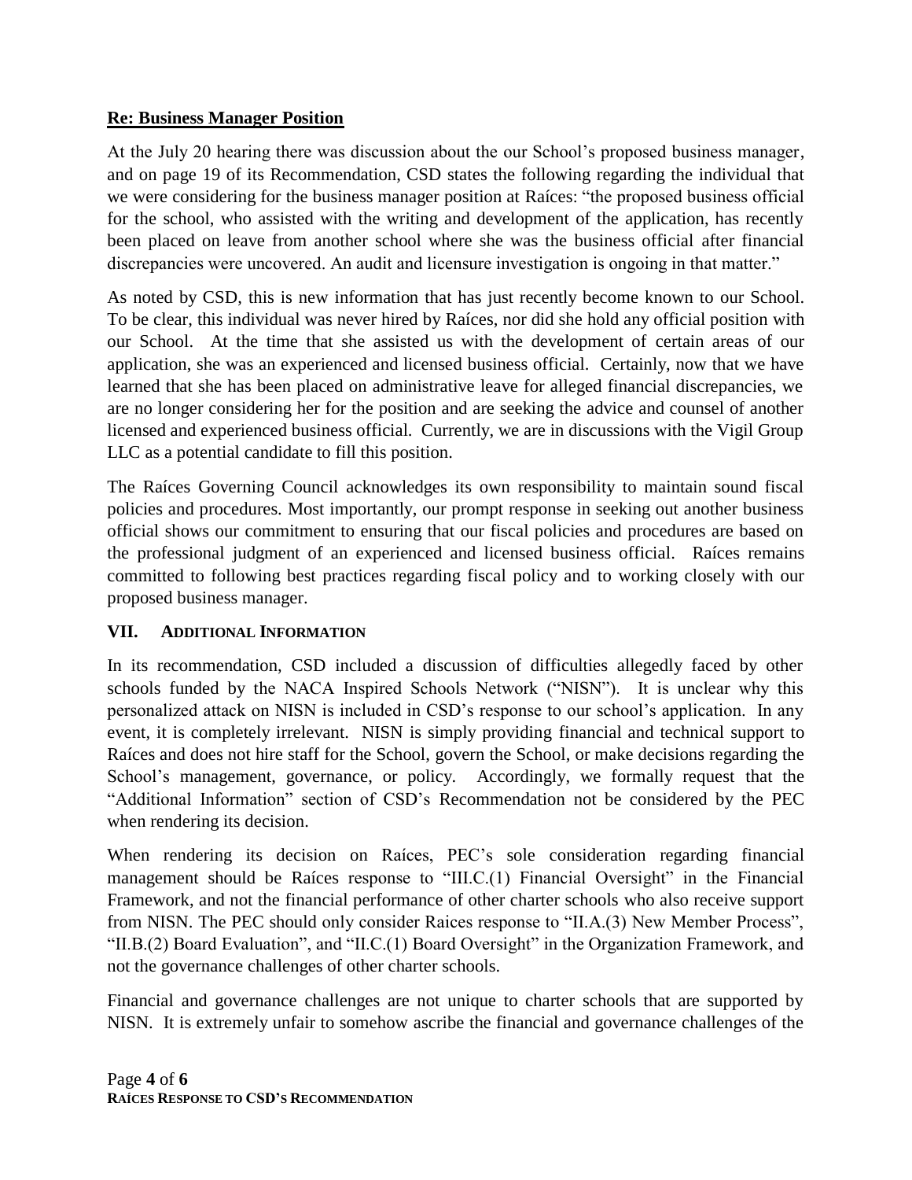**Re: Business Manager Position**

At the July 20 hearing there was discussion about the our School's proposed business manager, and on page 19 of its Recommendation, CSD states the following regarding the individual that we were considering for the business manager position at Raíces: "the proposed business official for the school, who assisted with the writing and development of the application, has recently been placed on leave from another school where she was the business official after financial discrepancies were uncovered. An audit and licensure investigation is ongoing in that matter."

As noted by CSD, this is new information that has just recently become known to our School. To be clear, this individual was never hired by Raíces, nor did she hold any official position with our School. At the time that she assisted us with the development of certain areas of our application, she was an experienced and licensed business official. Certainly, now that we have learned that she has been placed on administrative leave for alleged financial discrepancies, we are no longer considering her for the position and are seeking the advice and counsel of another licensed and experienced business official. Currently, we are in discussions with the Vigil Group LLC as a potential candidate to fill this position.

The Raíces Governing Council acknowledges its own responsibility to maintain sound fiscal policies and procedures. Most importantly, our prompt response in seeking out another business official shows our commitment to ensuring that our fiscal policies and procedures are based on the professional judgment of an experienced and licensed business official. Raíces remains committed to following best practices regarding fiscal policy and to working closely with our proposed business manager.

## VII. Additional Information

In its recommendation, CSD included a discussion of difficulties allegedly faced by other schools funded by the NACA Inspired Schools Network ("NISN"). It is unclear why this personalized attack on NISN is included in CSD's response to our school's application. In any event, it is completely irrelevant. NISN is simply providing financial and technical support to Raíces and does not hire staff for the School, govern the School, or make decisions regarding the School's management, governance, or policy. Accordingly, we formally request that the "Additional Information" section of CSD's Recommendation not be considered by the PEC when rendering its decision.

When rendering its decision on Raíces, PEC's sole consideration regarding financial management should be Raíces response to "III.C.(1) Financial Oversight" in the Financial Framework, and not the financial performance of other charter schools who also receive support from NISN. The PEC should only consider Raices response to "II.A.(3) New Member Process", "II.B.(2) Board Evaluation", and "II.C.(1) Board Oversight" in the Organization Framework, and not the governance challenges of other charter schools.

Financial and governance challenges are not unique to charter schools that are supported by NISN. It is extremely unfair to somehow ascribe the financial and governance challenges of the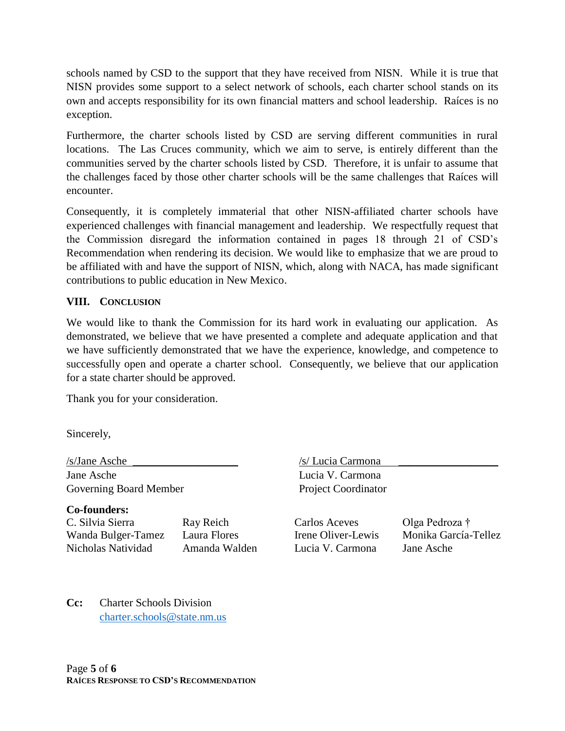schools named by CSD to the support that they have received from NISN. While it is true that NISN provides some support to a select network of schools, each charter school stands on its own and accepts responsibility for its own financial matters and school leadership. Raíces is no exception.

Furthermore, the charter schools listed by CSD are serving different communities in rural locations. The Las Cruces community, which we aim to serve, is entirely different than the communities served by the charter schools listed by CSD. Therefore, it is unfair to assume that the challenges faced by those other charter schools will be the same challenges that Raíces will encounter.

Consequently, it is completely immaterial that other NISN-affiliated charter schools have experienced challenges with financial management and leadership. We respectfully request that the Commission disregard the information contained in pages 18 through 21 of CSD's Recommendation when rendering its decision. We would like to emphasize that we are proud to be affiliated with and have the support of NISN, which, along with NACA, has made significant contributions to public education in New Mexico.

## VIII. Conclusion

We would like to thank the Commission for its hard work in evaluating our application. As demonstrated, we believe that we have presented a complete and adequate application and that we have sufficiently demonstrated that we have the experience, knowledge, and competence to successfully open and operate a charter school. Consequently, we believe that our application for a state charter should be approved.

Thank you for your consideration.

Sincerely,

/s/Jane Asche
Jane Asche
Governing Board Member

/s/ Lucia Carmona
Lucia V. Carmona
Project Coordinator

**Co-founders:**

| | | | |
|---|---|---|---|
| C. Silvia Sierra | Ray Reich | Carlos Aceves | Olga Pedroza † |
| Wanda Bulger-Tamez | Laura Flores | Irene Oliver-Lewis | Monika García-Tellez |
| Nicholas Natividad | Amanda Walden | Lucia V. Carmona | Jane Asche |

**Cc:** Charter Schools Division
charter.schools@state.nm.us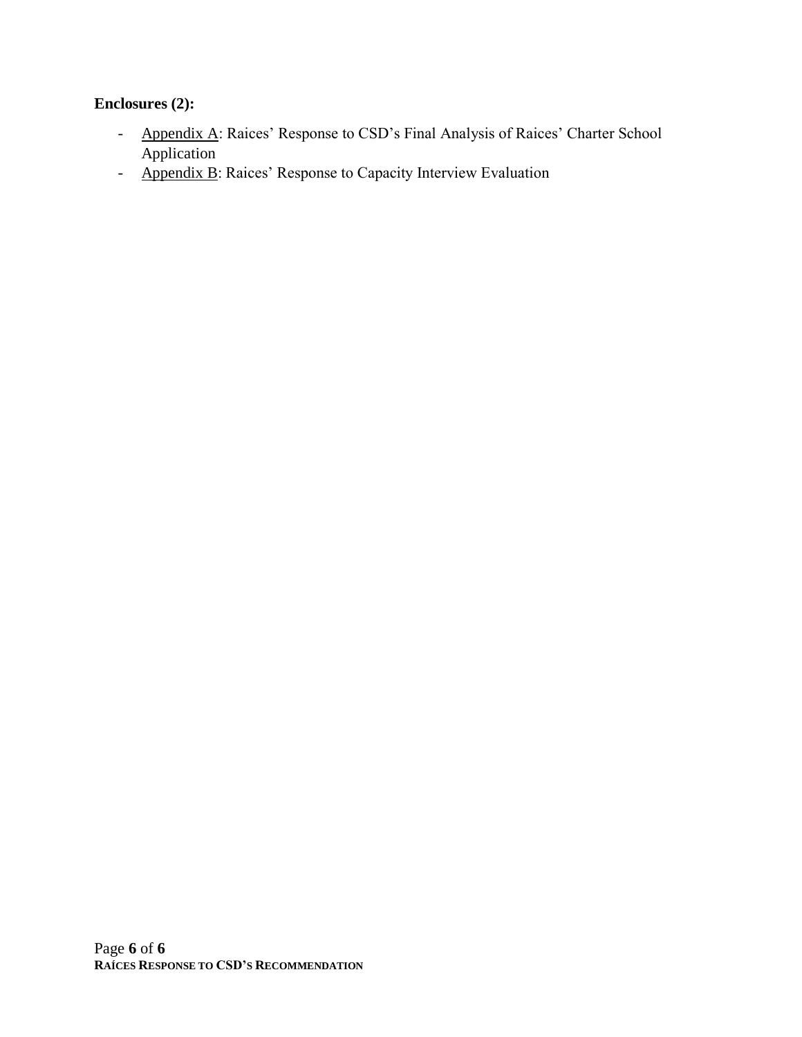**Enclosures (2):**

- Appendix A: Raices' Response to CSD's Final Analysis of Raices' Charter School Application
- Appendix B: Raices' Response to Capacity Interview Evaluation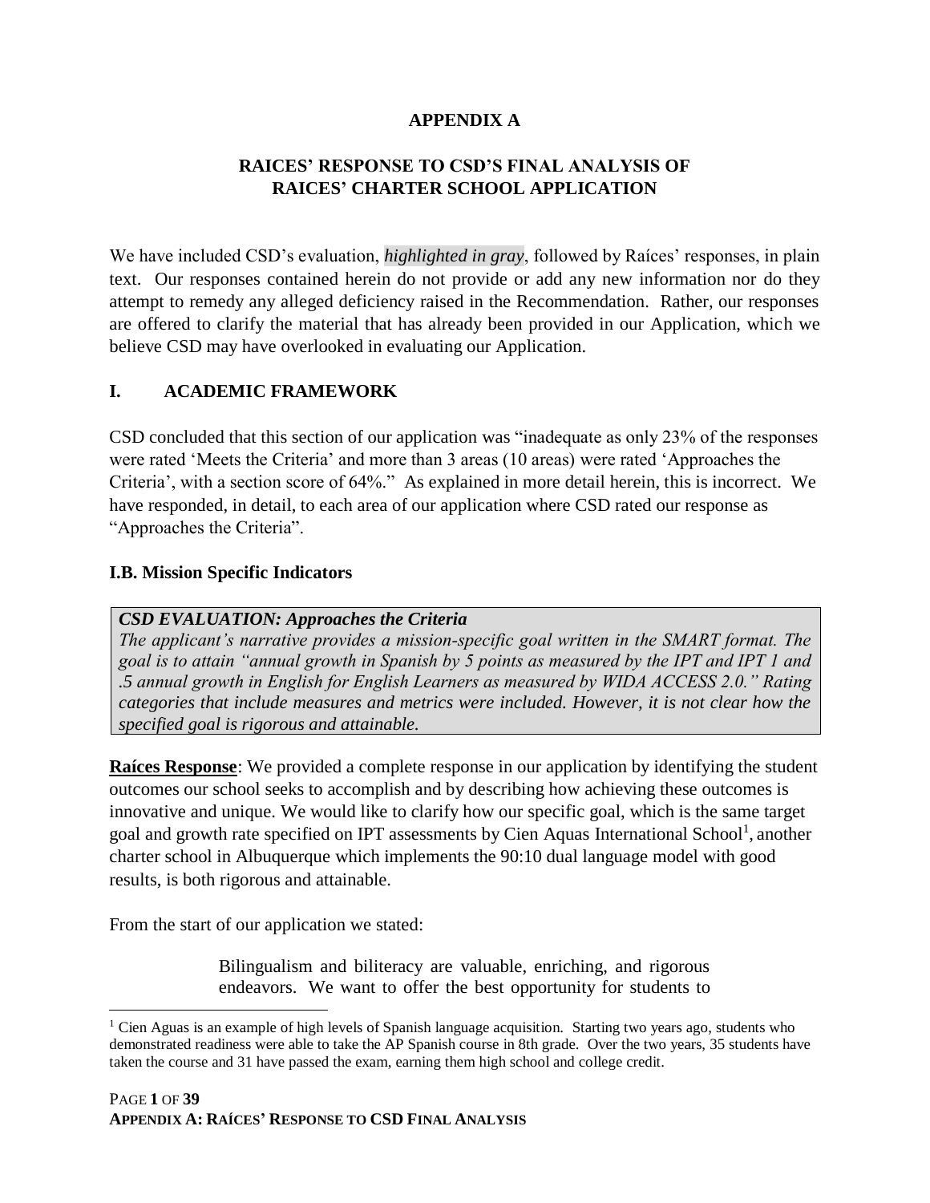**APPENDIX A**

**RAICES' RESPONSE TO CSD'S FINAL ANALYSIS OF RAICES' CHARTER SCHOOL APPLICATION**

We have included CSD's evaluation, *highlighted in gray*, followed by Raíces' responses, in plain text. Our responses contained herein do not provide or add any new information nor do they attempt to remedy any alleged deficiency raised in the Recommendation. Rather, our responses are offered to clarify the material that has already been provided in our Application, which we believe CSD may have overlooked in evaluating our Application.

## I. ACADEMIC FRAMEWORK

CSD concluded that this section of our application was "inadequate as only 23% of the responses were rated 'Meets the Criteria' and more than 3 areas (10 areas) were rated 'Approaches the Criteria', with a section score of 64%." As explained in more detail herein, this is incorrect. We have responded, in detail, to each area of our application where CSD rated our response as "Approaches the Criteria".

### I.B. Mission Specific Indicators

> ***CSD EVALUATION: Approaches the Criteria***
> *The applicant's narrative provides a mission-specific goal written in the SMART format. The goal is to attain "annual growth in Spanish by 5 points as measured by the IPT and IPT 1 and .5 annual growth in English for English Learners as measured by WIDA ACCESS 2.0." Rating categories that include measures and metrics were included. However, it is not clear how the specified goal is rigorous and attainable.*

**Raíces Response**: We provided a complete response in our application by identifying the student outcomes our school seeks to accomplish and by describing how achieving these outcomes is innovative and unique. We would like to clarify how our specific goal, which is the same target goal and growth rate specified on IPT assessments by Cien Aquas International School[1], another charter school in Albuquerque which implements the 90:10 dual language model with good results, is both rigorous and attainable.

From the start of our application we stated:

> Bilingualism and biliteracy are valuable, enriching, and rigorous endeavors. We want to offer the best opportunity for students to

[1] Cien Aguas is an example of high levels of Spanish language acquisition. Starting two years ago, students who demonstrated readiness were able to take the AP Spanish course in 8th grade. Over the two years, 35 students have taken the course and 31 have passed the exam, earning them high school and college credit.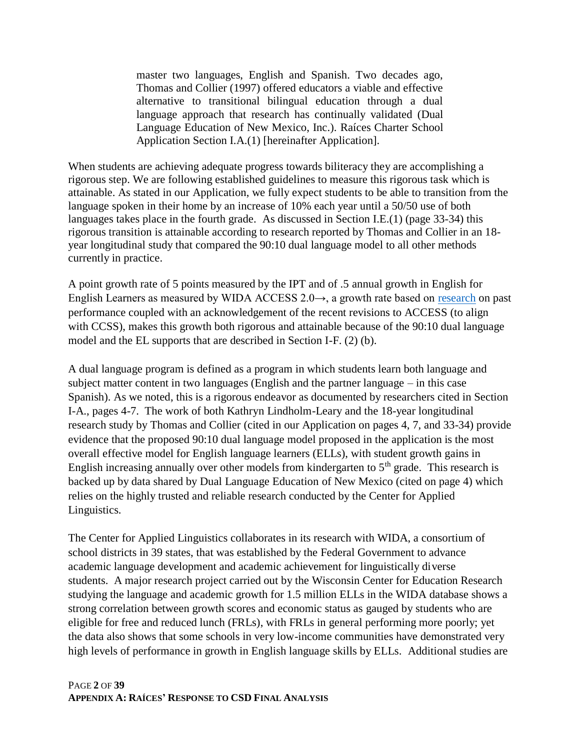> master two languages, English and Spanish. Two decades ago, Thomas and Collier (1997) offered educators a viable and effective alternative to transitional bilingual education through a dual language approach that research has continually validated (Dual Language Education of New Mexico, Inc.). Raíces Charter School Application Section I.A.(1) [hereinafter Application].

When students are achieving adequate progress towards biliteracy they are accomplishing a rigorous step. We are following established guidelines to measure this rigorous task which is attainable. As stated in our Application, we fully expect students to be able to transition from the language spoken in their home by an increase of 10% each year until a 50/50 use of both languages takes place in the fourth grade. As discussed in Section I.E.(1) (page 33-34) this rigorous transition is attainable according to research reported by Thomas and Collier in an 18-year longitudinal study that compared the 90:10 dual language model to all other methods currently in practice.

A point growth rate of 5 points measured by the IPT and of .5 annual growth in English for English Learners as measured by WIDA ACCESS 2.0→, a growth rate based on research on past performance coupled with an acknowledgement of the recent revisions to ACCESS (to align with CCSS), makes this growth both rigorous and attainable because of the 90:10 dual language model and the EL supports that are described in Section I-F. (2) (b).

A dual language program is defined as a program in which students learn both language and subject matter content in two languages (English and the partner language – in this case Spanish). As we noted, this is a rigorous endeavor as documented by researchers cited in Section I-A., pages 4-7. The work of both Kathryn Lindholm-Leary and the 18-year longitudinal research study by Thomas and Collier (cited in our Application on pages 4, 7, and 33-34) provide evidence that the proposed 90:10 dual language model proposed in the application is the most overall effective model for English language learners (ELLs), with student growth gains in English increasing annually over other models from kindergarten to 5th grade. This research is backed up by data shared by Dual Language Education of New Mexico (cited on page 4) which relies on the highly trusted and reliable research conducted by the Center for Applied Linguistics.

The Center for Applied Linguistics collaborates in its research with WIDA, a consortium of school districts in 39 states, that was established by the Federal Government to advance academic language development and academic achievement for linguistically diverse students. A major research project carried out by the Wisconsin Center for Education Research studying the language and academic growth for 1.5 million ELLs in the WIDA database shows a strong correlation between growth scores and economic status as gauged by students who are eligible for free and reduced lunch (FRLs), with FRLs in general performing more poorly; yet the data also shows that some schools in very low-income communities have demonstrated very high levels of performance in growth in English language skills by ELLs. Additional studies are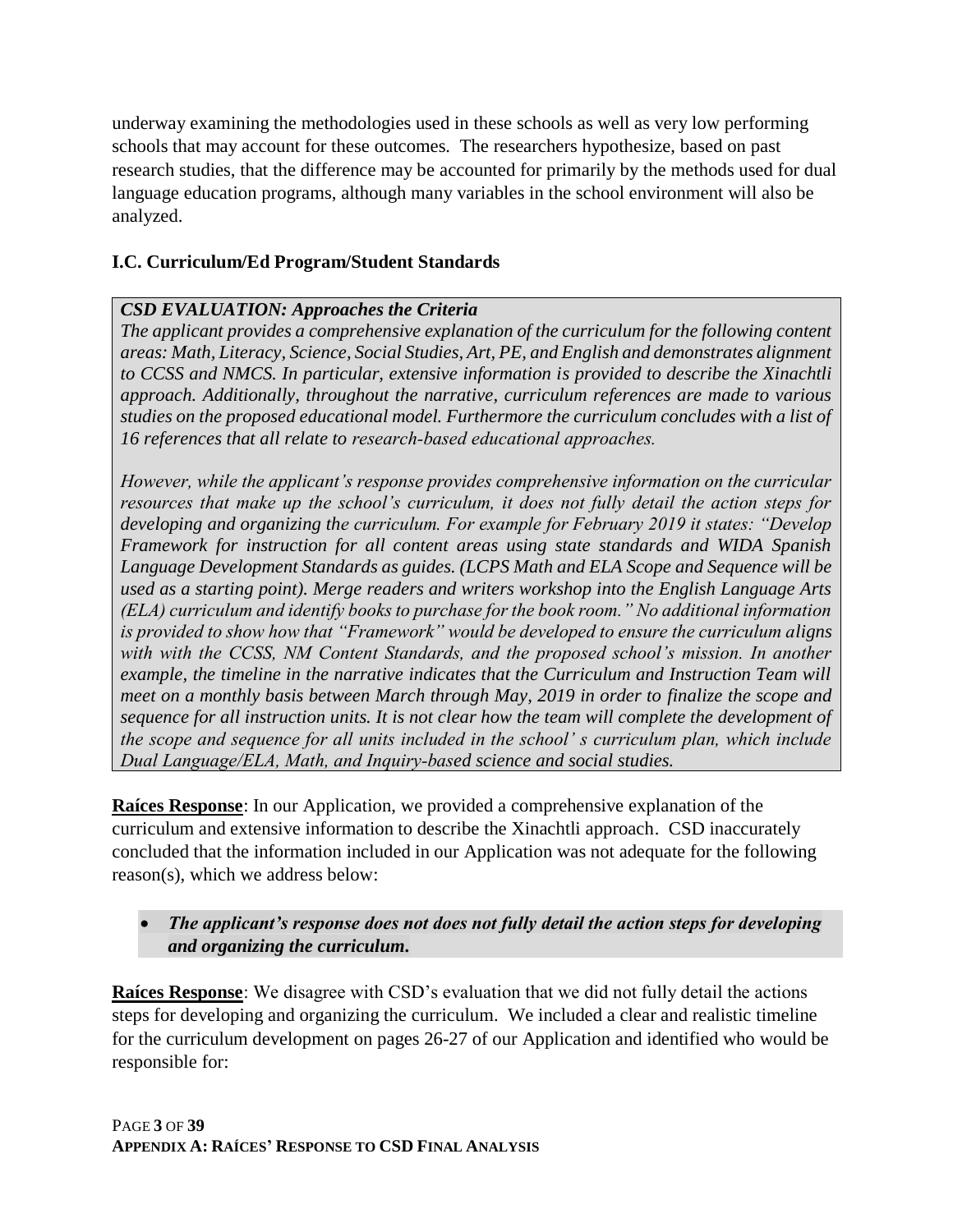underway examining the methodologies used in these schools as well as very low performing schools that may account for these outcomes. The researchers hypothesize, based on past research studies, that the difference may be accounted for primarily by the methods used for dual language education programs, although many variables in the school environment will also be analyzed.

### I.C. Curriculum/Ed Program/Student Standards

> ***CSD EVALUATION: Approaches the Criteria***
>
> *The applicant provides a comprehensive explanation of the curriculum for the following content areas: Math, Literacy, Science, Social Studies, Art, PE, and English and demonstrates alignment to CCSS and NMCS. In particular, extensive information is provided to describe the Xinachtli approach. Additionally, throughout the narrative, curriculum references are made to various studies on the proposed educational model. Furthermore the curriculum concludes with a list of 16 references that all relate to research-based educational approaches.*
>
> *However, while the applicant's response provides comprehensive information on the curricular resources that make up the school's curriculum, it does not fully detail the action steps for developing and organizing the curriculum. For example for February 2019 it states: "Develop Framework for instruction for all content areas using state standards and WIDA Spanish Language Development Standards as guides. (LCPS Math and ELA Scope and Sequence will be used as a starting point). Merge readers and writers workshop into the English Language Arts (ELA) curriculum and identify books to purchase for the book room." No additional information is provided to show how that "Framework" would be developed to ensure the curriculum aligns with with the CCSS, NM Content Standards, and the proposed school's mission. In another example, the timeline in the narrative indicates that the Curriculum and Instruction Team will meet on a monthly basis between March through May, 2019 in order to finalize the scope and sequence for all instruction units. It is not clear how the team will complete the development of the scope and sequence for all units included in the school' s curriculum plan, which include Dual Language/ELA, Math, and Inquiry-based science and social studies.*

**Raíces Response**: In our Application, we provided a comprehensive explanation of the curriculum and extensive information to describe the Xinachtli approach. CSD inaccurately concluded that the information included in our Application was not adequate for the following reason(s), which we address below:

- ***The applicant's response does not does not fully detail the action steps for developing and organizing the curriculum.***

**Raíces Response**: We disagree with CSD's evaluation that we did not fully detail the actions steps for developing and organizing the curriculum. We included a clear and realistic timeline for the curriculum development on pages 26-27 of our Application and identified who would be responsible for: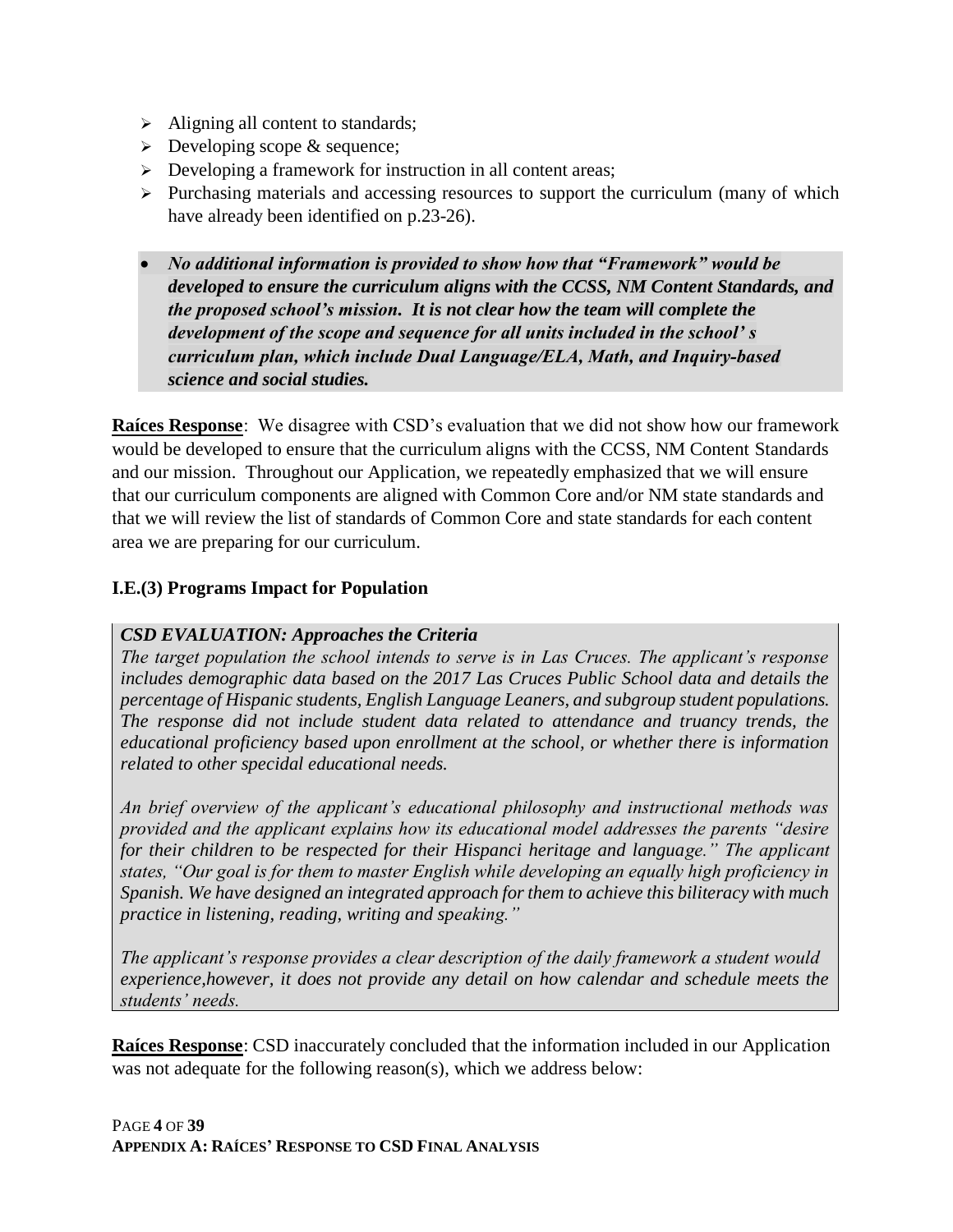- Aligning all content to standards;
- Developing scope & sequence;
- Developing a framework for instruction in all content areas;
- Purchasing materials and accessing resources to support the curriculum (many of which have already been identified on p.23-26).

- ***No additional information is provided to show how that "Framework" would be developed to ensure the curriculum aligns with the CCSS, NM Content Standards, and the proposed school's mission. It is not clear how the team will complete the development of the scope and sequence for all units included in the school' s curriculum plan, which include Dual Language/ELA, Math, and Inquiry-based science and social studies.***

**Raíces Response**: We disagree with CSD's evaluation that we did not show how our framework would be developed to ensure that the curriculum aligns with the CCSS, NM Content Standards and our mission. Throughout our Application, we repeatedly emphasized that we will ensure that our curriculum components are aligned with Common Core and/or NM state standards and that we will review the list of standards of Common Core and state standards for each content area we are preparing for our curriculum.

### I.E.(3) Programs Impact for Population

***CSD EVALUATION: Approaches the Criteria***

*The target population the school intends to serve is in Las Cruces. The applicant's response includes demographic data based on the 2017 Las Cruces Public School data and details the percentage of Hispanic students, English Language Leaners, and subgroup student populations. The response did not include student data related to attendance and truancy trends, the educational proficiency based upon enrollment at the school, or whether there is information related to other specidal educational needs.*

*An brief overview of the applicant's educational philosophy and instructional methods was provided and the applicant explains how its educational model addresses the parents "desire for their children to be respected for their Hispanci heritage and language." The applicant states, "Our goal is for them to master English while developing an equally high proficiency in Spanish. We have designed an integrated approach for them to achieve this biliteracy with much practice in listening, reading, writing and speaking."*

*The applicant's response provides a clear description of the daily framework a student would experience,however, it does not provide any detail on how calendar and schedule meets the students' needs.*

**Raíces Response**: CSD inaccurately concluded that the information included in our Application was not adequate for the following reason(s), which we address below: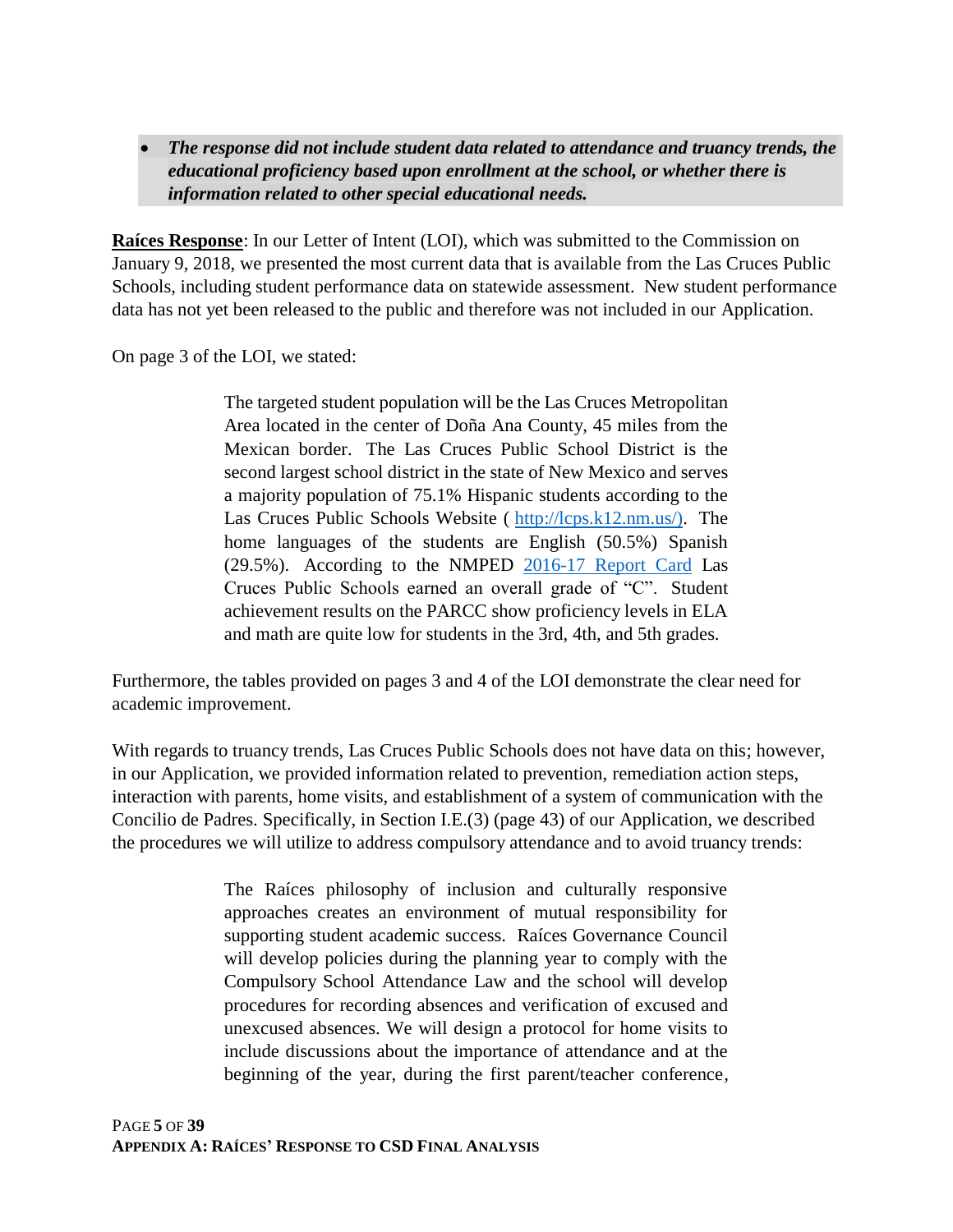- ***The response did not include student data related to attendance and truancy trends, the educational proficiency based upon enrollment at the school, or whether there is information related to other special educational needs.***

**<u>Raíces Response</u>**: In our Letter of Intent (LOI), which was submitted to the Commission on January 9, 2018, we presented the most current data that is available from the Las Cruces Public Schools, including student performance data on statewide assessment. New student performance data has not yet been released to the public and therefore was not included in our Application.

On page 3 of the LOI, we stated:

> The targeted student population will be the Las Cruces Metropolitan Area located in the center of Doña Ana County, 45 miles from the Mexican border. The Las Cruces Public School District is the second largest school district in the state of New Mexico and serves a majority population of 75.1% Hispanic students according to the Las Cruces Public Schools Website ( [http://lcps.k12.nm.us/)](http://lcps.k12.nm.us/). The home languages of the students are English (50.5%) Spanish (29.5%). According to the NMPED [2016-17 Report Card](#) Las Cruces Public Schools earned an overall grade of "C". Student achievement results on the PARCC show proficiency levels in ELA and math are quite low for students in the 3rd, 4th, and 5th grades.

Furthermore, the tables provided on pages 3 and 4 of the LOI demonstrate the clear need for academic improvement.

With regards to truancy trends, Las Cruces Public Schools does not have data on this; however, in our Application, we provided information related to prevention, remediation action steps, interaction with parents, home visits, and establishment of a system of communication with the Concilio de Padres. Specifically, in Section I.E.(3) (page 43) of our Application, we described the procedures we will utilize to address compulsory attendance and to avoid truancy trends:

> The Raíces philosophy of inclusion and culturally responsive approaches creates an environment of mutual responsibility for supporting student academic success. Raíces Governance Council will develop policies during the planning year to comply with the Compulsory School Attendance Law and the school will develop procedures for recording absences and verification of excused and unexcused absences. We will design a protocol for home visits to include discussions about the importance of attendance and at the beginning of the year, during the first parent/teacher conference,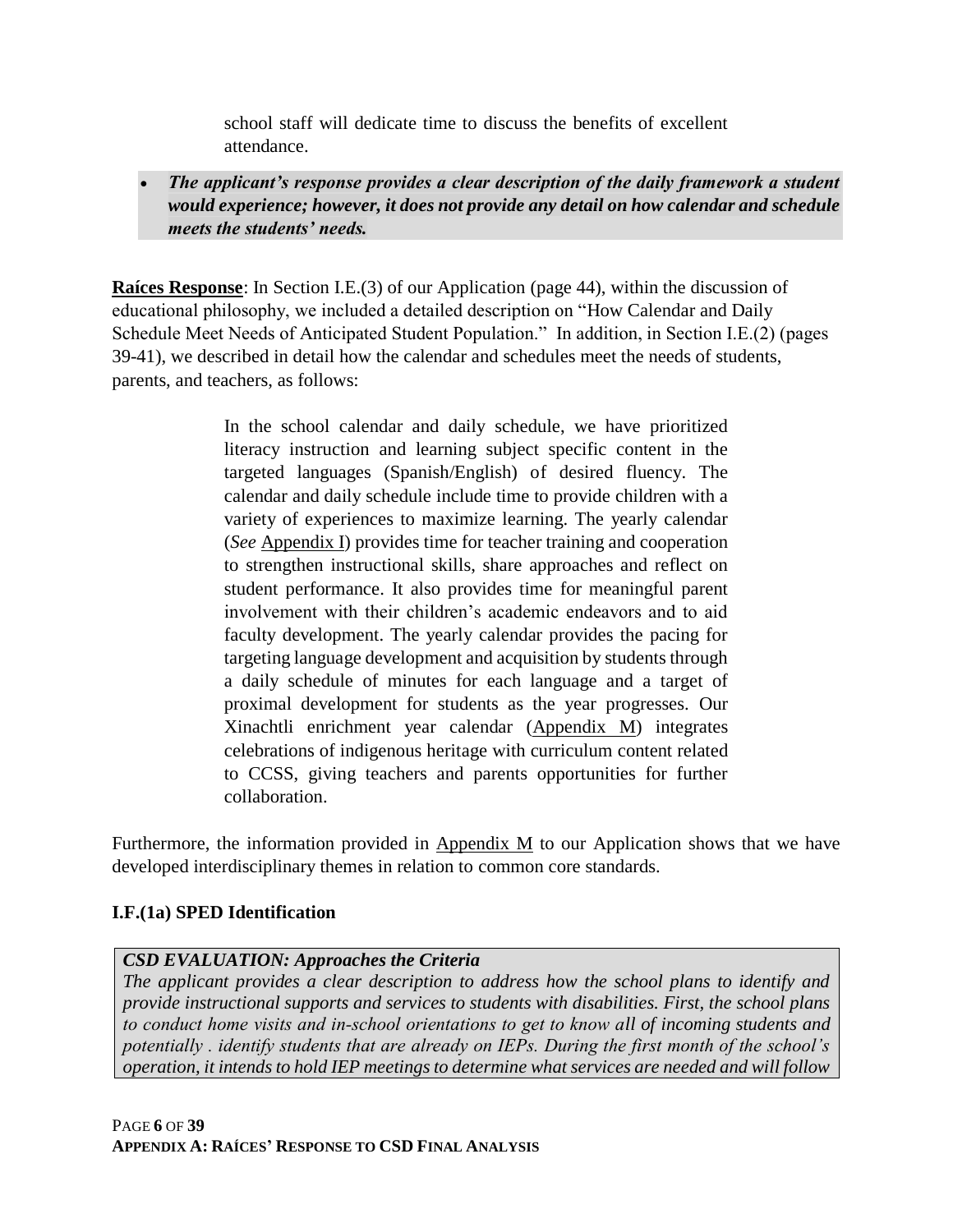school staff will dedicate time to discuss the benefits of excellent attendance.

- ***The applicant's response provides a clear description of the daily framework a student would experience; however, it does not provide any detail on how calendar and schedule meets the students' needs.***

**Raíces Response**: In Section I.E.(3) of our Application (page 44), within the discussion of educational philosophy, we included a detailed description on "How Calendar and Daily Schedule Meet Needs of Anticipated Student Population." In addition, in Section I.E.(2) (pages 39-41), we described in detail how the calendar and schedules meet the needs of students, parents, and teachers, as follows:

> In the school calendar and daily schedule, we have prioritized literacy instruction and learning subject specific content in the targeted languages (Spanish/English) of desired fluency. The calendar and daily schedule include time to provide children with a variety of experiences to maximize learning. The yearly calendar (*See* Appendix I) provides time for teacher training and cooperation to strengthen instructional skills, share approaches and reflect on student performance. It also provides time for meaningful parent involvement with their children's academic endeavors and to aid faculty development. The yearly calendar provides the pacing for targeting language development and acquisition by students through a daily schedule of minutes for each language and a target of proximal development for students as the year progresses. Our Xinachtli enrichment year calendar (Appendix M) integrates celebrations of indigenous heritage with curriculum content related to CCSS, giving teachers and parents opportunities for further collaboration.

Furthermore, the information provided in Appendix M to our Application shows that we have developed interdisciplinary themes in relation to common core standards.

### I.F.(1a) SPED Identification

***CSD EVALUATION: Approaches the Criteria***
*The applicant provides a clear description to address how the school plans to identify and provide instructional supports and services to students with disabilities. First, the school plans to conduct home visits and in-school orientations to get to know all of incoming students and potentially . identify students that are already on IEPs. During the first month of the school's operation, it intends to hold IEP meetings to determine what services are needed and will follow*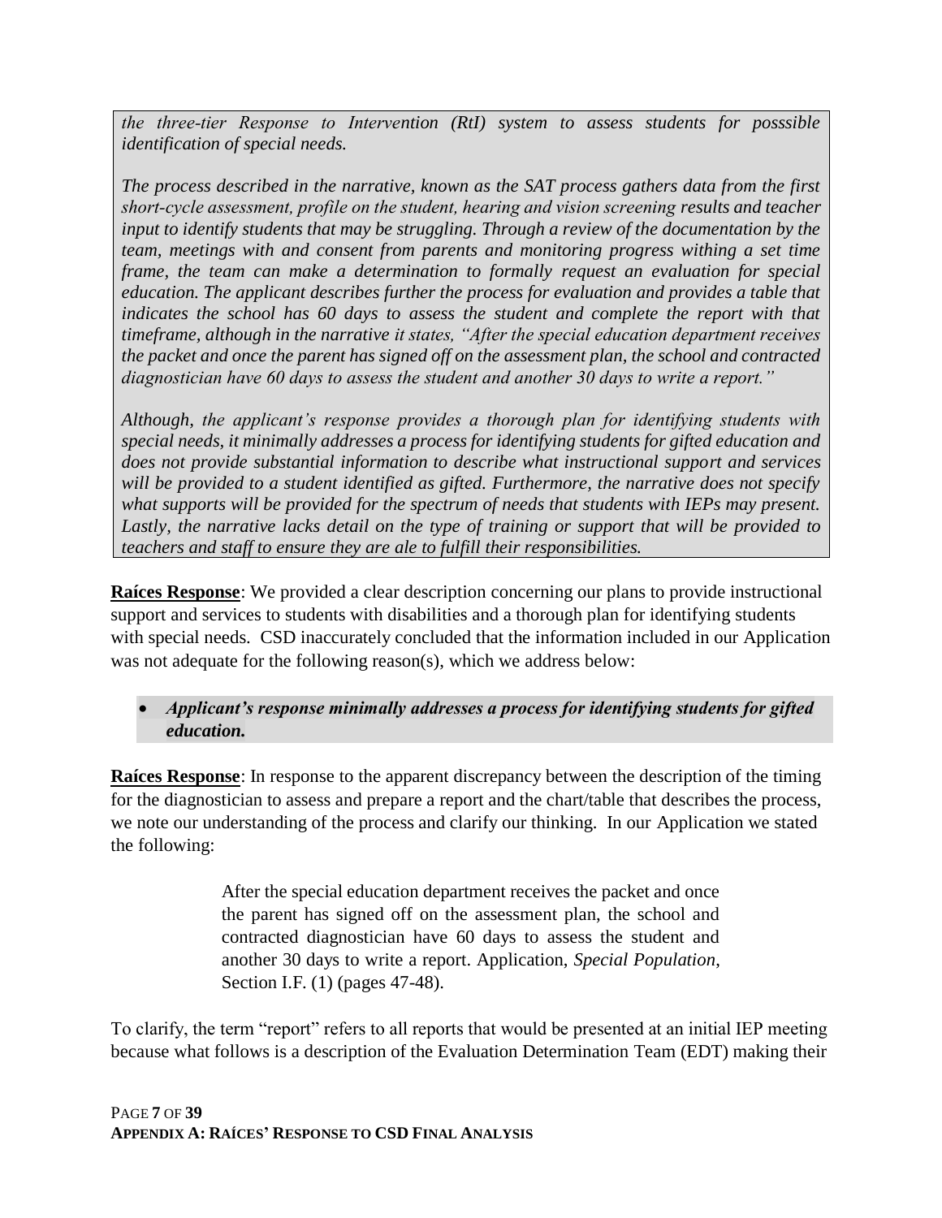*the three-tier Response to Intervention (RtI) system to assess students for posssible identification of special needs.*

*The process described in the narrative, known as the SAT process gathers data from the first short-cycle assessment, profile on the student, hearing and vision screening results and teacher input to identify students that may be struggling. Through a review of the documentation by the team, meetings with and consent from parents and monitoring progress withing a set time frame, the team can make a determination to formally request an evaluation for special education. The applicant describes further the process for evaluation and provides a table that indicates the school has 60 days to assess the student and complete the report with that timeframe, although in the narrative it states, "After the special education department receives the packet and once the parent has signed off on the assessment plan, the school and contracted diagnostician have 60 days to assess the student and another 30 days to write a report."*

*Although, the applicant's response provides a thorough plan for identifying students with special needs, it minimally addresses a process for identifying students for gifted education and does not provide substantial information to describe what instructional support and services will be provided to a student identified as gifted. Furthermore, the narrative does not specify what supports will be provided for the spectrum of needs that students with IEPs may present. Lastly, the narrative lacks detail on the type of training or support that will be provided to teachers and staff to ensure they are ale to fulfill their responsibilities.*

**Raíces Response**: We provided a clear description concerning our plans to provide instructional support and services to students with disabilities and a thorough plan for identifying students with special needs. CSD inaccurately concluded that the information included in our Application was not adequate for the following reason(s), which we address below:

- ***Applicant's response minimally addresses a process for identifying students for gifted education.***

**Raíces Response**: In response to the apparent discrepancy between the description of the timing for the diagnostician to assess and prepare a report and the chart/table that describes the process, we note our understanding of the process and clarify our thinking. In our Application we stated the following:

> After the special education department receives the packet and once the parent has signed off on the assessment plan, the school and contracted diagnostician have 60 days to assess the student and another 30 days to write a report. Application, *Special Population*, Section I.F. (1) (pages 47-48).

To clarify, the term "report" refers to all reports that would be presented at an initial IEP meeting because what follows is a description of the Evaluation Determination Team (EDT) making their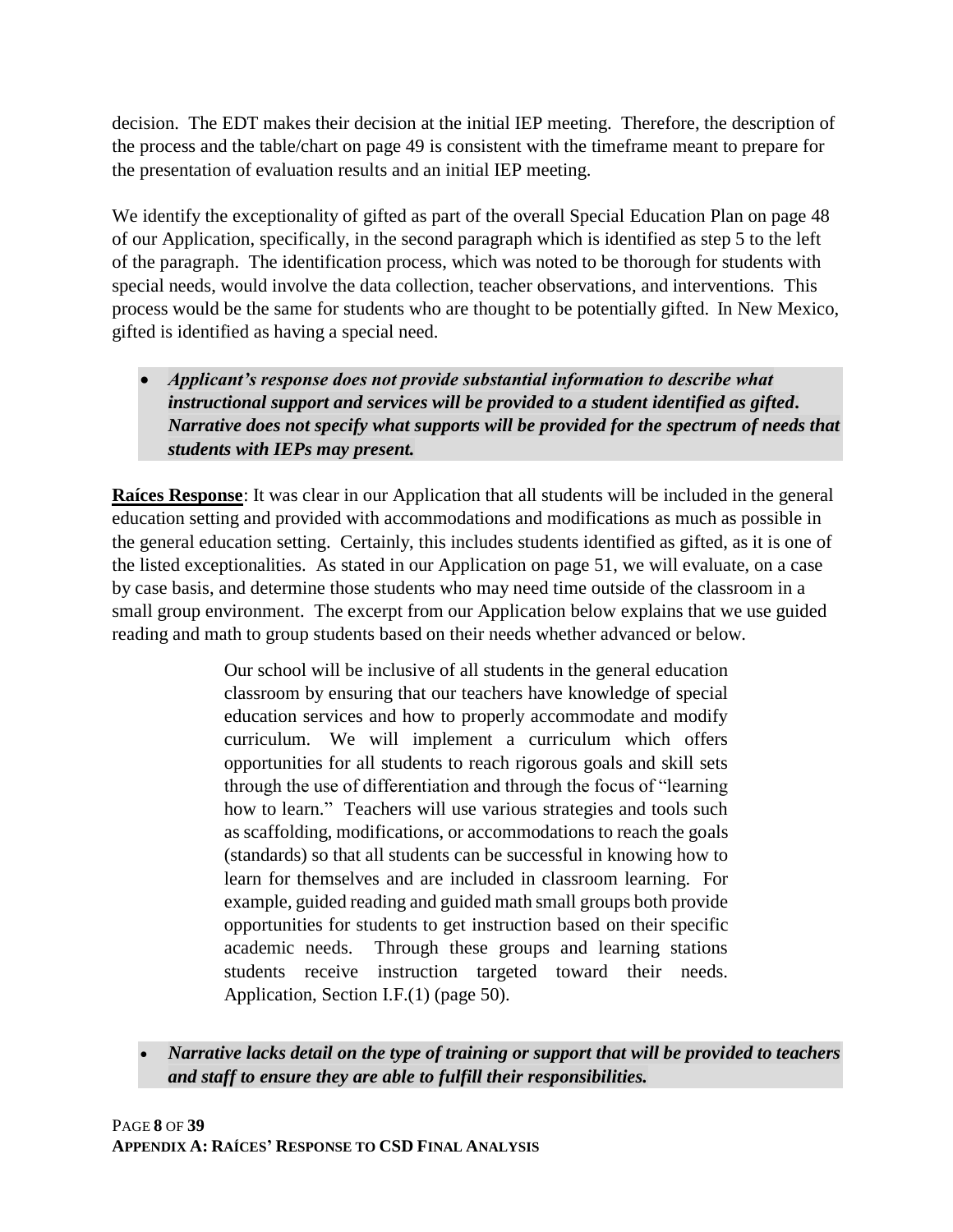decision. The EDT makes their decision at the initial IEP meeting. Therefore, the description of the process and the table/chart on page 49 is consistent with the timeframe meant to prepare for the presentation of evaluation results and an initial IEP meeting.

We identify the exceptionality of gifted as part of the overall Special Education Plan on page 48 of our Application, specifically, in the second paragraph which is identified as step 5 to the left of the paragraph. The identification process, which was noted to be thorough for students with special needs, would involve the data collection, teacher observations, and interventions. This process would be the same for students who are thought to be potentially gifted. In New Mexico, gifted is identified as having a special need.

- ***Applicant's response does not provide substantial information to describe what instructional support and services will be provided to a student identified as gifted. Narrative does not specify what supports will be provided for the spectrum of needs that students with IEPs may present.***

**Raíces Response**: It was clear in our Application that all students will be included in the general education setting and provided with accommodations and modifications as much as possible in the general education setting. Certainly, this includes students identified as gifted, as it is one of the listed exceptionalities. As stated in our Application on page 51, we will evaluate, on a case by case basis, and determine those students who may need time outside of the classroom in a small group environment. The excerpt from our Application below explains that we use guided reading and math to group students based on their needs whether advanced or below.

> Our school will be inclusive of all students in the general education classroom by ensuring that our teachers have knowledge of special education services and how to properly accommodate and modify curriculum. We will implement a curriculum which offers opportunities for all students to reach rigorous goals and skill sets through the use of differentiation and through the focus of "learning how to learn." Teachers will use various strategies and tools such as scaffolding, modifications, or accommodations to reach the goals (standards) so that all students can be successful in knowing how to learn for themselves and are included in classroom learning. For example, guided reading and guided math small groups both provide opportunities for students to get instruction based on their specific academic needs. Through these groups and learning stations students receive instruction targeted toward their needs. Application, Section I.F.(1) (page 50).

- ***Narrative lacks detail on the type of training or support that will be provided to teachers and staff to ensure they are able to fulfill their responsibilities.***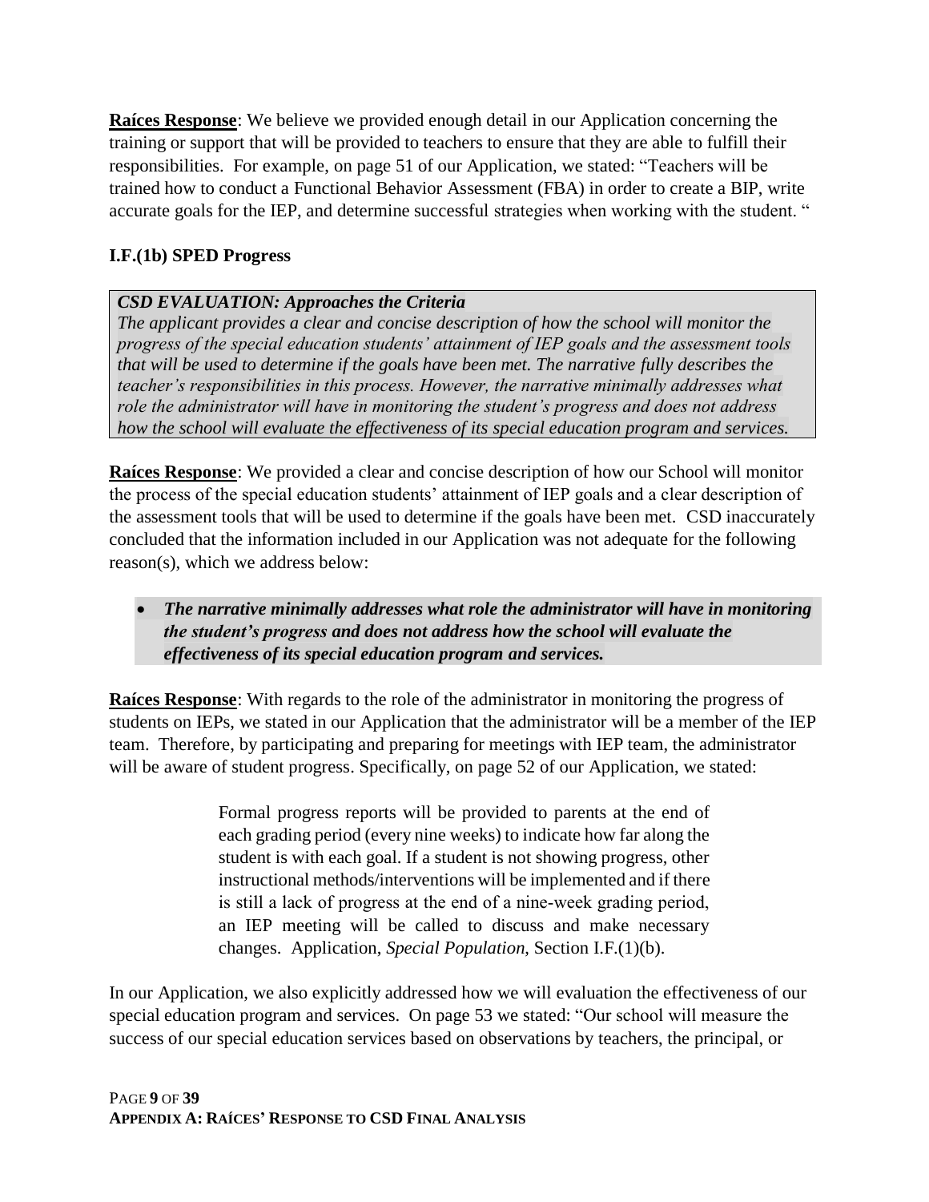**Raíces Response**: We believe we provided enough detail in our Application concerning the training or support that will be provided to teachers to ensure that they are able to fulfill their responsibilities. For example, on page 51 of our Application, we stated: "Teachers will be trained how to conduct a Functional Behavior Assessment (FBA) in order to create a BIP, write accurate goals for the IEP, and determine successful strategies when working with the student. "

### I.F.(1b) SPED Progress

> ***CSD EVALUATION: Approaches the Criteria***
> *The applicant provides a clear and concise description of how the school will monitor the progress of the special education students' attainment of IEP goals and the assessment tools that will be used to determine if the goals have been met. The narrative fully describes the teacher's responsibilities in this process. However, the narrative minimally addresses what role the administrator will have in monitoring the student's progress and does not address how the school will evaluate the effectiveness of its special education program and services.*

**Raíces Response**: We provided a clear and concise description of how our School will monitor the process of the special education students' attainment of IEP goals and a clear description of the assessment tools that will be used to determine if the goals have been met. CSD inaccurately concluded that the information included in our Application was not adequate for the following reason(s), which we address below:

- ***The narrative minimally addresses what role the administrator will have in monitoring the student's progress and does not address how the school will evaluate the effectiveness of its special education program and services.***

**Raíces Response**: With regards to the role of the administrator in monitoring the progress of students on IEPs, we stated in our Application that the administrator will be a member of the IEP team. Therefore, by participating and preparing for meetings with IEP team, the administrator will be aware of student progress. Specifically, on page 52 of our Application, we stated:

> Formal progress reports will be provided to parents at the end of each grading period (every nine weeks) to indicate how far along the student is with each goal. If a student is not showing progress, other instructional methods/interventions will be implemented and if there is still a lack of progress at the end of a nine-week grading period, an IEP meeting will be called to discuss and make necessary changes. Application, *Special Population*, Section I.F.(1)(b).

In our Application, we also explicitly addressed how we will evaluation the effectiveness of our special education program and services. On page 53 we stated: "Our school will measure the success of our special education services based on observations by teachers, the principal, or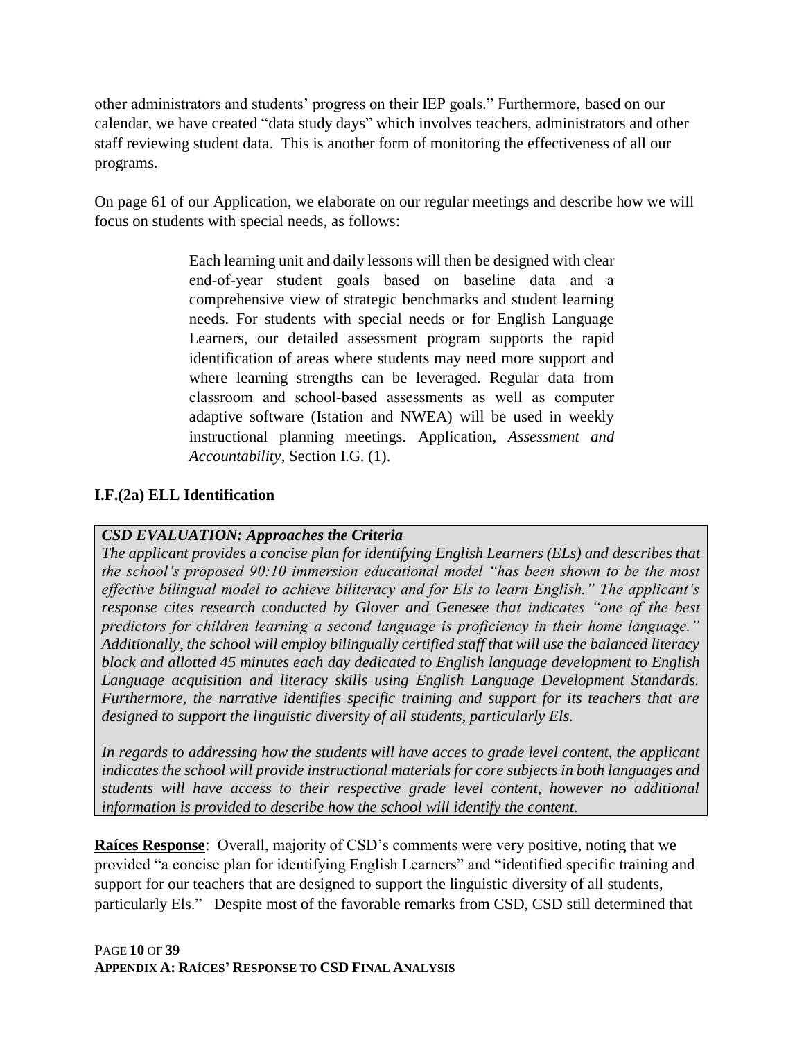other administrators and students' progress on their IEP goals." Furthermore, based on our calendar, we have created "data study days" which involves teachers, administrators and other staff reviewing student data. This is another form of monitoring the effectiveness of all our programs.

On page 61 of our Application, we elaborate on our regular meetings and describe how we will focus on students with special needs, as follows:

> Each learning unit and daily lessons will then be designed with clear end-of-year student goals based on baseline data and a comprehensive view of strategic benchmarks and student learning needs. For students with special needs or for English Language Learners, our detailed assessment program supports the rapid identification of areas where students may need more support and where learning strengths can be leveraged. Regular data from classroom and school-based assessments as well as computer adaptive software (Istation and NWEA) will be used in weekly instructional planning meetings. Application, *Assessment and Accountability*, Section I.G. (1).

### I.F.(2a) ELL Identification

> ***CSD EVALUATION: Approaches the Criteria***
>
> *The applicant provides a concise plan for identifying English Learners (ELs) and describes that the school's proposed 90:10 immersion educational model "has been shown to be the most effective bilingual model to achieve biliteracy and for Els to learn English." The applicant's response cites research conducted by Glover and Genesee that indicates "one of the best predictors for children learning a second language is proficiency in their home language." Additionally, the school will employ bilingually certified staff that will use the balanced literacy block and allotted 45 minutes each day dedicated to English language development to English Language acquisition and literacy skills using English Language Development Standards. Furthermore, the narrative identifies specific training and support for its teachers that are designed to support the linguistic diversity of all students, particularly Els.*
>
> *In regards to addressing how the students will have acces to grade level content, the applicant indicates the school will provide instructional materials for core subjects in both languages and students will have access to their respective grade level content, however no additional information is provided to describe how the school will identify the content.*

**<u>Raíces Response</u>**: Overall, majority of CSD's comments were very positive, noting that we provided "a concise plan for identifying English Learners" and "identified specific training and support for our teachers that are designed to support the linguistic diversity of all students, particularly Els." Despite most of the favorable remarks from CSD, CSD still determined that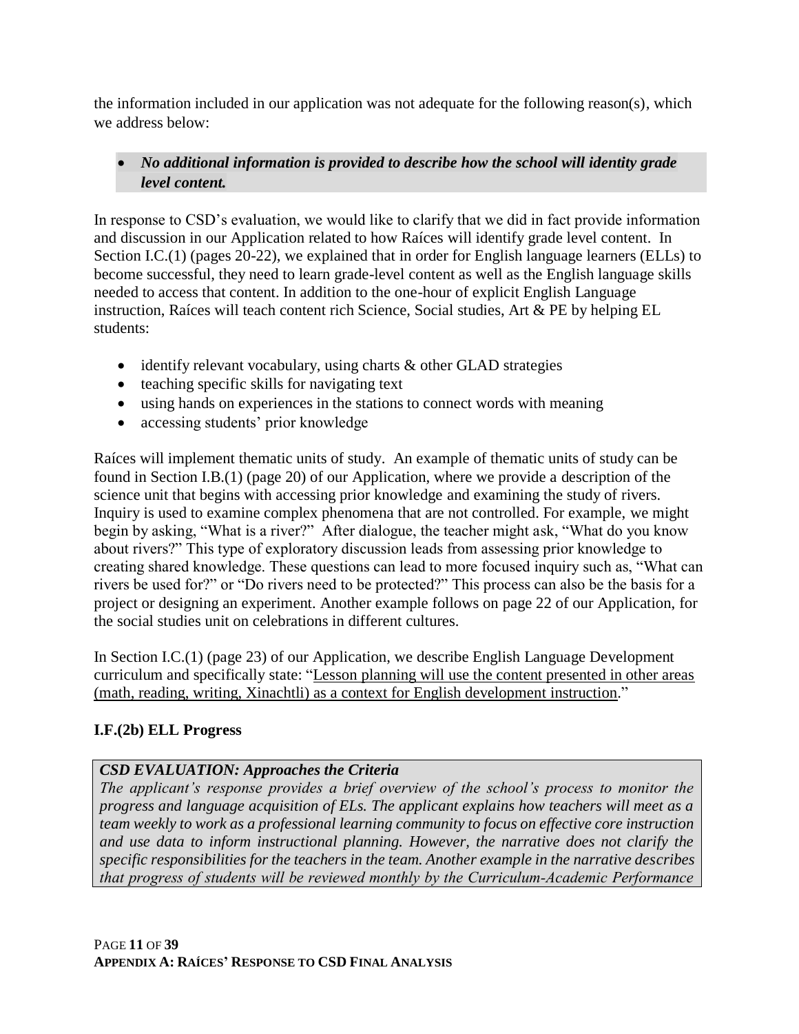the information included in our application was not adequate for the following reason(s), which we address below:

- ***No additional information is provided to describe how the school will identity grade level content.***

In response to CSD's evaluation, we would like to clarify that we did in fact provide information and discussion in our Application related to how Raíces will identify grade level content. In Section I.C.(1) (pages 20-22), we explained that in order for English language learners (ELLs) to become successful, they need to learn grade-level content as well as the English language skills needed to access that content. In addition to the one-hour of explicit English Language instruction, Raíces will teach content rich Science, Social studies, Art & PE by helping EL students:

- identify relevant vocabulary, using charts & other GLAD strategies
- teaching specific skills for navigating text
- using hands on experiences in the stations to connect words with meaning
- accessing students' prior knowledge

Raíces will implement thematic units of study. An example of thematic units of study can be found in Section I.B.(1) (page 20) of our Application, where we provide a description of the science unit that begins with accessing prior knowledge and examining the study of rivers. Inquiry is used to examine complex phenomena that are not controlled. For example, we might begin by asking, "What is a river?" After dialogue, the teacher might ask, "What do you know about rivers?" This type of exploratory discussion leads from assessing prior knowledge to creating shared knowledge. These questions can lead to more focused inquiry such as, "What can rivers be used for?" or "Do rivers need to be protected?" This process can also be the basis for a project or designing an experiment. Another example follows on page 22 of our Application, for the social studies unit on celebrations in different cultures.

In Section I.C.(1) (page 23) of our Application, we describe English Language Development curriculum and specifically state: "Lesson planning will use the content presented in other areas (math, reading, writing, Xinachtli) as a context for English development instruction."

**I.F.(2b) ELL Progress**

***CSD EVALUATION: Approaches the Criteria***
*The applicant's response provides a brief overview of the school's process to monitor the progress and language acquisition of ELs. The applicant explains how teachers will meet as a team weekly to work as a professional learning community to focus on effective core instruction and use data to inform instructional planning. However, the narrative does not clarify the specific responsibilities for the teachers in the team. Another example in the narrative describes that progress of students will be reviewed monthly by the Curriculum-Academic Performance*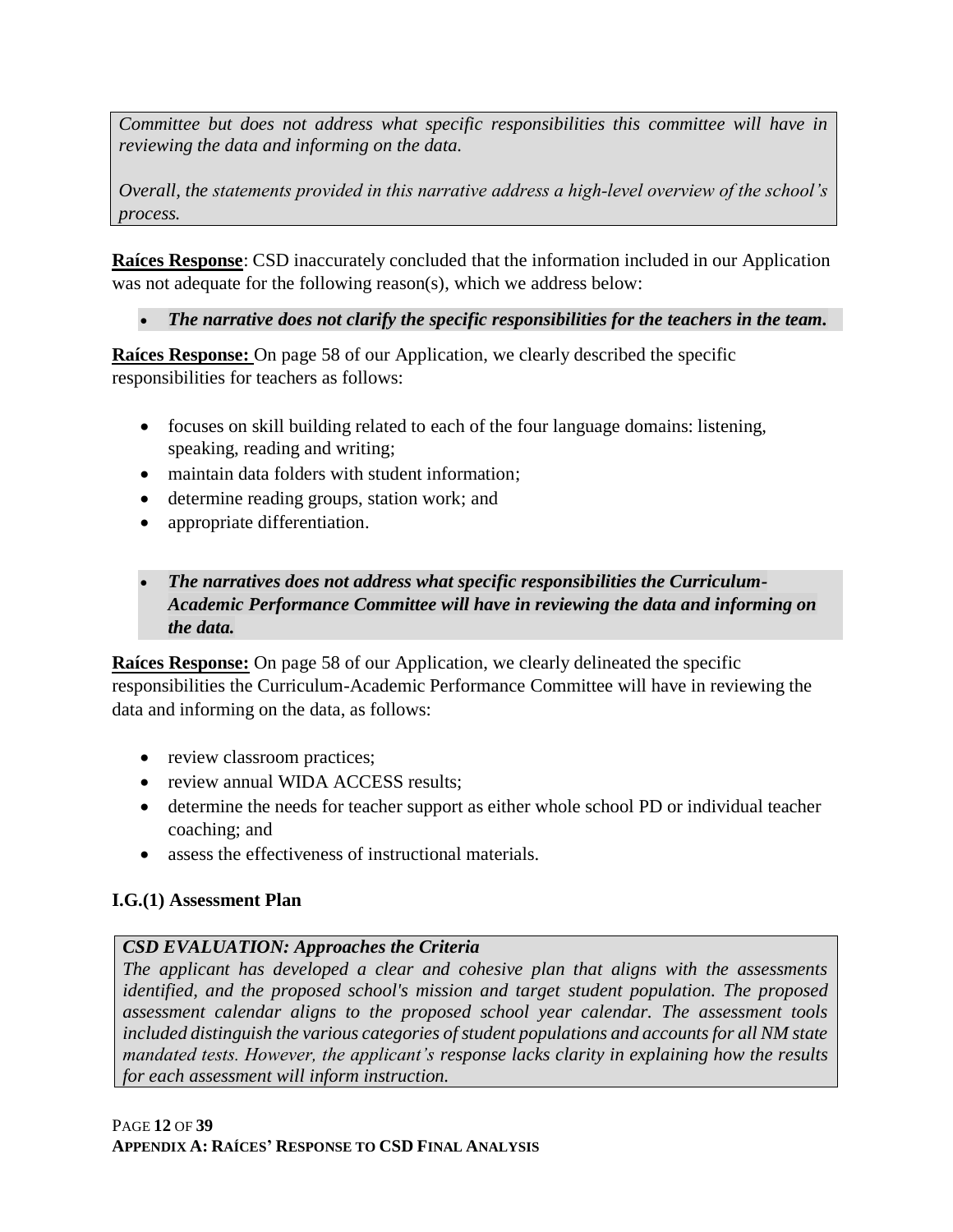*Committee but does not address what specific responsibilities this committee will have in reviewing the data and informing on the data.*

*Overall, the statements provided in this narrative address a high-level overview of the school's process.*

**Raíces Response**: CSD inaccurately concluded that the information included in our Application was not adequate for the following reason(s), which we address below:

- ***The narrative does not clarify the specific responsibilities for the teachers in the team.***

**Raíces Response:** On page 58 of our Application, we clearly described the specific responsibilities for teachers as follows:

- focuses on skill building related to each of the four language domains: listening, speaking, reading and writing;
- maintain data folders with student information;
- determine reading groups, station work; and
- appropriate differentiation.

- ***The narratives does not address what specific responsibilities the Curriculum-Academic Performance Committee will have in reviewing the data and informing on the data.***

**Raíces Response:** On page 58 of our Application, we clearly delineated the specific responsibilities the Curriculum-Academic Performance Committee will have in reviewing the data and informing on the data, as follows:

- review classroom practices;
- review annual WIDA ACCESS results;
- determine the needs for teacher support as either whole school PD or individual teacher coaching; and
- assess the effectiveness of instructional materials.

### I.G.(1) Assessment Plan

***CSD EVALUATION: Approaches the Criteria***

*The applicant has developed a clear and cohesive plan that aligns with the assessments identified, and the proposed school's mission and target student population. The proposed assessment calendar aligns to the proposed school year calendar. The assessment tools included distinguish the various categories of student populations and accounts for all NM state mandated tests. However, the applicant's response lacks clarity in explaining how the results for each assessment will inform instruction.*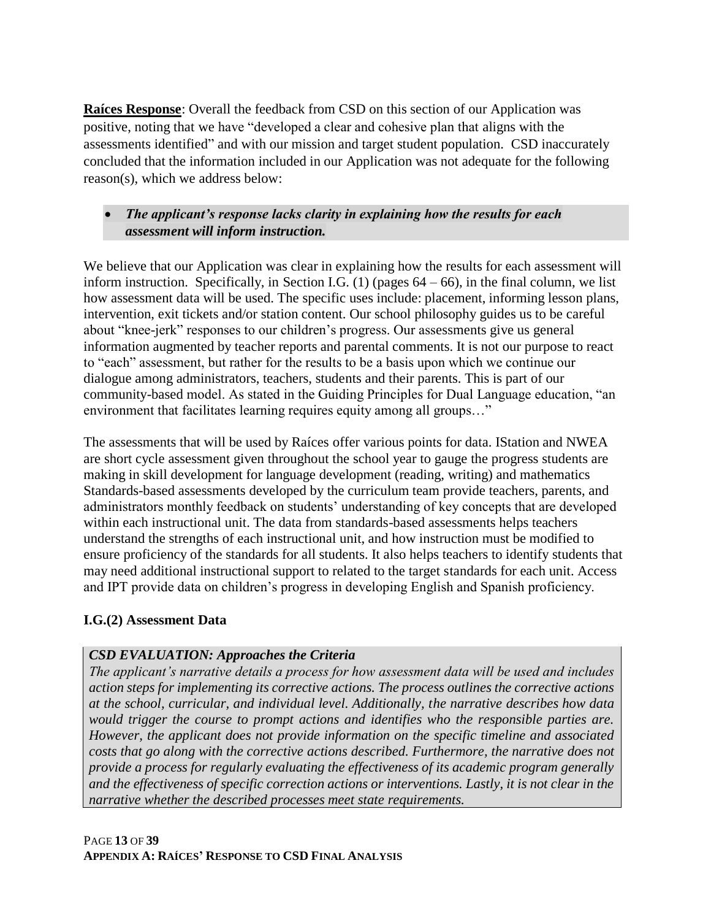**Raíces Response**: Overall the feedback from CSD on this section of our Application was positive, noting that we have "developed a clear and cohesive plan that aligns with the assessments identified" and with our mission and target student population. CSD inaccurately concluded that the information included in our Application was not adequate for the following reason(s), which we address below:

- ***The applicant's response lacks clarity in explaining how the results for each assessment will inform instruction.***

We believe that our Application was clear in explaining how the results for each assessment will inform instruction. Specifically, in Section I.G. (1) (pages 64 – 66), in the final column, we list how assessment data will be used. The specific uses include: placement, informing lesson plans, intervention, exit tickets and/or station content. Our school philosophy guides us to be careful about "knee-jerk" responses to our children's progress. Our assessments give us general information augmented by teacher reports and parental comments. It is not our purpose to react to "each" assessment, but rather for the results to be a basis upon which we continue our dialogue among administrators, teachers, students and their parents. This is part of our community-based model. As stated in the Guiding Principles for Dual Language education, "an environment that facilitates learning requires equity among all groups…"

The assessments that will be used by Raíces offer various points for data. IStation and NWEA are short cycle assessment given throughout the school year to gauge the progress students are making in skill development for language development (reading, writing) and mathematics Standards-based assessments developed by the curriculum team provide teachers, parents, and administrators monthly feedback on students' understanding of key concepts that are developed within each instructional unit. The data from standards-based assessments helps teachers understand the strengths of each instructional unit, and how instruction must be modified to ensure proficiency of the standards for all students. It also helps teachers to identify students that may need additional instructional support to related to the target standards for each unit. Access and IPT provide data on children's progress in developing English and Spanish proficiency.

### I.G.(2) Assessment Data

***CSD EVALUATION: Approaches the Criteria***

*The applicant's narrative details a process for how assessment data will be used and includes action steps for implementing its corrective actions. The process outlines the corrective actions at the school, curricular, and individual level. Additionally, the narrative describes how data would trigger the course to prompt actions and identifies who the responsible parties are. However, the applicant does not provide information on the specific timeline and associated costs that go along with the corrective actions described. Furthermore, the narrative does not provide a process for regularly evaluating the effectiveness of its academic program generally and the effectiveness of specific correction actions or interventions. Lastly, it is not clear in the narrative whether the described processes meet state requirements.*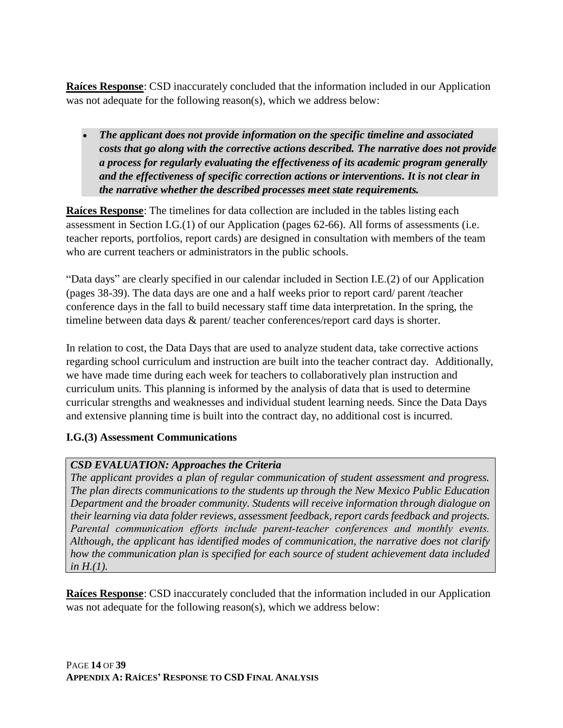**Raíces Response**: CSD inaccurately concluded that the information included in our Application was not adequate for the following reason(s), which we address below:

- ***The applicant does not provide information on the specific timeline and associated costs that go along with the corrective actions described. The narrative does not provide a process for regularly evaluating the effectiveness of its academic program generally and the effectiveness of specific correction actions or interventions. It is not clear in the narrative whether the described processes meet state requirements.***

**Raíces Response**: The timelines for data collection are included in the tables listing each assessment in Section I.G.(1) of our Application (pages 62-66). All forms of assessments (i.e. teacher reports, portfolios, report cards) are designed in consultation with members of the team who are current teachers or administrators in the public schools.

"Data days" are clearly specified in our calendar included in Section I.E.(2) of our Application (pages 38-39). The data days are one and a half weeks prior to report card/ parent /teacher conference days in the fall to build necessary staff time data interpretation. In the spring, the timeline between data days & parent/ teacher conferences/report card days is shorter.

In relation to cost, the Data Days that are used to analyze student data, take corrective actions regarding school curriculum and instruction are built into the teacher contract day. Additionally, we have made time during each week for teachers to collaboratively plan instruction and curriculum units. This planning is informed by the analysis of data that is used to determine curricular strengths and weaknesses and individual student learning needs. Since the Data Days and extensive planning time is built into the contract day, no additional cost is incurred.

### I.G.(3) Assessment Communications

***CSD EVALUATION: Approaches the Criteria***

*The applicant provides a plan of regular communication of student assessment and progress. The plan directs communications to the students up through the New Mexico Public Education Department and the broader community. Students will receive information through dialogue on their learning via data folder reviews, assessment feedback, report cards feedback and projects. Parental communication efforts include parent-teacher conferences and monthly events. Although, the applicant has identified modes of communication, the narrative does not clarify how the communication plan is specified for each source of student achievement data included in H.(1).*

**Raíces Response**: CSD inaccurately concluded that the information included in our Application was not adequate for the following reason(s), which we address below: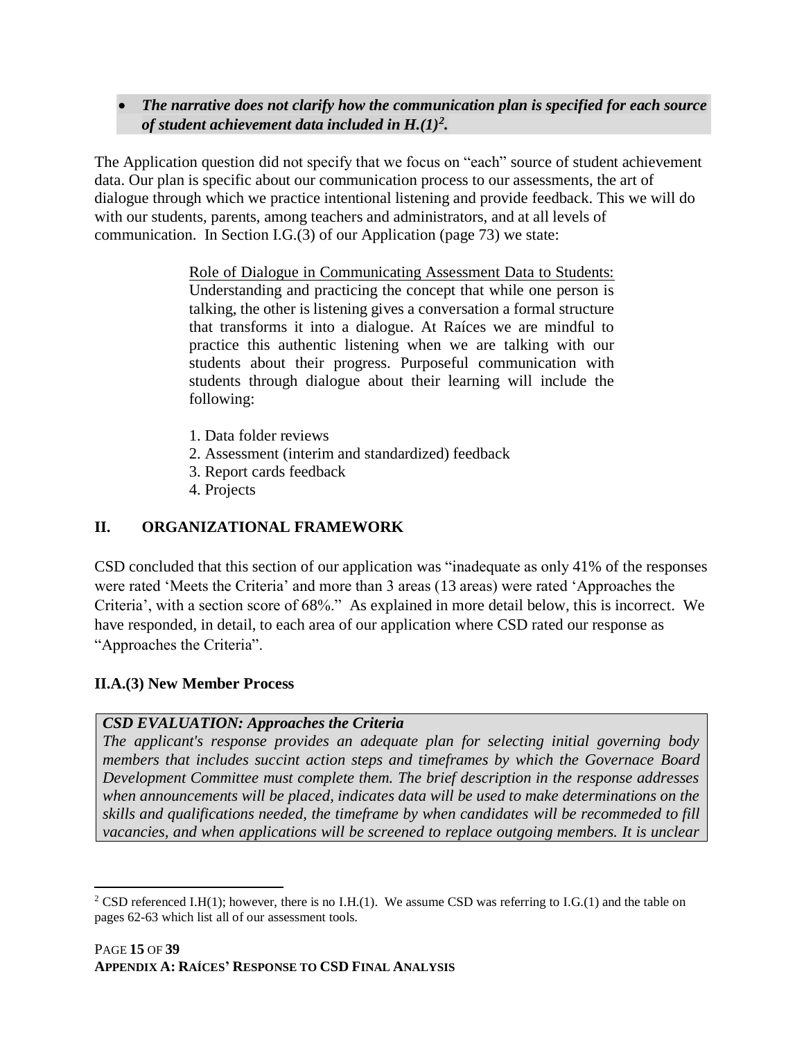- ***The narrative does not clarify how the communication plan is specified for each source of student achievement data included in H.(1)[2].***

The Application question did not specify that we focus on "each" source of student achievement data. Our plan is specific about our communication process to our assessments, the art of dialogue through which we practice intentional listening and provide feedback. This we will do with our students, parents, among teachers and administrators, and at all levels of communication. In Section I.G.(3) of our Application (page 73) we state:

> Role of Dialogue in Communicating Assessment Data to Students: Understanding and practicing the concept that while one person is talking, the other is listening gives a conversation a formal structure that transforms it into a dialogue. At Raíces we are mindful to practice this authentic listening when we are talking with our students about their progress. Purposeful communication with students through dialogue about their learning will include the following:
>
> 1. Data folder reviews
> 2. Assessment (interim and standardized) feedback
> 3. Report cards feedback
> 4. Projects

## II. ORGANIZATIONAL FRAMEWORK

CSD concluded that this section of our application was "inadequate as only 41% of the responses were rated 'Meets the Criteria' and more than 3 areas (13 areas) were rated 'Approaches the Criteria', with a section score of 68%." As explained in more detail below, this is incorrect. We have responded, in detail, to each area of our application where CSD rated our response as "Approaches the Criteria".

### II.A.(3) New Member Process

***CSD EVALUATION: Approaches the Criteria***
*The applicant's response provides an adequate plan for selecting initial governing body members that includes succint action steps and timeframes by which the Governace Board Development Committee must complete them. The brief description in the response addresses when announcements will be placed, indicates data will be used to make determinations on the skills and qualifications needed, the timeframe by when candidates will be recommeded to fill vacancies, and when applications will be screened to replace outgoing members. It is unclear*

[2] CSD referenced I.H(1); however, there is no I.H.(1). We assume CSD was referring to I.G.(1) and the table on pages 62-63 which list all of our assessment tools.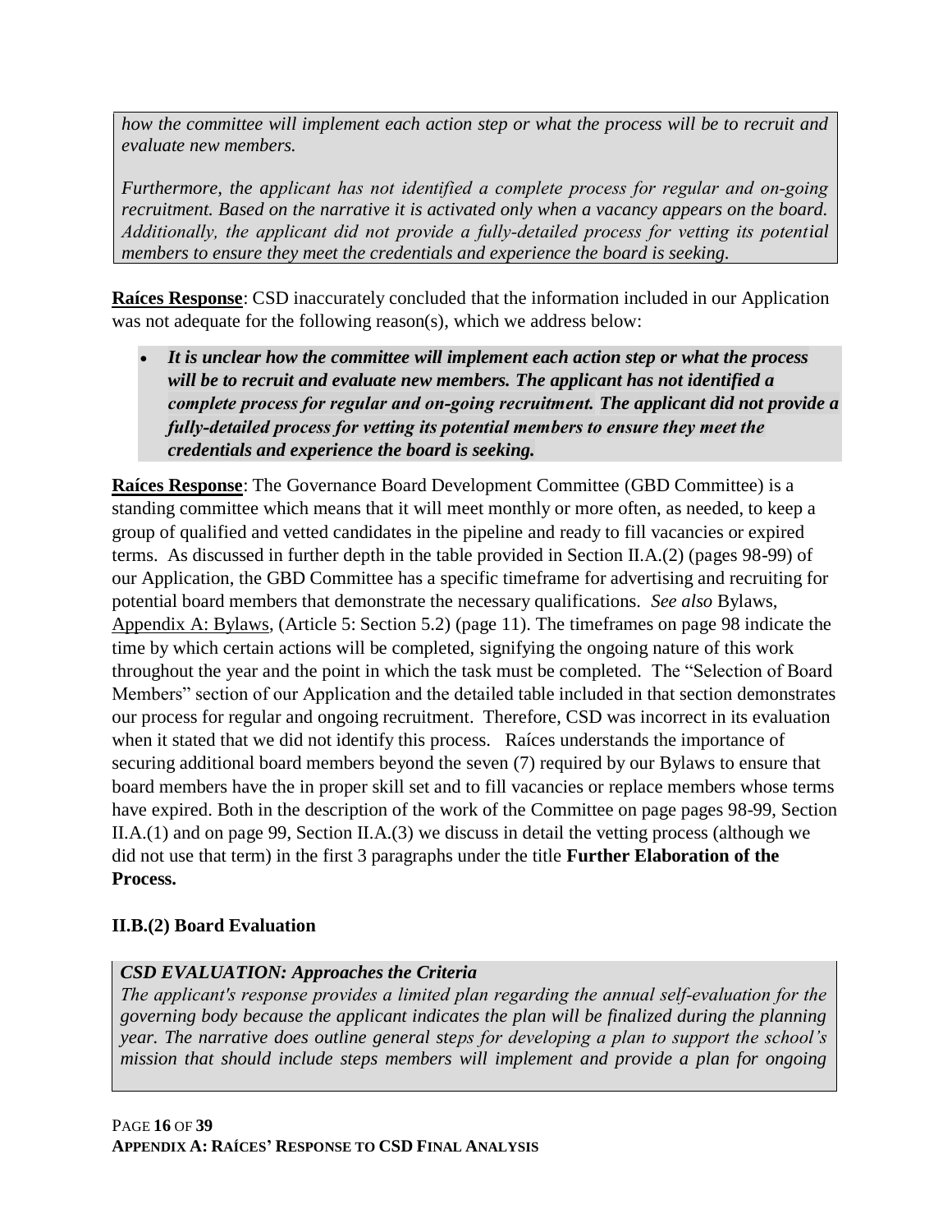*how the committee will implement each action step or what the process will be to recruit and evaluate new members.*

*Furthermore, the applicant has not identified a complete process for regular and on-going recruitment. Based on the narrative it is activated only when a vacancy appears on the board. Additionally, the applicant did not provide a fully-detailed process for vetting its potential members to ensure they meet the credentials and experience the board is seeking.*

**Raíces Response**: CSD inaccurately concluded that the information included in our Application was not adequate for the following reason(s), which we address below:

- ***It is unclear how the committee will implement each action step or what the process will be to recruit and evaluate new members. The applicant has not identified a complete process for regular and on-going recruitment. The applicant did not provide a fully-detailed process for vetting its potential members to ensure they meet the credentials and experience the board is seeking.***

**Raíces Response**: The Governance Board Development Committee (GBD Committee) is a standing committee which means that it will meet monthly or more often, as needed, to keep a group of qualified and vetted candidates in the pipeline and ready to fill vacancies or expired terms. As discussed in further depth in the table provided in Section II.A.(2) (pages 98-99) of our Application, the GBD Committee has a specific timeframe for advertising and recruiting for potential board members that demonstrate the necessary qualifications. *See also* Bylaws, Appendix A: Bylaws, (Article 5: Section 5.2) (page 11). The timeframes on page 98 indicate the time by which certain actions will be completed, signifying the ongoing nature of this work throughout the year and the point in which the task must be completed. The "Selection of Board Members" section of our Application and the detailed table included in that section demonstrates our process for regular and ongoing recruitment. Therefore, CSD was incorrect in its evaluation when it stated that we did not identify this process. Raíces understands the importance of securing additional board members beyond the seven (7) required by our Bylaws to ensure that board members have the in proper skill set and to fill vacancies or replace members whose terms have expired. Both in the description of the work of the Committee on page pages 98-99, Section II.A.(1) and on page 99, Section II.A.(3) we discuss in detail the vetting process (although we did not use that term) in the first 3 paragraphs under the title **Further Elaboration of the Process.**

### II.B.(2) Board Evaluation

***CSD EVALUATION: Approaches the Criteria***
*The applicant's response provides a limited plan regarding the annual self-evaluation for the governing body because the applicant indicates the plan will be finalized during the planning year. The narrative does outline general steps for developing a plan to support the school's mission that should include steps members will implement and provide a plan for ongoing*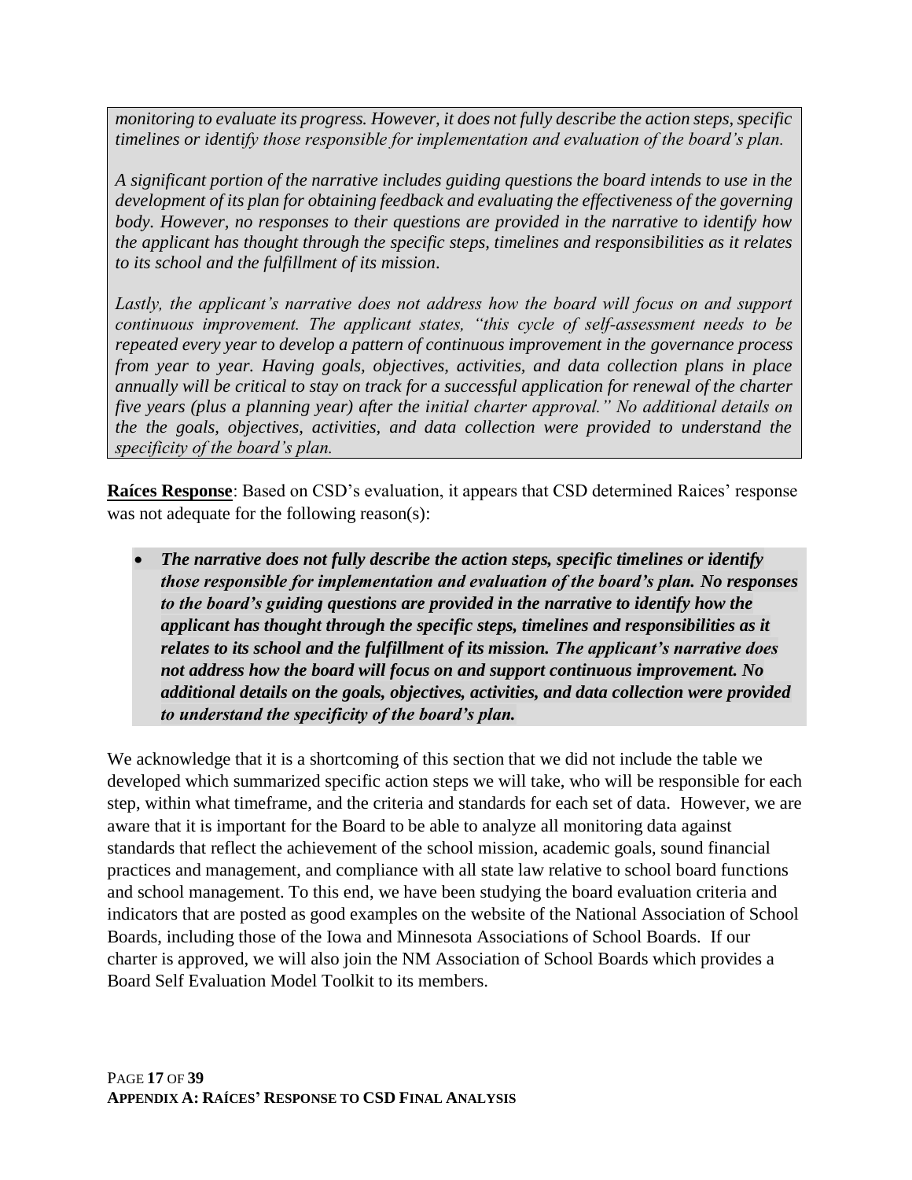*monitoring to evaluate its progress. However, it does not fully describe the action steps, specific timelines or identify those responsible for implementation and evaluation of the board's plan.*

*A significant portion of the narrative includes guiding questions the board intends to use in the development of its plan for obtaining feedback and evaluating the effectiveness of the governing body. However, no responses to their questions are provided in the narrative to identify how the applicant has thought through the specific steps, timelines and responsibilities as it relates to its school and the fulfillment of its mission.*

*Lastly, the applicant's narrative does not address how the board will focus on and support continuous improvement. The applicant states, "this cycle of self-assessment needs to be repeated every year to develop a pattern of continuous improvement in the governance process from year to year. Having goals, objectives, activities, and data collection plans in place annually will be critical to stay on track for a successful application for renewal of the charter five years (plus a planning year) after the initial charter approval." No additional details on the the goals, objectives, activities, and data collection were provided to understand the specificity of the board's plan.*

**Raíces Response**: Based on CSD's evaluation, it appears that CSD determined Raices' response was not adequate for the following reason(s):

- ***The narrative does not fully describe the action steps, specific timelines or identify those responsible for implementation and evaluation of the board's plan. No responses to the board's guiding questions are provided in the narrative to identify how the applicant has thought through the specific steps, timelines and responsibilities as it relates to its school and the fulfillment of its mission. The applicant's narrative does not address how the board will focus on and support continuous improvement. No additional details on the goals, objectives, activities, and data collection were provided to understand the specificity of the board's plan.***

We acknowledge that it is a shortcoming of this section that we did not include the table we developed which summarized specific action steps we will take, who will be responsible for each step, within what timeframe, and the criteria and standards for each set of data. However, we are aware that it is important for the Board to be able to analyze all monitoring data against standards that reflect the achievement of the school mission, academic goals, sound financial practices and management, and compliance with all state law relative to school board functions and school management. To this end, we have been studying the board evaluation criteria and indicators that are posted as good examples on the website of the National Association of School Boards, including those of the Iowa and Minnesota Associations of School Boards. If our charter is approved, we will also join the NM Association of School Boards which provides a Board Self Evaluation Model Toolkit to its members.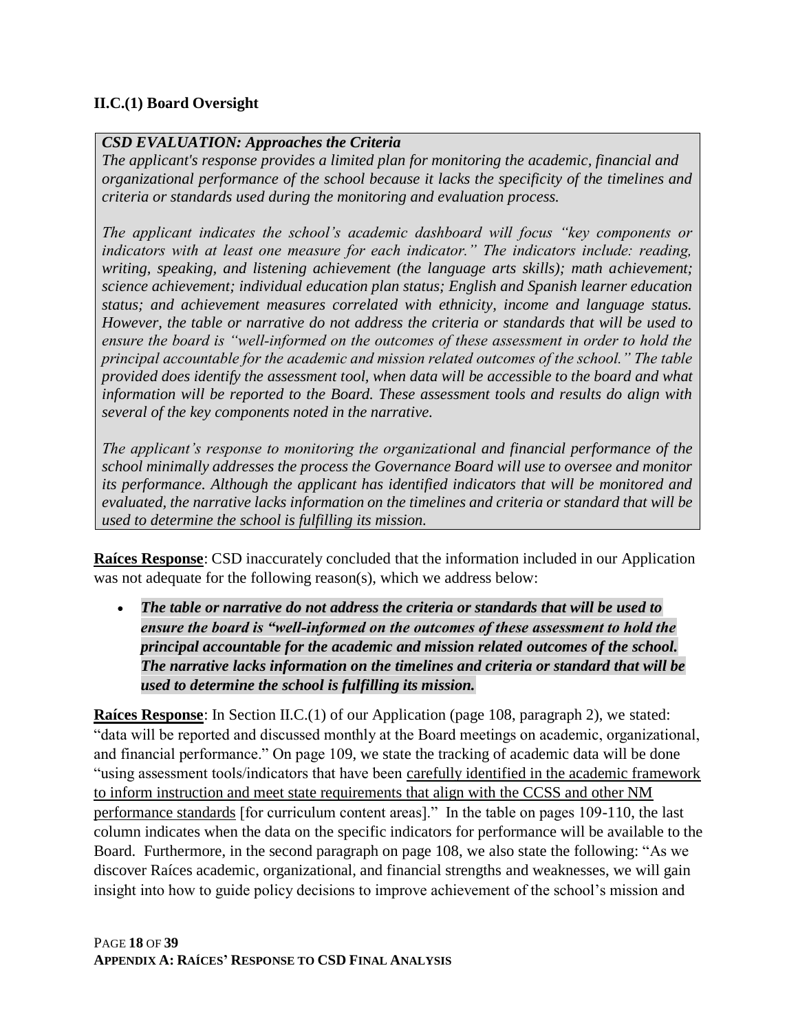### II.C.(1) Board Oversight

> ***CSD EVALUATION: Approaches the Criteria***
>
> *The applicant's response provides a limited plan for monitoring the academic, financial and organizational performance of the school because it lacks the specificity of the timelines and criteria or standards used during the monitoring and evaluation process.*
>
> *The applicant indicates the school's academic dashboard will focus "key components or indicators with at least one measure for each indicator." The indicators include: reading, writing, speaking, and listening achievement (the language arts skills); math achievement; science achievement; individual education plan status; English and Spanish learner education status; and achievement measures correlated with ethnicity, income and language status. However, the table or narrative do not address the criteria or standards that will be used to ensure the board is "well-informed on the outcomes of these assessment in order to hold the principal accountable for the academic and mission related outcomes of the school." The table provided does identify the assessment tool, when data will be accessible to the board and what information will be reported to the Board. These assessment tools and results do align with several of the key components noted in the narrative.*
>
> *The applicant's response to monitoring the organizational and financial performance of the school minimally addresses the process the Governance Board will use to oversee and monitor its performance. Although the applicant has identified indicators that will be monitored and evaluated, the narrative lacks information on the timelines and criteria or standard that will be used to determine the school is fulfilling its mission.*

**Raíces Response**: CSD inaccurately concluded that the information included in our Application was not adequate for the following reason(s), which we address below:

- ***The table or narrative do not address the criteria or standards that will be used to ensure the board is "well-informed on the outcomes of these assessment to hold the principal accountable for the academic and mission related outcomes of the school. The narrative lacks information on the timelines and criteria or standard that will be used to determine the school is fulfilling its mission.***

**Raíces Response**: In Section II.C.(1) of our Application (page 108, paragraph 2), we stated: "data will be reported and discussed monthly at the Board meetings on academic, organizational, and financial performance." On page 109, we state the tracking of academic data will be done "using assessment tools/indicators that have been carefully identified in the academic framework to inform instruction and meet state requirements that align with the CCSS and other NM performance standards [for curriculum content areas]." In the table on pages 109-110, the last column indicates when the data on the specific indicators for performance will be available to the Board. Furthermore, in the second paragraph on page 108, we also state the following: "As we discover Raíces academic, organizational, and financial strengths and weaknesses, we will gain insight into how to guide policy decisions to improve achievement of the school's mission and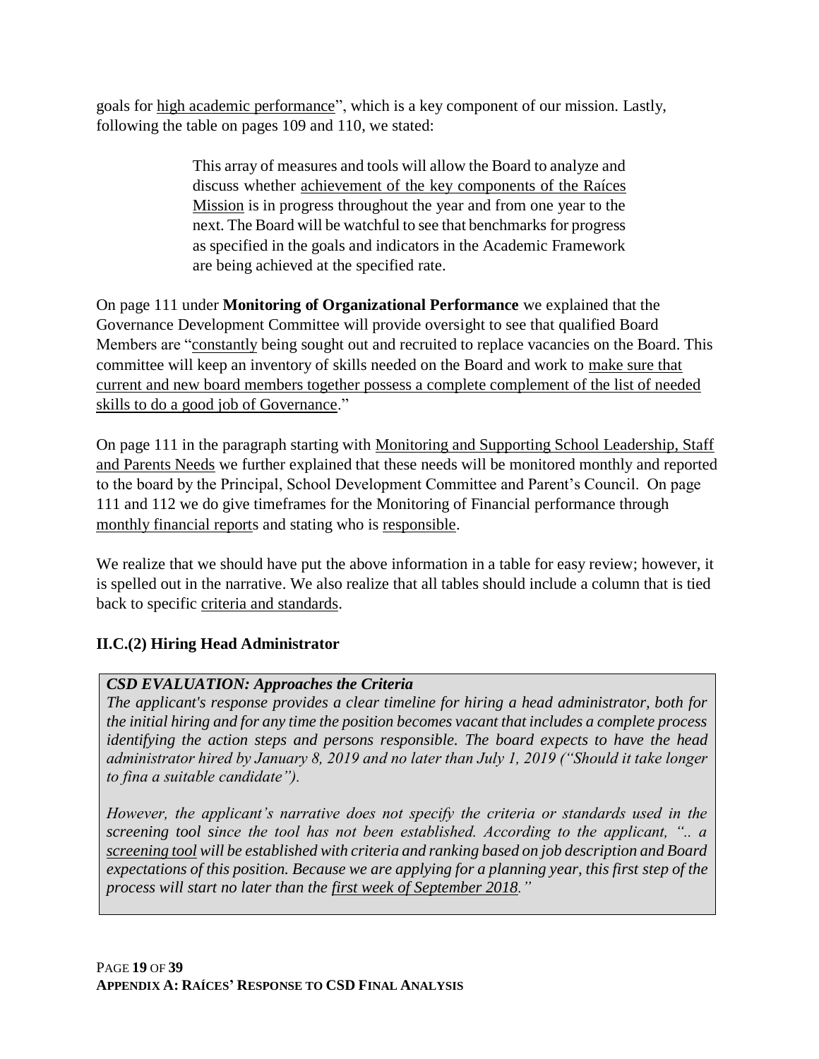goals for <u>high academic performance</u>", which is a key component of our mission. Lastly, following the table on pages 109 and 110, we stated:

> This array of measures and tools will allow the Board to analyze and discuss whether <u>achievement of the key components of the Raíces Mission</u> is in progress throughout the year and from one year to the next. The Board will be watchful to see that benchmarks for progress as specified in the goals and indicators in the Academic Framework are being achieved at the specified rate.

On page 111 under **Monitoring of Organizational Performance** we explained that the Governance Development Committee will provide oversight to see that qualified Board Members are "<u>constantly</u> being sought out and recruited to replace vacancies on the Board. This committee will keep an inventory of skills needed on the Board and work to <u>make sure that current and new board members together possess a complete complement of the list of needed skills to do a good job of Governance</u>."

On page 111 in the paragraph starting with <u>Monitoring and Supporting School Leadership, Staff and Parents Needs</u> we further explained that these needs will be monitored monthly and reported to the board by the Principal, School Development Committee and Parent's Council. On page 111 and 112 we do give timeframes for the Monitoring of Financial performance through <u>monthly financial report</u>s and stating who is <u>responsible</u>.

We realize that we should have put the above information in a table for easy review; however, it is spelled out in the narrative. We also realize that all tables should include a column that is tied back to specific <u>criteria and standards</u>.

## II.C.(2) Hiring Head Administrator

***CSD EVALUATION: Approaches the Criteria***

*The applicant's response provides a clear timeline for hiring a head administrator, both for the initial hiring and for any time the position becomes vacant that includes a complete process identifying the action steps and persons responsible. The board expects to have the head administrator hired by January 8, 2019 and no later than July 1, 2019 ("Should it take longer to fina a suitable candidate").*

*However, the applicant's narrative does not specify the criteria or standards used in the screening tool since the tool has not been established. According to the applicant, ".. a <u>screening tool</u> will be established with criteria and ranking based on job description and Board expectations of this position. Because we are applying for a planning year, this first step of the process will start no later than the <u>first week of September 2018</u>."*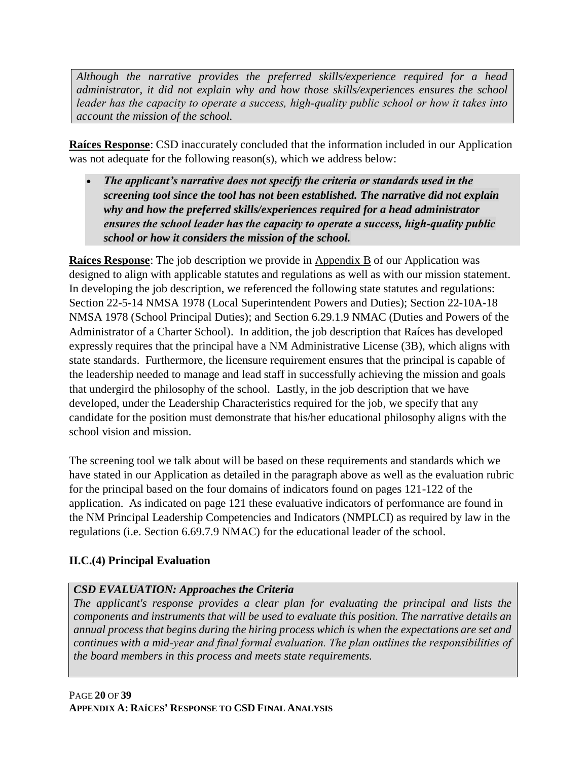*Although the narrative provides the preferred skills/experience required for a head administrator, it did not explain why and how those skills/experiences ensures the school leader has the capacity to operate a success, high-quality public school or how it takes into account the mission of the school.*

**Raíces Response**: CSD inaccurately concluded that the information included in our Application was not adequate for the following reason(s), which we address below:

- ***The applicant's narrative does not specify the criteria or standards used in the screening tool since the tool has not been established. The narrative did not explain why and how the preferred skills/experiences required for a head administrator ensures the school leader has the capacity to operate a success, high-quality public school or how it considers the mission of the school.***

**Raíces Response**: The job description we provide in Appendix B of our Application was designed to align with applicable statutes and regulations as well as with our mission statement. In developing the job description, we referenced the following state statutes and regulations: Section 22-5-14 NMSA 1978 (Local Superintendent Powers and Duties); Section 22-10A-18 NMSA 1978 (School Principal Duties); and Section 6.29.1.9 NMAC (Duties and Powers of the Administrator of a Charter School). In addition, the job description that Raíces has developed expressly requires that the principal have a NM Administrative License (3B), which aligns with state standards. Furthermore, the licensure requirement ensures that the principal is capable of the leadership needed to manage and lead staff in successfully achieving the mission and goals that undergird the philosophy of the school. Lastly, in the job description that we have developed, under the Leadership Characteristics required for the job, we specify that any candidate for the position must demonstrate that his/her educational philosophy aligns with the school vision and mission.

The screening tool we talk about will be based on these requirements and standards which we have stated in our Application as detailed in the paragraph above as well as the evaluation rubric for the principal based on the four domains of indicators found on pages 121-122 of the application. As indicated on page 121 these evaluative indicators of performance are found in the NM Principal Leadership Competencies and Indicators (NMPLCI) as required by law in the regulations (i.e. Section 6.69.7.9 NMAC) for the educational leader of the school.

### II.C.(4) Principal Evaluation

***CSD EVALUATION: Approaches the Criteria***

*The applicant's response provides a clear plan for evaluating the principal and lists the components and instruments that will be used to evaluate this position. The narrative details an annual process that begins during the hiring process which is when the expectations are set and continues with a mid-year and final formal evaluation. The plan outlines the responsibilities of the board members in this process and meets state requirements.*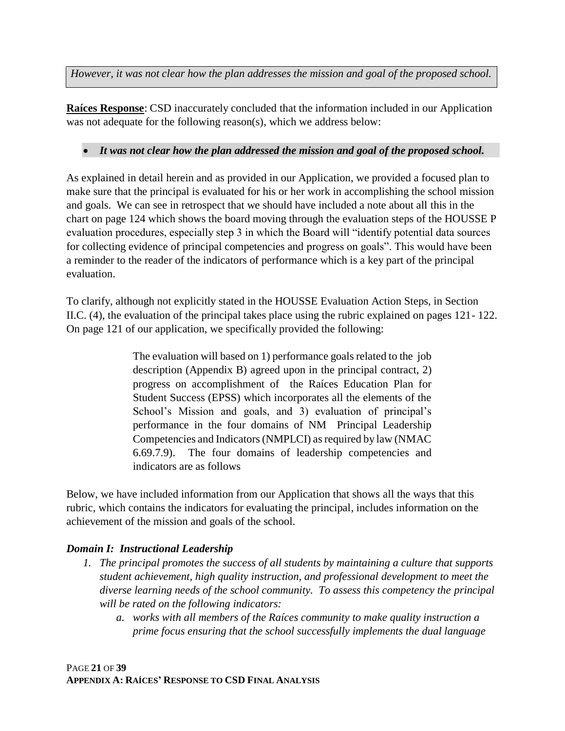*However, it was not clear how the plan addresses the mission and goal of the proposed school.*

**Raíces Response**: CSD inaccurately concluded that the information included in our Application was not adequate for the following reason(s), which we address below:

- ***It was not clear how the plan addressed the mission and goal of the proposed school.***

As explained in detail herein and as provided in our Application, we provided a focused plan to make sure that the principal is evaluated for his or her work in accomplishing the school mission and goals. We can see in retrospect that we should have included a note about all this in the chart on page 124 which shows the board moving through the evaluation steps of the HOUSSE P evaluation procedures, especially step 3 in which the Board will "identify potential data sources for collecting evidence of principal competencies and progress on goals". This would have been a reminder to the reader of the indicators of performance which is a key part of the principal evaluation.

To clarify, although not explicitly stated in the HOUSSE Evaluation Action Steps, in Section II.C. (4), the evaluation of the principal takes place using the rubric explained on pages 121- 122. On page 121 of our application, we specifically provided the following:

> The evaluation will based on 1) performance goals related to the job description (Appendix B) agreed upon in the principal contract, 2) progress on accomplishment of the Raíces Education Plan for Student Success (EPSS) which incorporates all the elements of the School's Mission and goals, and 3) evaluation of principal's performance in the four domains of NM Principal Leadership Competencies and Indicators (NMPLCI) as required by law (NMAC 6.69.7.9). The four domains of leadership competencies and indicators are as follows

Below, we have included information from our Application that shows all the ways that this rubric, which contains the indicators for evaluating the principal, includes information on the achievement of the mission and goals of the school.

***Domain I: Instructional Leadership***

1. *The principal promotes the success of all students by maintaining a culture that supports student achievement, high quality instruction, and professional development to meet the diverse learning needs of the school community. To assess this competency the principal will be rated on the following indicators:*
    a. *works with all members of the Raíces community to make quality instruction a prime focus ensuring that the school successfully implements the dual language*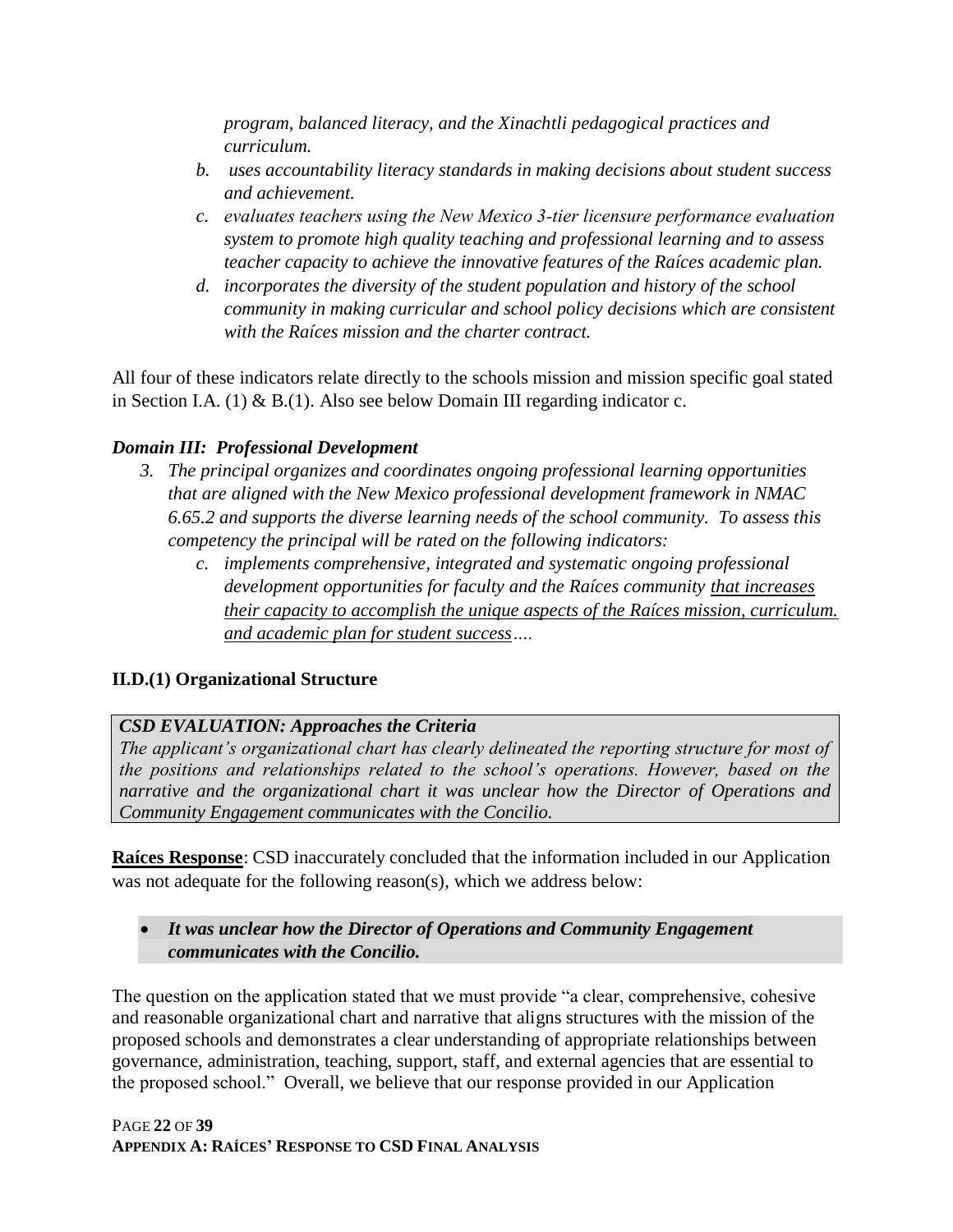*program, balanced literacy, and the Xinachtli pedagogical practices and curriculum.*

b. *uses accountability literacy standards in making decisions about student success and achievement.*
c. *evaluates teachers using the New Mexico 3-tier licensure performance evaluation system to promote high quality teaching and professional learning and to assess teacher capacity to achieve the innovative features of the Raíces academic plan.*
d. *incorporates the diversity of the student population and history of the school community in making curricular and school policy decisions which are consistent with the Raíces mission and the charter contract.*

All four of these indicators relate directly to the schools mission and mission specific goal stated in Section I.A. (1) & B.(1). Also see below Domain III regarding indicator c.

***Domain III: Professional Development***

3. *The principal organizes and coordinates ongoing professional learning opportunities that are aligned with the New Mexico professional development framework in NMAC 6.65.2 and supports the diverse learning needs of the school community. To assess this competency the principal will be rated on the following indicators:*
   c. *implements comprehensive, integrated and systematic ongoing professional development opportunities for faculty and the Raíces community <u>that increases their capacity to accomplish the unique aspects of the Raíces mission, curriculum. and academic plan for student success</u>….*

## II.D.(1) Organizational Structure

> ***CSD EVALUATION: Approaches the Criteria***
> *The applicant's organizational chart has clearly delineated the reporting structure for most of the positions and relationships related to the school's operations. However, based on the narrative and the organizational chart it was unclear how the Director of Operations and Community Engagement communicates with the Concilio.*

**<u>Raíces Response</u>**: CSD inaccurately concluded that the information included in our Application was not adequate for the following reason(s), which we address below:

- ***It was unclear how the Director of Operations and Community Engagement communicates with the Concilio.***

The question on the application stated that we must provide "a clear, comprehensive, cohesive and reasonable organizational chart and narrative that aligns structures with the mission of the proposed schools and demonstrates a clear understanding of appropriate relationships between governance, administration, teaching, support, staff, and external agencies that are essential to the proposed school." Overall, we believe that our response provided in our Application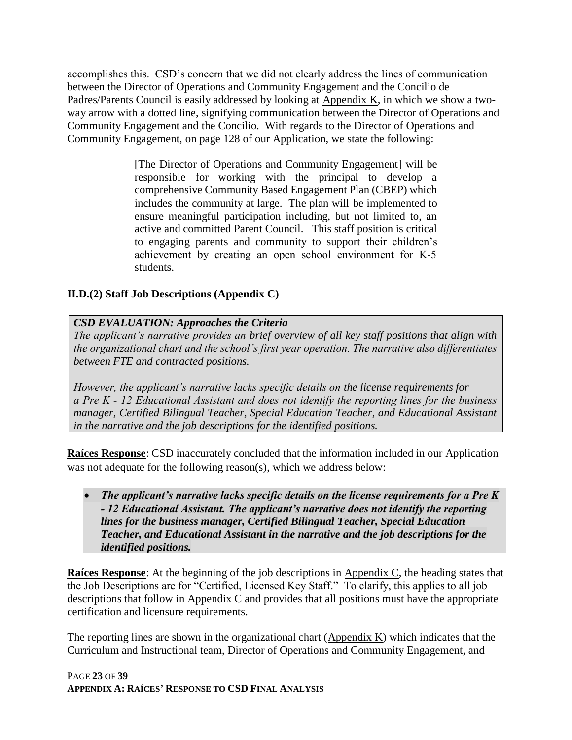accomplishes this. CSD's concern that we did not clearly address the lines of communication between the Director of Operations and Community Engagement and the Concilio de Padres/Parents Council is easily addressed by looking at Appendix K, in which we show a two-way arrow with a dotted line, signifying communication between the Director of Operations and Community Engagement and the Concilio. With regards to the Director of Operations and Community Engagement, on page 128 of our Application, we state the following:

> [The Director of Operations and Community Engagement] will be responsible for working with the principal to develop a comprehensive Community Based Engagement Plan (CBEP) which includes the community at large. The plan will be implemented to ensure meaningful participation including, but not limited to, an active and committed Parent Council. This staff position is critical to engaging parents and community to support their children's achievement by creating an open school environment for K-5 students.

### II.D.(2) Staff Job Descriptions (Appendix C)

> ***CSD EVALUATION: Approaches the Criteria***
>
> *The applicant's narrative provides an brief overview of all key staff positions that align with the organizational chart and the school's first year operation. The narrative also differentiates between FTE and contracted positions.*
>
> *However, the applicant's narrative lacks specific details on the license requirements for a Pre K - 12 Educational Assistant and does not identify the reporting lines for the business manager, Certified Bilingual Teacher, Special Education Teacher, and Educational Assistant in the narrative and the job descriptions for the identified positions.*

**Raíces Response**: CSD inaccurately concluded that the information included in our Application was not adequate for the following reason(s), which we address below:

- ***The applicant's narrative lacks specific details on the license requirements for a Pre K - 12 Educational Assistant. The applicant's narrative does not identify the reporting lines for the business manager, Certified Bilingual Teacher, Special Education Teacher, and Educational Assistant in the narrative and the job descriptions for the identified positions.***

**Raíces Response**: At the beginning of the job descriptions in Appendix C, the heading states that the Job Descriptions are for "Certified, Licensed Key Staff." To clarify, this applies to all job descriptions that follow in Appendix C and provides that all positions must have the appropriate certification and licensure requirements.

The reporting lines are shown in the organizational chart (Appendix K) which indicates that the Curriculum and Instructional team, Director of Operations and Community Engagement, and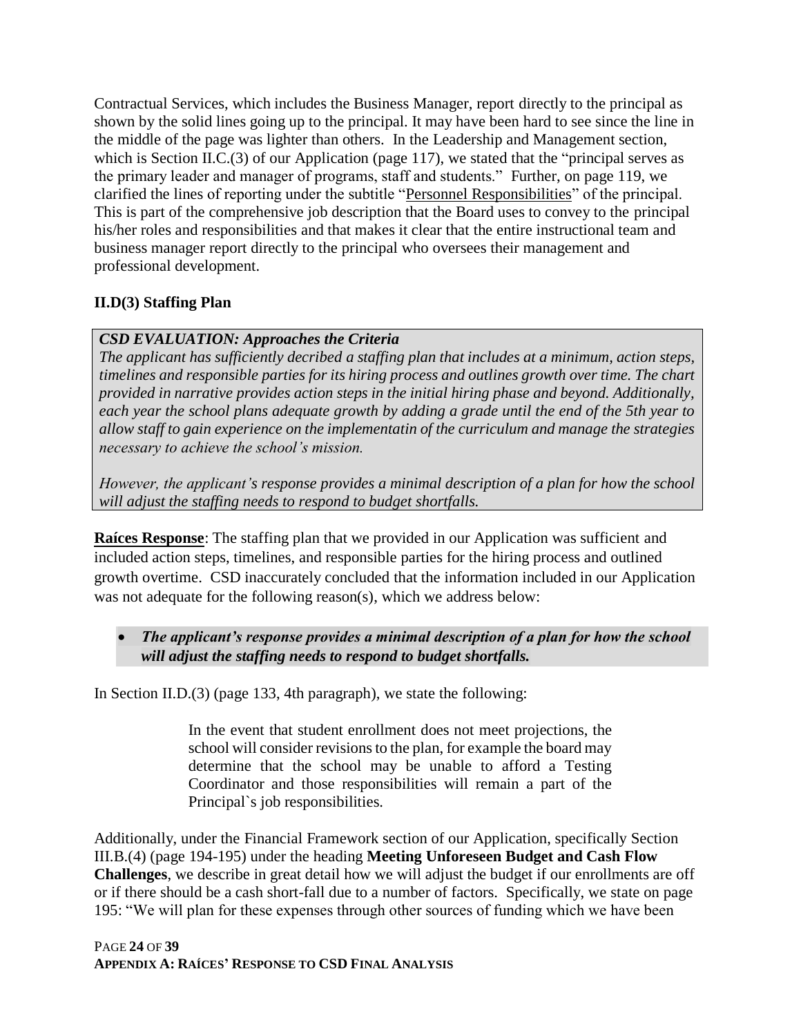Contractual Services, which includes the Business Manager, report directly to the principal as shown by the solid lines going up to the principal. It may have been hard to see since the line in the middle of the page was lighter than others. In the Leadership and Management section, which is Section II.C.(3) of our Application (page 117), we stated that the "principal serves as the primary leader and manager of programs, staff and students." Further, on page 119, we clarified the lines of reporting under the subtitle "Personnel Responsibilities" of the principal. This is part of the comprehensive job description that the Board uses to convey to the principal his/her roles and responsibilities and that makes it clear that the entire instructional team and business manager report directly to the principal who oversees their management and professional development.

**II.D(3) Staffing Plan**

> ***CSD EVALUATION: Approaches the Criteria***
>
> *The applicant has sufficiently decribed a staffing plan that includes at a minimum, action steps, timelines and responsible parties for its hiring process and outlines growth over time. The chart provided in narrative provides action steps in the initial hiring phase and beyond. Additionally, each year the school plans adequate growth by adding a grade until the end of the 5th year to allow staff to gain experience on the implementatin of the curriculum and manage the strategies necessary to achieve the school's mission.*
>
> *However, the applicant's response provides a minimal description of a plan for how the school will adjust the staffing needs to respond to budget shortfalls.*

**Raíces Response**: The staffing plan that we provided in our Application was sufficient and included action steps, timelines, and responsible parties for the hiring process and outlined growth overtime. CSD inaccurately concluded that the information included in our Application was not adequate for the following reason(s), which we address below:

- ***The applicant's response provides a minimal description of a plan for how the school will adjust the staffing needs to respond to budget shortfalls.***

In Section II.D.(3) (page 133, 4th paragraph), we state the following:

> In the event that student enrollment does not meet projections, the school will consider revisions to the plan, for example the board may determine that the school may be unable to afford a Testing Coordinator and those responsibilities will remain a part of the Principal`s job responsibilities.

Additionally, under the Financial Framework section of our Application, specifically Section III.B.(4) (page 194-195) under the heading **Meeting Unforeseen Budget and Cash Flow Challenges**, we describe in great detail how we will adjust the budget if our enrollments are off or if there should be a cash short-fall due to a number of factors. Specifically, we state on page 195: "We will plan for these expenses through other sources of funding which we have been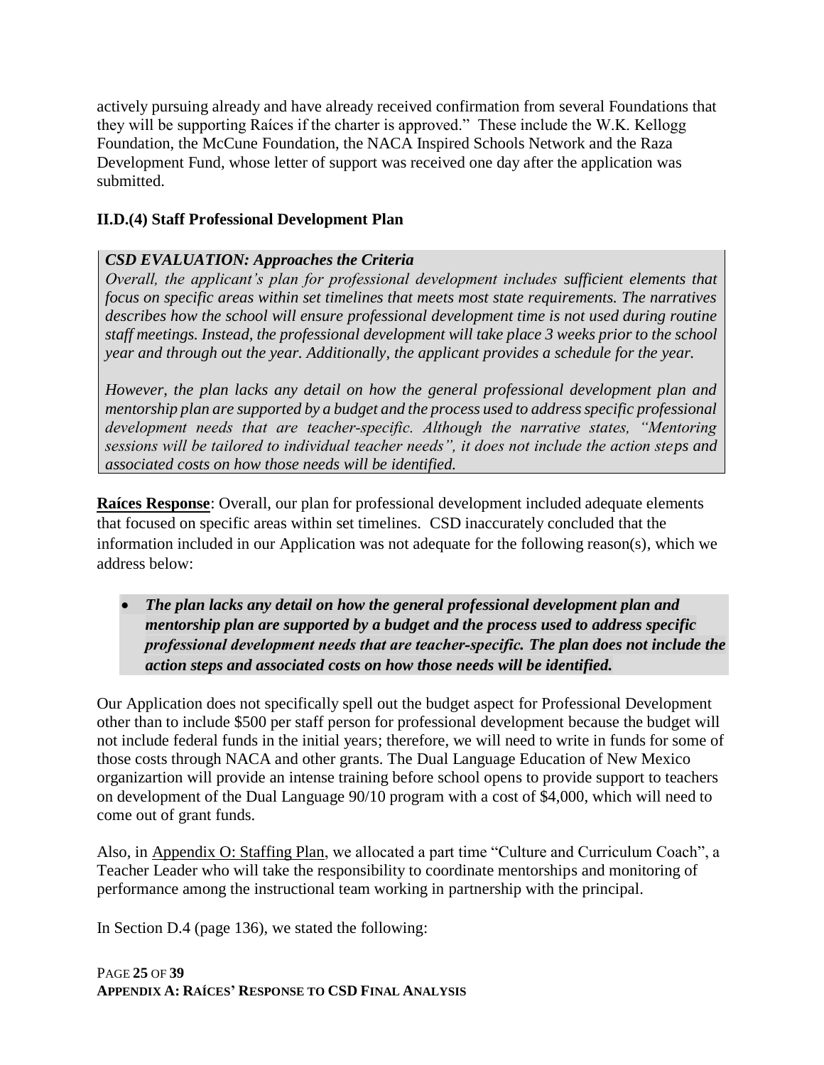actively pursuing already and have already received confirmation from several Foundations that they will be supporting Raíces if the charter is approved." These include the W.K. Kellogg Foundation, the McCune Foundation, the NACA Inspired Schools Network and the Raza Development Fund, whose letter of support was received one day after the application was submitted.

### II.D.(4) Staff Professional Development Plan

***CSD EVALUATION: Approaches the Criteria***

*Overall, the applicant's plan for professional development includes sufficient elements that focus on specific areas within set timelines that meets most state requirements. The narratives describes how the school will ensure professional development time is not used during routine staff meetings. Instead, the professional development will take place 3 weeks prior to the school year and through out the year. Additionally, the applicant provides a schedule for the year.*

*However, the plan lacks any detail on how the general professional development plan and mentorship plan are supported by a budget and the process used to address specific professional development needs that are teacher-specific. Although the narrative states, "Mentoring sessions will be tailored to individual teacher needs", it does not include the action steps and associated costs on how those needs will be identified.*

**Raíces Response**: Overall, our plan for professional development included adequate elements that focused on specific areas within set timelines. CSD inaccurately concluded that the information included in our Application was not adequate for the following reason(s), which we address below:

- ***The plan lacks any detail on how the general professional development plan and mentorship plan are supported by a budget and the process used to address specific professional development needs that are teacher-specific. The plan does not include the action steps and associated costs on how those needs will be identified.***

Our Application does not specifically spell out the budget aspect for Professional Development other than to include $500 per staff person for professional development because the budget will not include federal funds in the initial years; therefore, we will need to write in funds for some of those costs through NACA and other grants. The Dual Language Education of New Mexico organizartion will provide an intense training before school opens to provide support to teachers on development of the Dual Language 90/10 program with a cost of $4,000, which will need to come out of grant funds.

Also, in Appendix O: Staffing Plan, we allocated a part time "Culture and Curriculum Coach", a Teacher Leader who will take the responsibility to coordinate mentorships and monitoring of performance among the instructional team working in partnership with the principal.

In Section D.4 (page 136), we stated the following: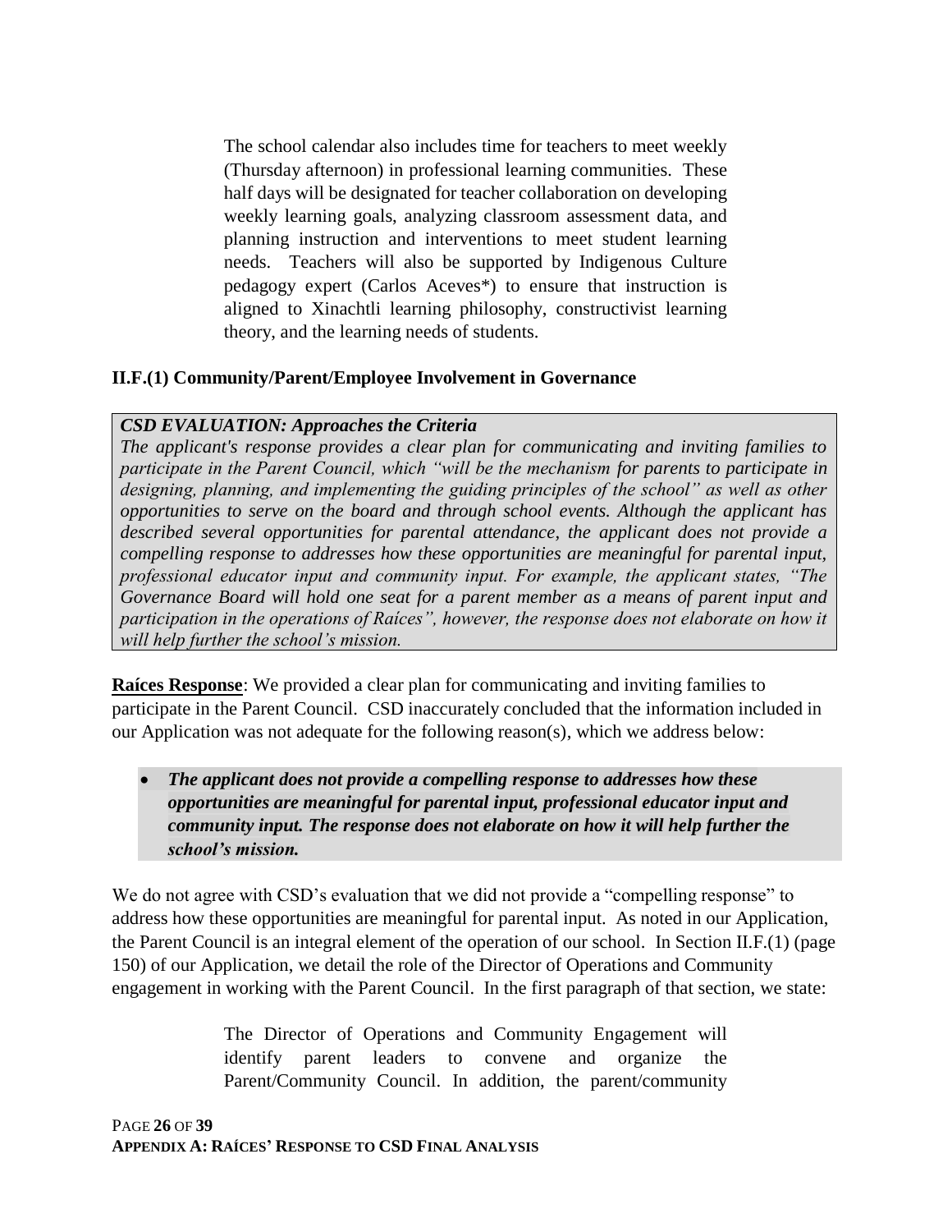> The school calendar also includes time for teachers to meet weekly (Thursday afternoon) in professional learning communities. These half days will be designated for teacher collaboration on developing weekly learning goals, analyzing classroom assessment data, and planning instruction and interventions to meet student learning needs. Teachers will also be supported by Indigenous Culture pedagogy expert (Carlos Aceves*) to ensure that instruction is aligned to Xinachtli learning philosophy, constructivist learning theory, and the learning needs of students.

### II.F.(1) Community/Parent/Employee Involvement in Governance

> ***CSD EVALUATION: Approaches the Criteria***
> *The applicant's response provides a clear plan for communicating and inviting families to participate in the Parent Council, which "will be the mechanism for parents to participate in designing, planning, and implementing the guiding principles of the school" as well as other opportunities to serve on the board and through school events. Although the applicant has described several opportunities for parental attendance, the applicant does not provide a compelling response to addresses how these opportunities are meaningful for parental input, professional educator input and community input. For example, the applicant states, "The Governance Board will hold one seat for a parent member as a means of parent input and participation in the operations of Raíces", however, the response does not elaborate on how it will help further the school's mission.*

**Raíces Response**: We provided a clear plan for communicating and inviting families to participate in the Parent Council. CSD inaccurately concluded that the information included in our Application was not adequate for the following reason(s), which we address below:

- ***The applicant does not provide a compelling response to addresses how these opportunities are meaningful for parental input, professional educator input and community input. The response does not elaborate on how it will help further the school's mission.***

We do not agree with CSD's evaluation that we did not provide a "compelling response" to address how these opportunities are meaningful for parental input. As noted in our Application, the Parent Council is an integral element of the operation of our school. In Section II.F.(1) (page 150) of our Application, we detail the role of the Director of Operations and Community engagement in working with the Parent Council. In the first paragraph of that section, we state:

> The Director of Operations and Community Engagement will identify parent leaders to convene and organize the Parent/Community Council. In addition, the parent/community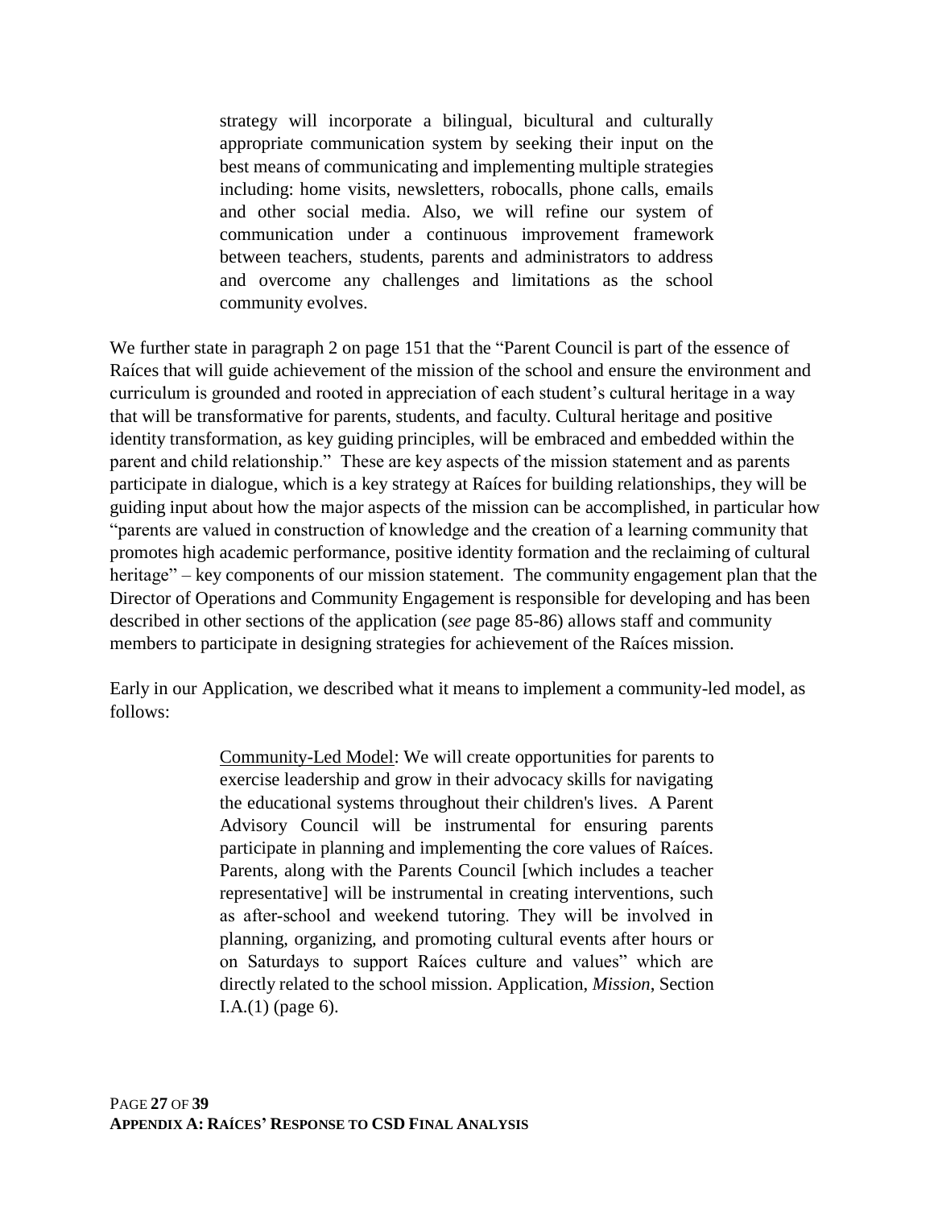> strategy will incorporate a bilingual, bicultural and culturally appropriate communication system by seeking their input on the best means of communicating and implementing multiple strategies including: home visits, newsletters, robocalls, phone calls, emails and other social media. Also, we will refine our system of communication under a continuous improvement framework between teachers, students, parents and administrators to address and overcome any challenges and limitations as the school community evolves.

We further state in paragraph 2 on page 151 that the "Parent Council is part of the essence of Raíces that will guide achievement of the mission of the school and ensure the environment and curriculum is grounded and rooted in appreciation of each student's cultural heritage in a way that will be transformative for parents, students, and faculty. Cultural heritage and positive identity transformation, as key guiding principles, will be embraced and embedded within the parent and child relationship." These are key aspects of the mission statement and as parents participate in dialogue, which is a key strategy at Raíces for building relationships, they will be guiding input about how the major aspects of the mission can be accomplished, in particular how "parents are valued in construction of knowledge and the creation of a learning community that promotes high academic performance, positive identity formation and the reclaiming of cultural heritage" – key components of our mission statement. The community engagement plan that the Director of Operations and Community Engagement is responsible for developing and has been described in other sections of the application (*see* page 85-86) allows staff and community members to participate in designing strategies for achievement of the Raíces mission.

Early in our Application, we described what it means to implement a community-led model, as follows:

> Community-Led Model: We will create opportunities for parents to exercise leadership and grow in their advocacy skills for navigating the educational systems throughout their children's lives. A Parent Advisory Council will be instrumental for ensuring parents participate in planning and implementing the core values of Raíces. Parents, along with the Parents Council [which includes a teacher representative] will be instrumental in creating interventions, such as after-school and weekend tutoring. They will be involved in planning, organizing, and promoting cultural events after hours or on Saturdays to support Raíces culture and values" which are directly related to the school mission. Application, *Mission*, Section I.A.(1) (page 6).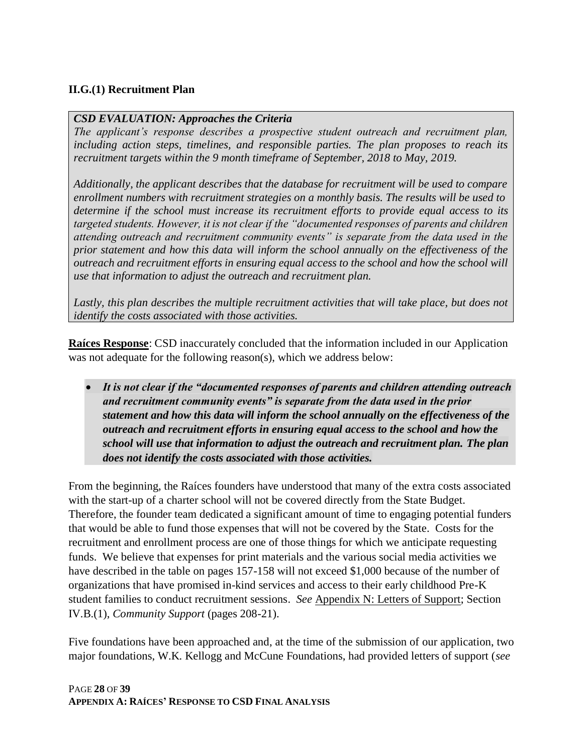### II.G.(1) Recruitment Plan

> ***CSD EVALUATION: Approaches the Criteria***
>
> *The applicant's response describes a prospective student outreach and recruitment plan, including action steps, timelines, and responsible parties. The plan proposes to reach its recruitment targets within the 9 month timeframe of September, 2018 to May, 2019.*
>
> *Additionally, the applicant describes that the database for recruitment will be used to compare enrollment numbers with recruitment strategies on a monthly basis. The results will be used to determine if the school must increase its recruitment efforts to provide equal access to its targeted students. However, it is not clear if the "documented responses of parents and children attending outreach and recruitment community events" is separate from the data used in the prior statement and how this data will inform the school annually on the effectiveness of the outreach and recruitment efforts in ensuring equal access to the school and how the school will use that information to adjust the outreach and recruitment plan.*
>
> *Lastly, this plan describes the multiple recruitment activities that will take place, but does not identify the costs associated with those activities.*

**Raíces Response**: CSD inaccurately concluded that the information included in our Application was not adequate for the following reason(s), which we address below:

- ***It is not clear if the "documented responses of parents and children attending outreach and recruitment community events" is separate from the data used in the prior statement and how this data will inform the school annually on the effectiveness of the outreach and recruitment efforts in ensuring equal access to the school and how the school will use that information to adjust the outreach and recruitment plan. The plan does not identify the costs associated with those activities.***

From the beginning, the Raíces founders have understood that many of the extra costs associated with the start-up of a charter school will not be covered directly from the State Budget. Therefore, the founder team dedicated a significant amount of time to engaging potential funders that would be able to fund those expenses that will not be covered by the State. Costs for the recruitment and enrollment process are one of those things for which we anticipate requesting funds. We believe that expenses for print materials and the various social media activities we have described in the table on pages 157-158 will not exceed $1,000 because of the number of organizations that have promised in-kind services and access to their early childhood Pre-K student families to conduct recruitment sessions. *See* Appendix N: Letters of Support; Section IV.B.(1), *Community Support* (pages 208-21).

Five foundations have been approached and, at the time of the submission of our application, two major foundations, W.K. Kellogg and McCune Foundations, had provided letters of support (*see*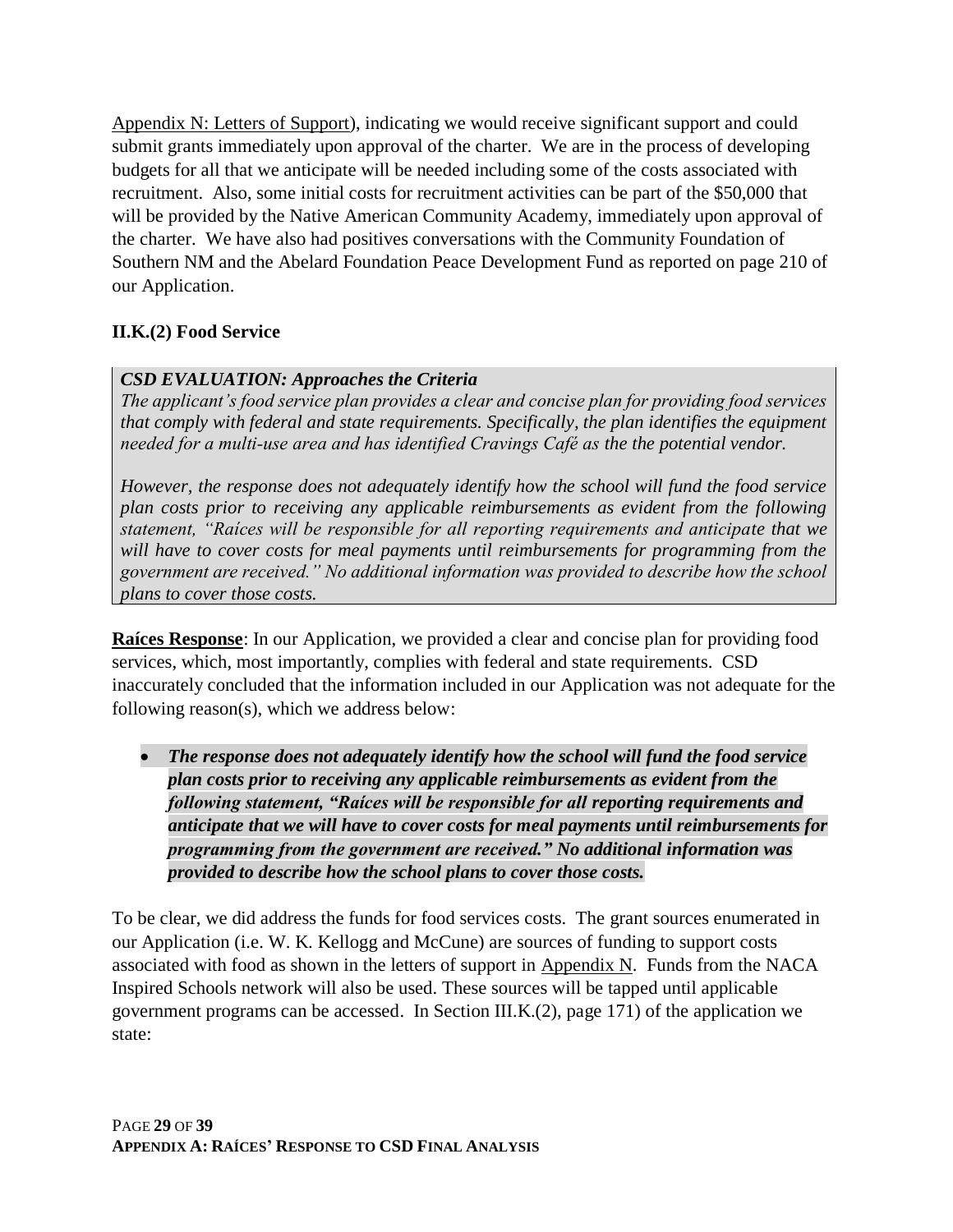Appendix N: Letters of Support), indicating we would receive significant support and could submit grants immediately upon approval of the charter. We are in the process of developing budgets for all that we anticipate will be needed including some of the costs associated with recruitment. Also, some initial costs for recruitment activities can be part of the $50,000 that will be provided by the Native American Community Academy, immediately upon approval of the charter. We have also had positives conversations with the Community Foundation of Southern NM and the Abelard Foundation Peace Development Fund as reported on page 210 of our Application.

### II.K.(2) Food Service

> ***CSD EVALUATION: Approaches the Criteria***
>
> *The applicant's food service plan provides a clear and concise plan for providing food services that comply with federal and state requirements. Specifically, the plan identifies the equipment needed for a multi-use area and has identified Cravings Café as the the potential vendor.*
>
> *However, the response does not adequately identify how the school will fund the food service plan costs prior to receiving any applicable reimbursements as evident from the following statement, "Raíces will be responsible for all reporting requirements and anticipate that we will have to cover costs for meal payments until reimbursements for programming from the government are received." No additional information was provided to describe how the school plans to cover those costs.*

**Raíces Response**: In our Application, we provided a clear and concise plan for providing food services, which, most importantly, complies with federal and state requirements. CSD inaccurately concluded that the information included in our Application was not adequate for the following reason(s), which we address below:

- ***The response does not adequately identify how the school will fund the food service plan costs prior to receiving any applicable reimbursements as evident from the following statement, "Raíces will be responsible for all reporting requirements and anticipate that we will have to cover costs for meal payments until reimbursements for programming from the government are received." No additional information was provided to describe how the school plans to cover those costs.***

To be clear, we did address the funds for food services costs. The grant sources enumerated in our Application (i.e. W. K. Kellogg and McCune) are sources of funding to support costs associated with food as shown in the letters of support in Appendix N. Funds from the NACA Inspired Schools network will also be used. These sources will be tapped until applicable government programs can be accessed. In Section III.K.(2), page 171) of the application we state: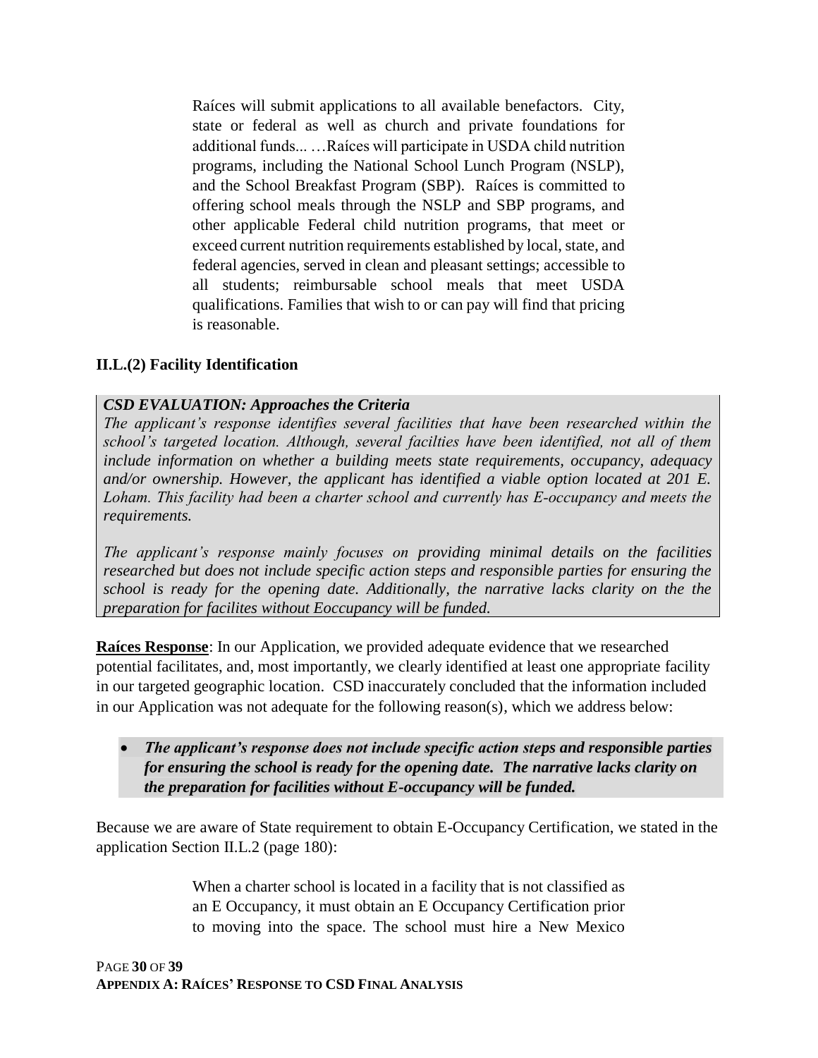> Raíces will submit applications to all available benefactors. City, state or federal as well as church and private foundations for additional funds... …Raíces will participate in USDA child nutrition programs, including the National School Lunch Program (NSLP), and the School Breakfast Program (SBP). Raíces is committed to offering school meals through the NSLP and SBP programs, and other applicable Federal child nutrition programs, that meet or exceed current nutrition requirements established by local, state, and federal agencies, served in clean and pleasant settings; accessible to all students; reimbursable school meals that meet USDA qualifications. Families that wish to or can pay will find that pricing is reasonable.

### II.L.(2) Facility Identification

***CSD EVALUATION: Approaches the Criteria***

*The applicant's response identifies several facilities that have been researched within the school's targeted location. Although, several facilties have been identified, not all of them include information on whether a building meets state requirements, occupancy, adequacy and/or ownership. However, the applicant has identified a viable option located at 201 E. Loham. This facility had been a charter school and currently has E-occupancy and meets the requirements.*

*The applicant's response mainly focuses on providing minimal details on the facilities researched but does not include specific action steps and responsible parties for ensuring the school is ready for the opening date. Additionally, the narrative lacks clarity on the the preparation for facilites without Eoccupancy will be funded.*

**Raíces Response**: In our Application, we provided adequate evidence that we researched potential facilitates, and, most importantly, we clearly identified at least one appropriate facility in our targeted geographic location. CSD inaccurately concluded that the information included in our Application was not adequate for the following reason(s), which we address below:

- ***The applicant's response does not include specific action steps and responsible parties for ensuring the school is ready for the opening date. The narrative lacks clarity on the preparation for facilities without E-occupancy will be funded.***

Because we are aware of State requirement to obtain E-Occupancy Certification, we stated in the application Section II.L.2 (page 180):

> When a charter school is located in a facility that is not classified as an E Occupancy, it must obtain an E Occupancy Certification prior to moving into the space. The school must hire a New Mexico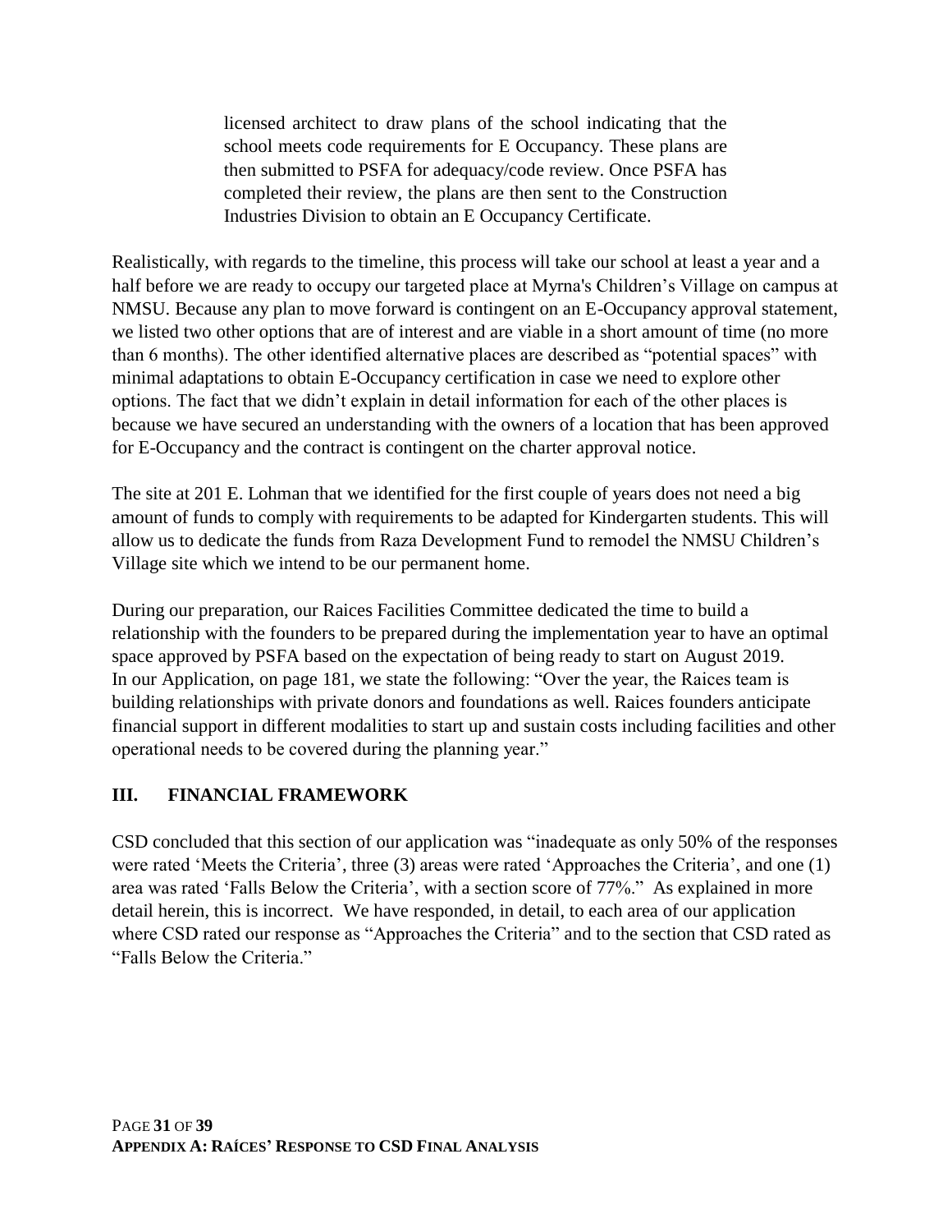licensed architect to draw plans of the school indicating that the school meets code requirements for E Occupancy. These plans are then submitted to PSFA for adequacy/code review. Once PSFA has completed their review, the plans are then sent to the Construction Industries Division to obtain an E Occupancy Certificate.

Realistically, with regards to the timeline, this process will take our school at least a year and a half before we are ready to occupy our targeted place at Myrna's Children's Village on campus at NMSU. Because any plan to move forward is contingent on an E-Occupancy approval statement, we listed two other options that are of interest and are viable in a short amount of time (no more than 6 months). The other identified alternative places are described as "potential spaces" with minimal adaptations to obtain E-Occupancy certification in case we need to explore other options. The fact that we didn't explain in detail information for each of the other places is because we have secured an understanding with the owners of a location that has been approved for E-Occupancy and the contract is contingent on the charter approval notice.

The site at 201 E. Lohman that we identified for the first couple of years does not need a big amount of funds to comply with requirements to be adapted for Kindergarten students. This will allow us to dedicate the funds from Raza Development Fund to remodel the NMSU Children's Village site which we intend to be our permanent home.

During our preparation, our Raices Facilities Committee dedicated the time to build a relationship with the founders to be prepared during the implementation year to have an optimal space approved by PSFA based on the expectation of being ready to start on August 2019. In our Application, on page 181, we state the following: "Over the year, the Raices team is building relationships with private donors and foundations as well. Raices founders anticipate financial support in different modalities to start up and sustain costs including facilities and other operational needs to be covered during the planning year."

## III. FINANCIAL FRAMEWORK

CSD concluded that this section of our application was "inadequate as only 50% of the responses were rated 'Meets the Criteria', three (3) areas were rated 'Approaches the Criteria', and one (1) area was rated 'Falls Below the Criteria', with a section score of 77%." As explained in more detail herein, this is incorrect. We have responded, in detail, to each area of our application where CSD rated our response as "Approaches the Criteria" and to the section that CSD rated as "Falls Below the Criteria."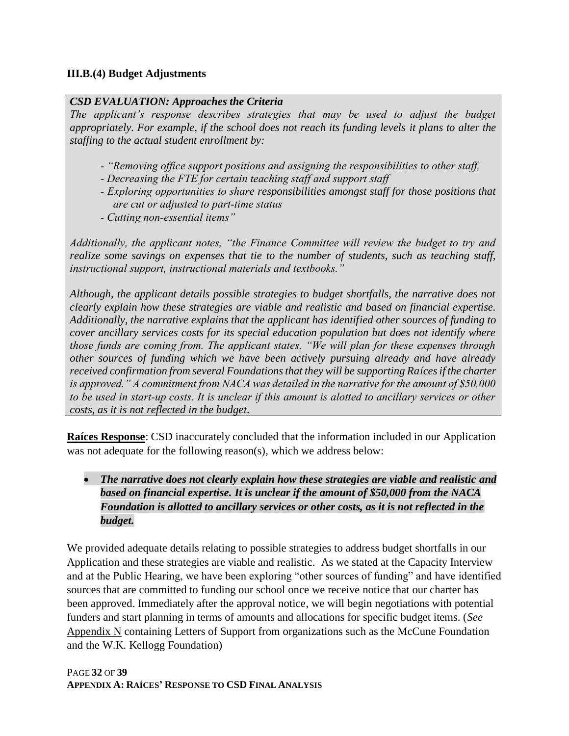### III.B.(4) Budget Adjustments

***CSD EVALUATION: Approaches the Criteria***

*The applicant's response describes strategies that may be used to adjust the budget appropriately. For example, if the school does not reach its funding levels it plans to alter the staffing to the actual student enrollment by:*

- *"Removing office support positions and assigning the responsibilities to other staff,*
- *Decreasing the FTE for certain teaching staff and support staff*
- *Exploring opportunities to share responsibilities amongst staff for those positions that are cut or adjusted to part-time status*
- *Cutting non-essential items"*

*Additionally, the applicant notes, "the Finance Committee will review the budget to try and realize some savings on expenses that tie to the number of students, such as teaching staff, instructional support, instructional materials and textbooks."*

*Although, the applicant details possible strategies to budget shortfalls, the narrative does not clearly explain how these strategies are viable and realistic and based on financial expertise. Additionally, the narrative explains that the applicant has identified other sources of funding to cover ancillary services costs for its special education population but does not identify where those funds are coming from. The applicant states, "We will plan for these expenses through other sources of funding which we have been actively pursuing already and have already received confirmation from several Foundations that they will be supporting Raíces if the charter is approved." A commitment from NACA was detailed in the narrative for the amount of $50,000 to be used in start-up costs. It is unclear if this amount is alotted to ancillary services or other costs, as it is not reflected in the budget.*

**Raíces Response**: CSD inaccurately concluded that the information included in our Application was not adequate for the following reason(s), which we address below:

- ***The narrative does not clearly explain how these strategies are viable and realistic and based on financial expertise. It is unclear if the amount of $50,000 from the NACA Foundation is allotted to ancillary services or other costs, as it is not reflected in the budget.***

We provided adequate details relating to possible strategies to address budget shortfalls in our Application and these strategies are viable and realistic. As we stated at the Capacity Interview and at the Public Hearing, we have been exploring "other sources of funding" and have identified sources that are committed to funding our school once we receive notice that our charter has been approved. Immediately after the approval notice, we will begin negotiations with potential funders and start planning in terms of amounts and allocations for specific budget items. (*See* Appendix N containing Letters of Support from organizations such as the McCune Foundation and the W.K. Kellogg Foundation)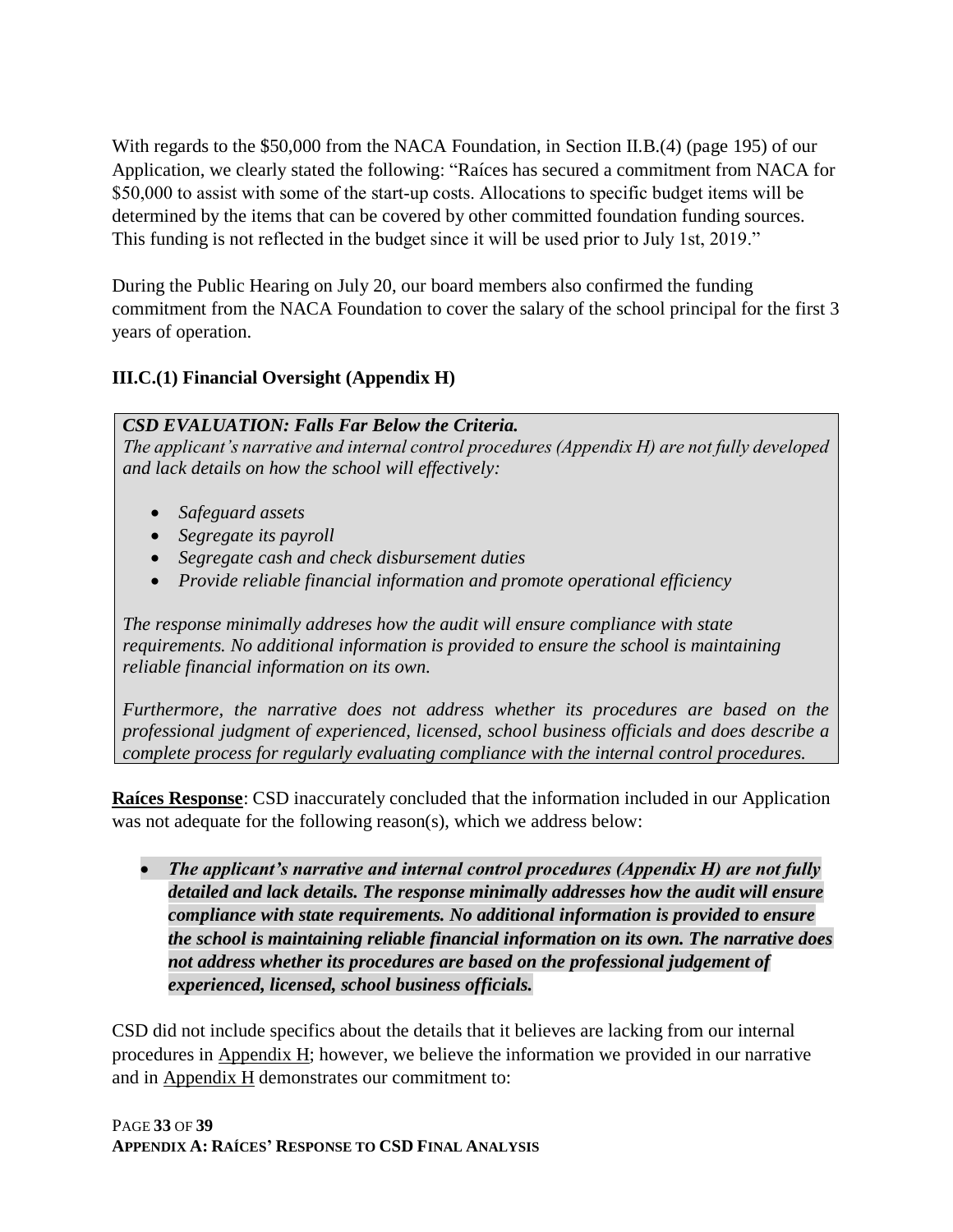With regards to the $50,000 from the NACA Foundation, in Section II.B.(4) (page 195) of our Application, we clearly stated the following: "Raíces has secured a commitment from NACA for $50,000 to assist with some of the start-up costs. Allocations to specific budget items will be determined by the items that can be covered by other committed foundation funding sources. This funding is not reflected in the budget since it will be used prior to July 1st, 2019."

During the Public Hearing on July 20, our board members also confirmed the funding commitment from the NACA Foundation to cover the salary of the school principal for the first 3 years of operation.

### III.C.(1) Financial Oversight (Appendix H)

> ***CSD EVALUATION: Falls Far Below the Criteria.***
> *The applicant's narrative and internal control procedures (Appendix H) are not fully developed and lack details on how the school will effectively:*
>
> - *Safeguard assets*
> - *Segregate its payroll*
> - *Segregate cash and check disbursement duties*
> - *Provide reliable financial information and promote operational efficiency*
>
> *The response minimally addreses how the audit will ensure compliance with state requirements. No additional information is provided to ensure the school is maintaining reliable financial information on its own.*
>
> *Furthermore, the narrative does not address whether its procedures are based on the professional judgment of experienced, licensed, school business officials and does describe a complete process for regularly evaluating compliance with the internal control procedures.*

**Raíces Response**: CSD inaccurately concluded that the information included in our Application was not adequate for the following reason(s), which we address below:

- ***The applicant's narrative and internal control procedures (Appendix H) are not fully detailed and lack details. The response minimally addresses how the audit will ensure compliance with state requirements. No additional information is provided to ensure the school is maintaining reliable financial information on its own. The narrative does not address whether its procedures are based on the professional judgement of experienced, licensed, school business officials.***

CSD did not include specifics about the details that it believes are lacking from our internal procedures in Appendix H; however, we believe the information we provided in our narrative and in Appendix H demonstrates our commitment to: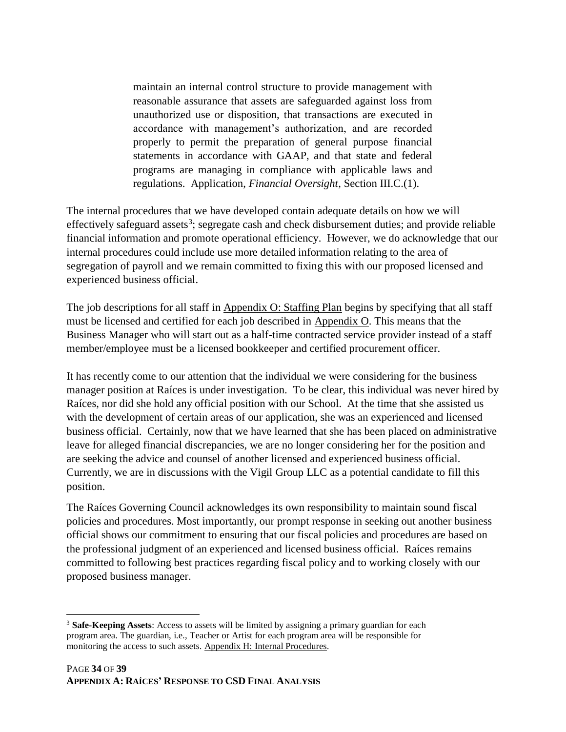> maintain an internal control structure to provide management with reasonable assurance that assets are safeguarded against loss from unauthorized use or disposition, that transactions are executed in accordance with management's authorization, and are recorded properly to permit the preparation of general purpose financial statements in accordance with GAAP, and that state and federal programs are managing in compliance with applicable laws and regulations. Application, *Financial Oversight*, Section III.C.(1).

The internal procedures that we have developed contain adequate details on how we will effectively safeguard assets[3]; segregate cash and check disbursement duties; and provide reliable financial information and promote operational efficiency. However, we do acknowledge that our internal procedures could include use more detailed information relating to the area of segregation of payroll and we remain committed to fixing this with our proposed licensed and experienced business official.

The job descriptions for all staff in Appendix O: Staffing Plan begins by specifying that all staff must be licensed and certified for each job described in Appendix O. This means that the Business Manager who will start out as a half-time contracted service provider instead of a staff member/employee must be a licensed bookkeeper and certified procurement officer.

It has recently come to our attention that the individual we were considering for the business manager position at Raíces is under investigation. To be clear, this individual was never hired by Raíces, nor did she hold any official position with our School. At the time that she assisted us with the development of certain areas of our application, she was an experienced and licensed business official. Certainly, now that we have learned that she has been placed on administrative leave for alleged financial discrepancies, we are no longer considering her for the position and are seeking the advice and counsel of another licensed and experienced business official. Currently, we are in discussions with the Vigil Group LLC as a potential candidate to fill this position.

The Raíces Governing Council acknowledges its own responsibility to maintain sound fiscal policies and procedures. Most importantly, our prompt response in seeking out another business official shows our commitment to ensuring that our fiscal policies and procedures are based on the professional judgment of an experienced and licensed business official. Raíces remains committed to following best practices regarding fiscal policy and to working closely with our proposed business manager.

---

[3] **Safe-Keeping Assets**: Access to assets will be limited by assigning a primary guardian for each program area. The guardian, i.e., Teacher or Artist for each program area will be responsible for monitoring the access to such assets. Appendix H: Internal Procedures.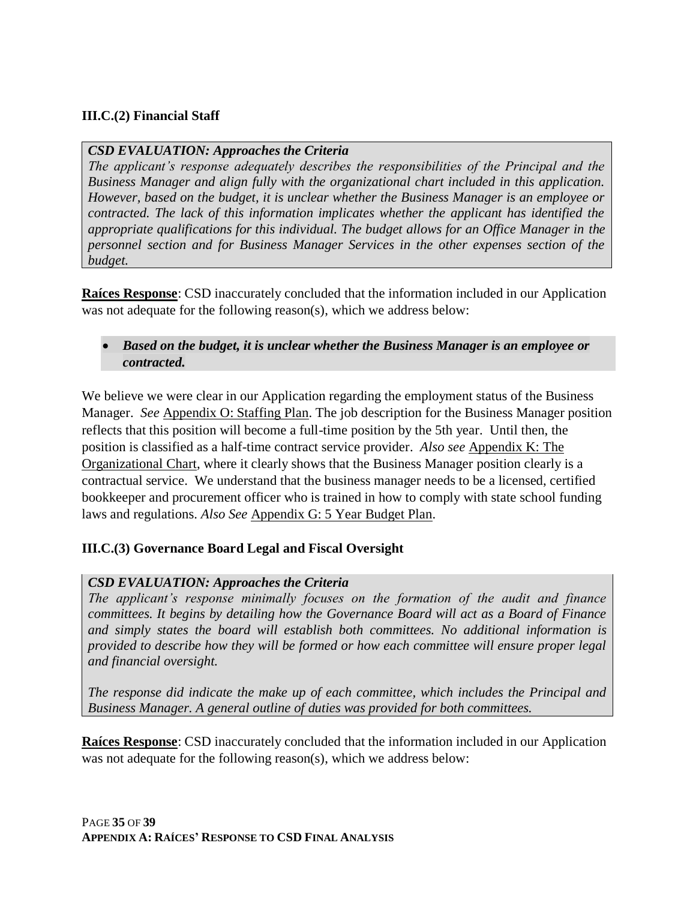### III.C.(2) Financial Staff

> ***CSD EVALUATION: Approaches the Criteria***
>
> *The applicant's response adequately describes the responsibilities of the Principal and the Business Manager and align fully with the organizational chart included in this application. However, based on the budget, it is unclear whether the Business Manager is an employee or contracted. The lack of this information implicates whether the applicant has identified the appropriate qualifications for this individual. The budget allows for an Office Manager in the personnel section and for Business Manager Services in the other expenses section of the budget.*

**Raíces Response**: CSD inaccurately concluded that the information included in our Application was not adequate for the following reason(s), which we address below:

- ***Based on the budget, it is unclear whether the Business Manager is an employee or contracted.***

We believe we were clear in our Application regarding the employment status of the Business Manager. *See* Appendix O: Staffing Plan. The job description for the Business Manager position reflects that this position will become a full-time position by the 5th year. Until then, the position is classified as a half-time contract service provider. *Also see* Appendix K: The Organizational Chart, where it clearly shows that the Business Manager position clearly is a contractual service. We understand that the business manager needs to be a licensed, certified bookkeeper and procurement officer who is trained in how to comply with state school funding laws and regulations. *Also See* Appendix G: 5 Year Budget Plan.

### III.C.(3) Governance Board Legal and Fiscal Oversight

> ***CSD EVALUATION: Approaches the Criteria***
>
> *The applicant's response minimally focuses on the formation of the audit and finance committees. It begins by detailing how the Governance Board will act as a Board of Finance and simply states the board will establish both committees. No additional information is provided to describe how they will be formed or how each committee will ensure proper legal and financial oversight.*
>
> *The response did indicate the make up of each committee, which includes the Principal and Business Manager. A general outline of duties was provided for both committees.*

**Raíces Response**: CSD inaccurately concluded that the information included in our Application was not adequate for the following reason(s), which we address below: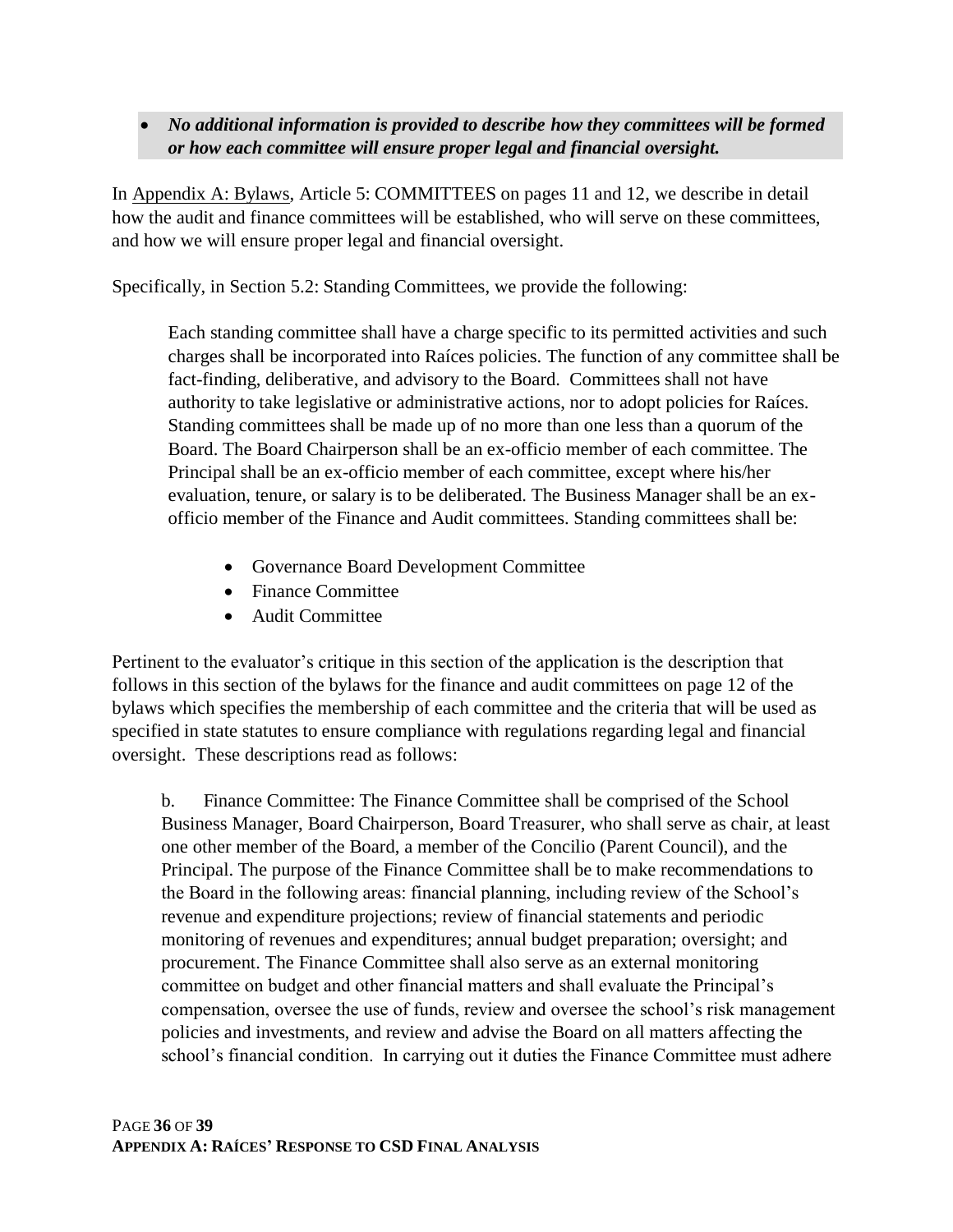- ***No additional information is provided to describe how they committees will be formed or how each committee will ensure proper legal and financial oversight.***

In Appendix A: Bylaws, Article 5: COMMITTEES on pages 11 and 12, we describe in detail how the audit and finance committees will be established, who will serve on these committees, and how we will ensure proper legal and financial oversight.

Specifically, in Section 5.2: Standing Committees, we provide the following:

> Each standing committee shall have a charge specific to its permitted activities and such charges shall be incorporated into Raíces policies. The function of any committee shall be fact-finding, deliberative, and advisory to the Board. Committees shall not have authority to take legislative or administrative actions, nor to adopt policies for Raíces. Standing committees shall be made up of no more than one less than a quorum of the Board. The Board Chairperson shall be an ex-officio member of each committee. The Principal shall be an ex-officio member of each committee, except where his/her evaluation, tenure, or salary is to be deliberated. The Business Manager shall be an ex-officio member of the Finance and Audit committees. Standing committees shall be:
>
> - Governance Board Development Committee
> - Finance Committee
> - Audit Committee

Pertinent to the evaluator's critique in this section of the application is the description that follows in this section of the bylaws for the finance and audit committees on page 12 of the bylaws which specifies the membership of each committee and the criteria that will be used as specified in state statutes to ensure compliance with regulations regarding legal and financial oversight. These descriptions read as follows:

> b. Finance Committee: The Finance Committee shall be comprised of the School Business Manager, Board Chairperson, Board Treasurer, who shall serve as chair, at least one other member of the Board, a member of the Concilio (Parent Council), and the Principal. The purpose of the Finance Committee shall be to make recommendations to the Board in the following areas: financial planning, including review of the School's revenue and expenditure projections; review of financial statements and periodic monitoring of revenues and expenditures; annual budget preparation; oversight; and procurement. The Finance Committee shall also serve as an external monitoring committee on budget and other financial matters and shall evaluate the Principal's compensation, oversee the use of funds, review and oversee the school's risk management policies and investments, and review and advise the Board on all matters affecting the school's financial condition. In carrying out it duties the Finance Committee must adhere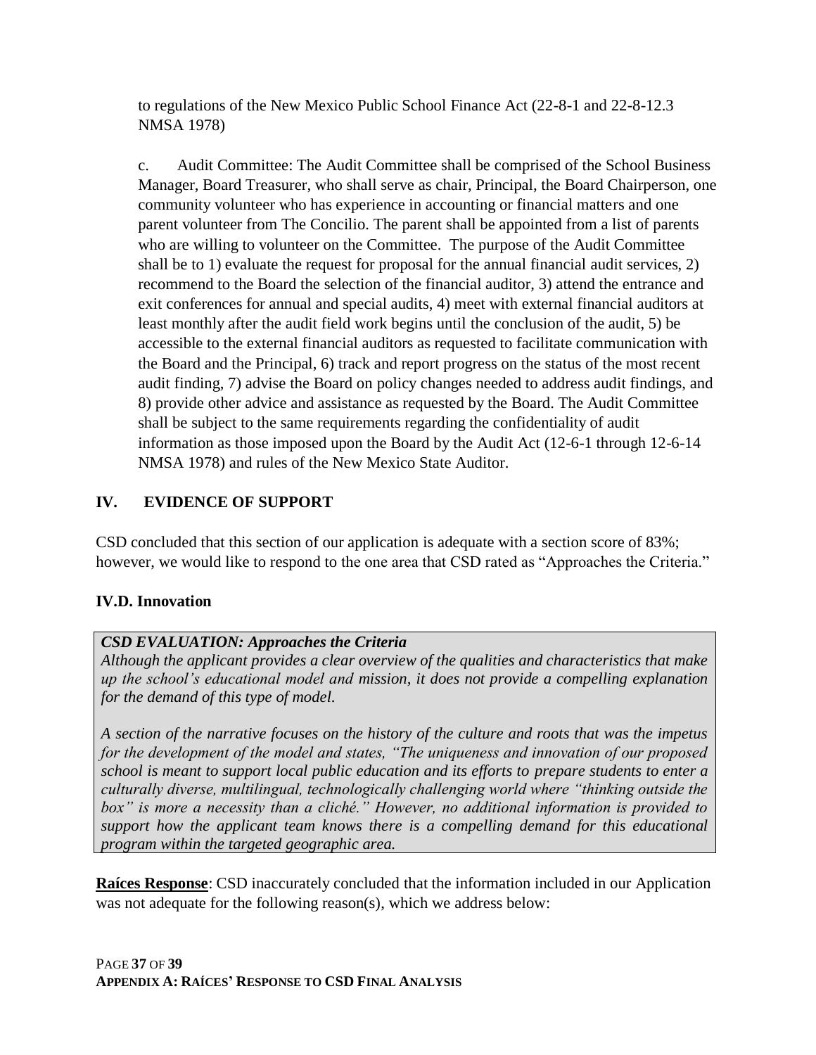to regulations of the New Mexico Public School Finance Act (22-8-1 and 22-8-12.3 NMSA 1978)

c. Audit Committee: The Audit Committee shall be comprised of the School Business Manager, Board Treasurer, who shall serve as chair, Principal, the Board Chairperson, one community volunteer who has experience in accounting or financial matters and one parent volunteer from The Concilio. The parent shall be appointed from a list of parents who are willing to volunteer on the Committee. The purpose of the Audit Committee shall be to 1) evaluate the request for proposal for the annual financial audit services, 2) recommend to the Board the selection of the financial auditor, 3) attend the entrance and exit conferences for annual and special audits, 4) meet with external financial auditors at least monthly after the audit field work begins until the conclusion of the audit, 5) be accessible to the external financial auditors as requested to facilitate communication with the Board and the Principal, 6) track and report progress on the status of the most recent audit finding, 7) advise the Board on policy changes needed to address audit findings, and 8) provide other advice and assistance as requested by the Board. The Audit Committee shall be subject to the same requirements regarding the confidentiality of audit information as those imposed upon the Board by the Audit Act (12-6-1 through 12-6-14 NMSA 1978) and rules of the New Mexico State Auditor.

## IV. EVIDENCE OF SUPPORT

CSD concluded that this section of our application is adequate with a section score of 83%; however, we would like to respond to the one area that CSD rated as "Approaches the Criteria."

### IV.D. Innovation

***CSD EVALUATION: Approaches the Criteria***

*Although the applicant provides a clear overview of the qualities and characteristics that make up the school's educational model and mission, it does not provide a compelling explanation for the demand of this type of model.*

*A section of the narrative focuses on the history of the culture and roots that was the impetus for the development of the model and states, "The uniqueness and innovation of our proposed school is meant to support local public education and its efforts to prepare students to enter a culturally diverse, multilingual, technologically challenging world where "thinking outside the box" is more a necessity than a cliché." However, no additional information is provided to support how the applicant team knows there is a compelling demand for this educational program within the targeted geographic area.*

**Raíces Response**: CSD inaccurately concluded that the information included in our Application was not adequate for the following reason(s), which we address below: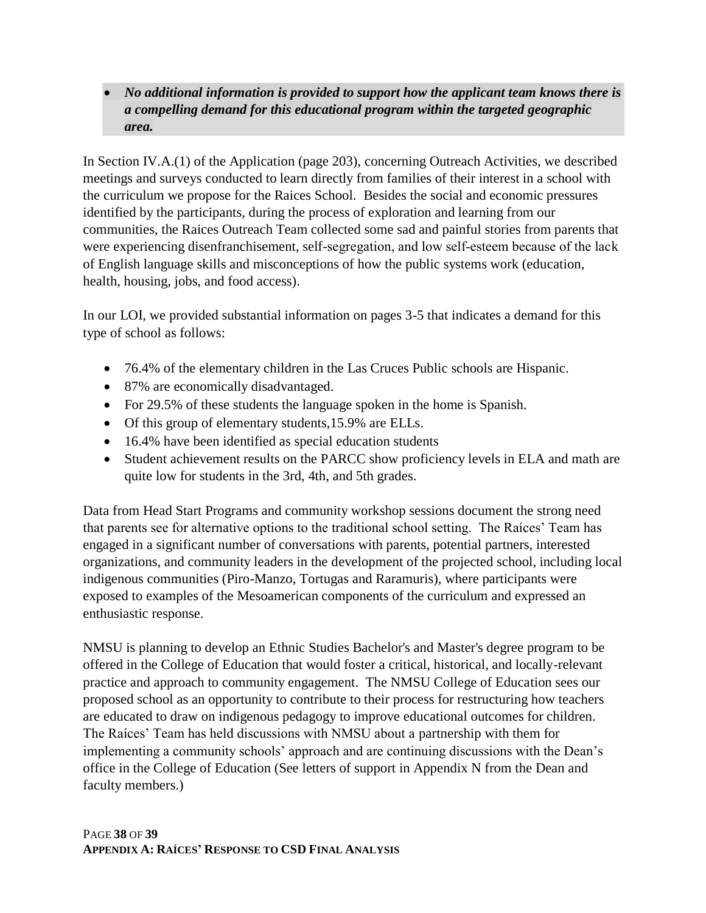- ***No additional information is provided to support how the applicant team knows there is a compelling demand for this educational program within the targeted geographic area.***

In Section IV.A.(1) of the Application (page 203), concerning Outreach Activities, we described meetings and surveys conducted to learn directly from families of their interest in a school with the curriculum we propose for the Raices School. Besides the social and economic pressures identified by the participants, during the process of exploration and learning from our communities, the Raices Outreach Team collected some sad and painful stories from parents that were experiencing disenfranchisement, self-segregation, and low self-esteem because of the lack of English language skills and misconceptions of how the public systems work (education, health, housing, jobs, and food access).

In our LOI, we provided substantial information on pages 3-5 that indicates a demand for this type of school as follows:

- 76.4% of the elementary children in the Las Cruces Public schools are Hispanic.
- 87% are economically disadvantaged.
- For 29.5% of these students the language spoken in the home is Spanish.
- Of this group of elementary students,15.9% are ELLs.
- 16.4% have been identified as special education students
- Student achievement results on the PARCC show proficiency levels in ELA and math are quite low for students in the 3rd, 4th, and 5th grades.

Data from Head Start Programs and community workshop sessions document the strong need that parents see for alternative options to the traditional school setting. The Raíces' Team has engaged in a significant number of conversations with parents, potential partners, interested organizations, and community leaders in the development of the projected school, including local indigenous communities (Piro-Manzo, Tortugas and Raramuris), where participants were exposed to examples of the Mesoamerican components of the curriculum and expressed an enthusiastic response.

NMSU is planning to develop an Ethnic Studies Bachelor's and Master's degree program to be offered in the College of Education that would foster a critical, historical, and locally-relevant practice and approach to community engagement. The NMSU College of Education sees our proposed school as an opportunity to contribute to their process for restructuring how teachers are educated to draw on indigenous pedagogy to improve educational outcomes for children. The Raíces' Team has held discussions with NMSU about a partnership with them for implementing a community schools' approach and are continuing discussions with the Dean's office in the College of Education (See letters of support in Appendix N from the Dean and faculty members.)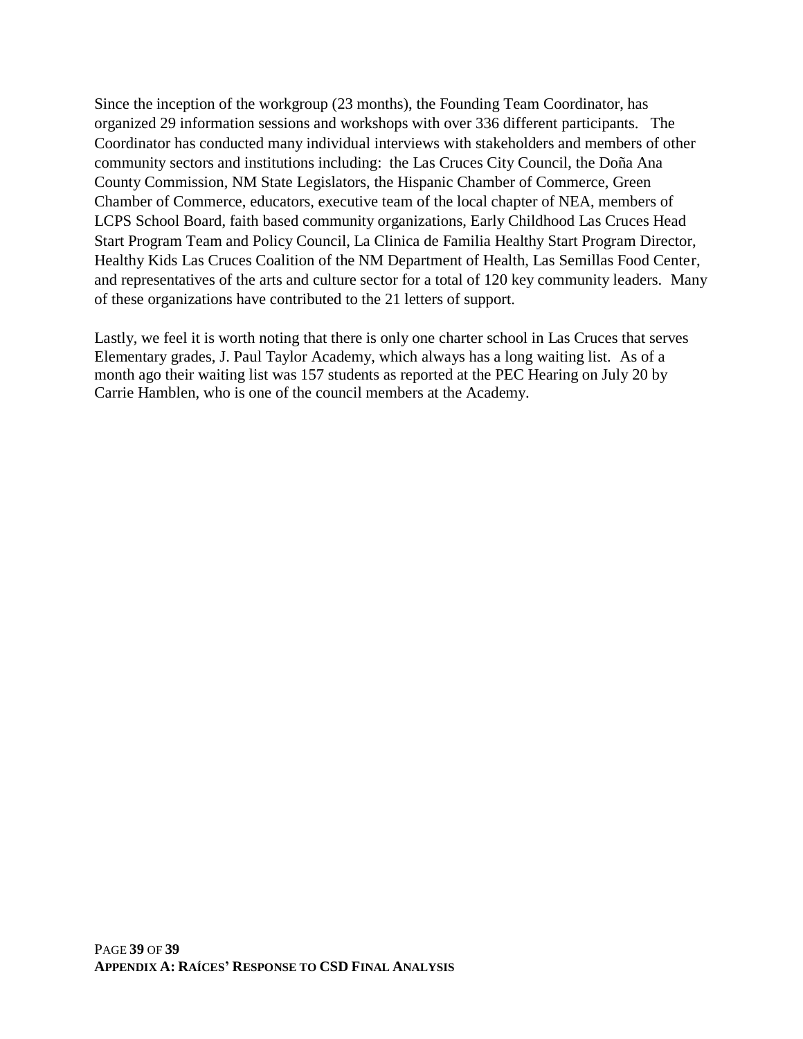Since the inception of the workgroup (23 months), the Founding Team Coordinator, has organized 29 information sessions and workshops with over 336 different participants. The Coordinator has conducted many individual interviews with stakeholders and members of other community sectors and institutions including: the Las Cruces City Council, the Doña Ana County Commission, NM State Legislators, the Hispanic Chamber of Commerce, Green Chamber of Commerce, educators, executive team of the local chapter of NEA, members of LCPS School Board, faith based community organizations, Early Childhood Las Cruces Head Start Program Team and Policy Council, La Clinica de Familia Healthy Start Program Director, Healthy Kids Las Cruces Coalition of the NM Department of Health, Las Semillas Food Center, and representatives of the arts and culture sector for a total of 120 key community leaders. Many of these organizations have contributed to the 21 letters of support.

Lastly, we feel it is worth noting that there is only one charter school in Las Cruces that serves Elementary grades, J. Paul Taylor Academy, which always has a long waiting list. As of a month ago their waiting list was 157 students as reported at the PEC Hearing on July 20 by Carrie Hamblen, who is one of the council members at the Academy.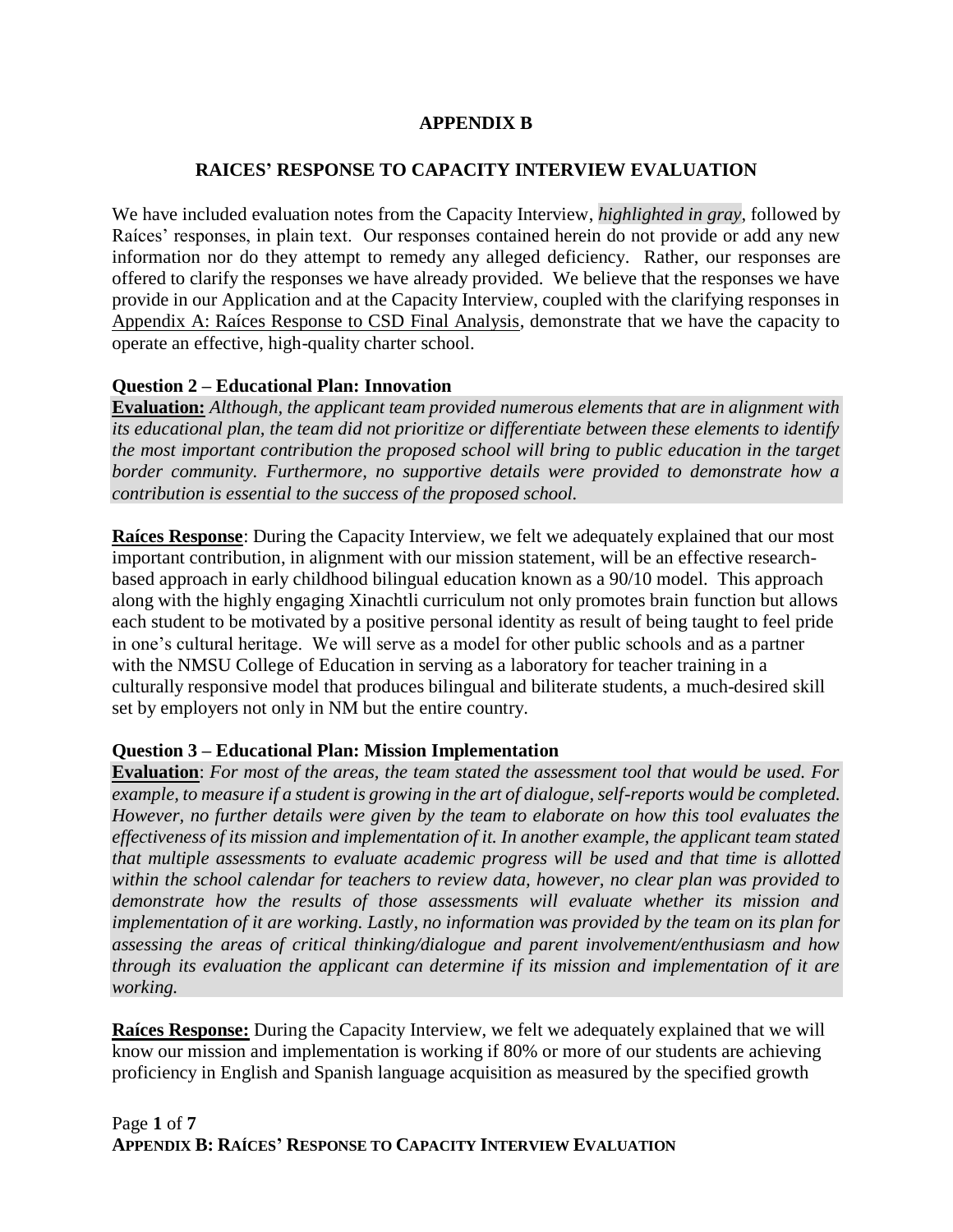## APPENDIX B

## RAICES' RESPONSE TO CAPACITY INTERVIEW EVALUATION

We have included evaluation notes from the Capacity Interview, *highlighted in gray*, followed by Raíces' responses, in plain text. Our responses contained herein do not provide or add any new information nor do they attempt to remedy any alleged deficiency. Rather, our responses are offered to clarify the responses we have already provided. We believe that the responses we have provide in our Application and at the Capacity Interview, coupled with the clarifying responses in Appendix A: Raíces Response to CSD Final Analysis, demonstrate that we have the capacity to operate an effective, high-quality charter school.

### Question 2 – Educational Plan: Innovation

**Evaluation:** *Although, the applicant team provided numerous elements that are in alignment with its educational plan, the team did not prioritize or differentiate between these elements to identify the most important contribution the proposed school will bring to public education in the target border community. Furthermore, no supportive details were provided to demonstrate how a contribution is essential to the success of the proposed school.*

**Raíces Response**: During the Capacity Interview, we felt we adequately explained that our most important contribution, in alignment with our mission statement, will be an effective research-based approach in early childhood bilingual education known as a 90/10 model. This approach along with the highly engaging Xinachtli curriculum not only promotes brain function but allows each student to be motivated by a positive personal identity as result of being taught to feel pride in one's cultural heritage. We will serve as a model for other public schools and as a partner with the NMSU College of Education in serving as a laboratory for teacher training in a culturally responsive model that produces bilingual and biliterate students, a much-desired skill set by employers not only in NM but the entire country.

### Question 3 – Educational Plan: Mission Implementation

**Evaluation**: *For most of the areas, the team stated the assessment tool that would be used. For example, to measure if a student is growing in the art of dialogue, self-reports would be completed. However, no further details were given by the team to elaborate on how this tool evaluates the effectiveness of its mission and implementation of it. In another example, the applicant team stated that multiple assessments to evaluate academic progress will be used and that time is allotted within the school calendar for teachers to review data, however, no clear plan was provided to demonstrate how the results of those assessments will evaluate whether its mission and implementation of it are working. Lastly, no information was provided by the team on its plan for assessing the areas of critical thinking/dialogue and parent involvement/enthusiasm and how through its evaluation the applicant can determine if its mission and implementation of it are working.*

**Raíces Response:** During the Capacity Interview, we felt we adequately explained that we will know our mission and implementation is working if 80% or more of our students are achieving proficiency in English and Spanish language acquisition as measured by the specified growth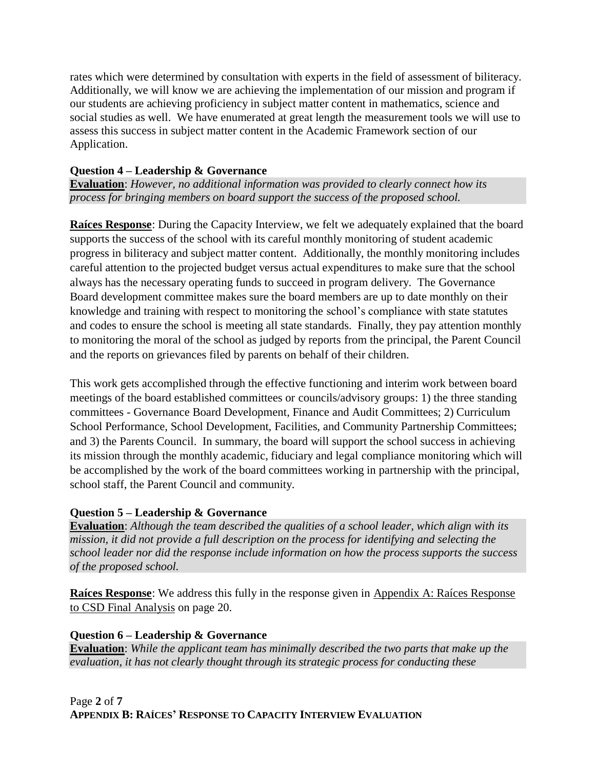rates which were determined by consultation with experts in the field of assessment of biliteracy. Additionally, we will know we are achieving the implementation of our mission and program if our students are achieving proficiency in subject matter content in mathematics, science and social studies as well. We have enumerated at great length the measurement tools we will use to assess this success in subject matter content in the Academic Framework section of our Application.

**Question 4 – Leadership & Governance**

**Evaluation**: *However, no additional information was provided to clearly connect how its process for bringing members on board support the success of the proposed school.*

**Raíces Response**: During the Capacity Interview, we felt we adequately explained that the board supports the success of the school with its careful monthly monitoring of student academic progress in biliteracy and subject matter content. Additionally, the monthly monitoring includes careful attention to the projected budget versus actual expenditures to make sure that the school always has the necessary operating funds to succeed in program delivery. The Governance Board development committee makes sure the board members are up to date monthly on their knowledge and training with respect to monitoring the school's compliance with state statutes and codes to ensure the school is meeting all state standards. Finally, they pay attention monthly to monitoring the moral of the school as judged by reports from the principal, the Parent Council and the reports on grievances filed by parents on behalf of their children.

This work gets accomplished through the effective functioning and interim work between board meetings of the board established committees or councils/advisory groups: 1) the three standing committees - Governance Board Development, Finance and Audit Committees; 2) Curriculum School Performance, School Development, Facilities, and Community Partnership Committees; and 3) the Parents Council. In summary, the board will support the school success in achieving its mission through the monthly academic, fiduciary and legal compliance monitoring which will be accomplished by the work of the board committees working in partnership with the principal, school staff, the Parent Council and community.

**Question 5 – Leadership & Governance**

**Evaluation**: *Although the team described the qualities of a school leader, which align with its mission, it did not provide a full description on the process for identifying and selecting the school leader nor did the response include information on how the process supports the success of the proposed school.*

**Raíces Response**: We address this fully in the response given in Appendix A: Raíces Response to CSD Final Analysis on page 20.

**Question 6 – Leadership & Governance**

**Evaluation**: *While the applicant team has minimally described the two parts that make up the evaluation, it has not clearly thought through its strategic process for conducting these*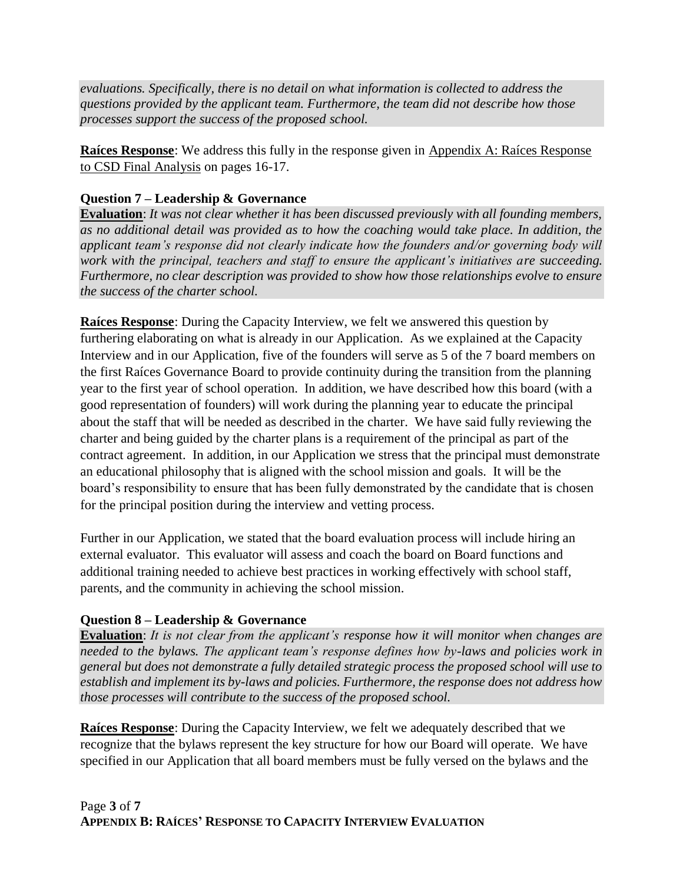*evaluations. Specifically, there is no detail on what information is collected to address the questions provided by the applicant team. Furthermore, the team did not describe how those processes support the success of the proposed school.*

**Raíces Response**: We address this fully in the response given in Appendix A: Raíces Response to CSD Final Analysis on pages 16-17.

**Question 7 – Leadership & Governance**

**Evaluation**: *It was not clear whether it has been discussed previously with all founding members, as no additional detail was provided as to how the coaching would take place. In addition, the applicant team's response did not clearly indicate how the founders and/or governing body will work with the principal, teachers and staff to ensure the applicant's initiatives are succeeding. Furthermore, no clear description was provided to show how those relationships evolve to ensure the success of the charter school.*

**Raíces Response**: During the Capacity Interview, we felt we answered this question by furthering elaborating on what is already in our Application. As we explained at the Capacity Interview and in our Application, five of the founders will serve as 5 of the 7 board members on the first Raíces Governance Board to provide continuity during the transition from the planning year to the first year of school operation. In addition, we have described how this board (with a good representation of founders) will work during the planning year to educate the principal about the staff that will be needed as described in the charter. We have said fully reviewing the charter and being guided by the charter plans is a requirement of the principal as part of the contract agreement. In addition, in our Application we stress that the principal must demonstrate an educational philosophy that is aligned with the school mission and goals. It will be the board's responsibility to ensure that has been fully demonstrated by the candidate that is chosen for the principal position during the interview and vetting process.

Further in our Application, we stated that the board evaluation process will include hiring an external evaluator. This evaluator will assess and coach the board on Board functions and additional training needed to achieve best practices in working effectively with school staff, parents, and the community in achieving the school mission.

**Question 8 – Leadership & Governance**

**Evaluation**: *It is not clear from the applicant's response how it will monitor when changes are needed to the bylaws. The applicant team's response defines how by-laws and policies work in general but does not demonstrate a fully detailed strategic process the proposed school will use to establish and implement its by-laws and policies. Furthermore, the response does not address how those processes will contribute to the success of the proposed school.*

**Raíces Response**: During the Capacity Interview, we felt we adequately described that we recognize that the bylaws represent the key structure for how our Board will operate. We have specified in our Application that all board members must be fully versed on the bylaws and the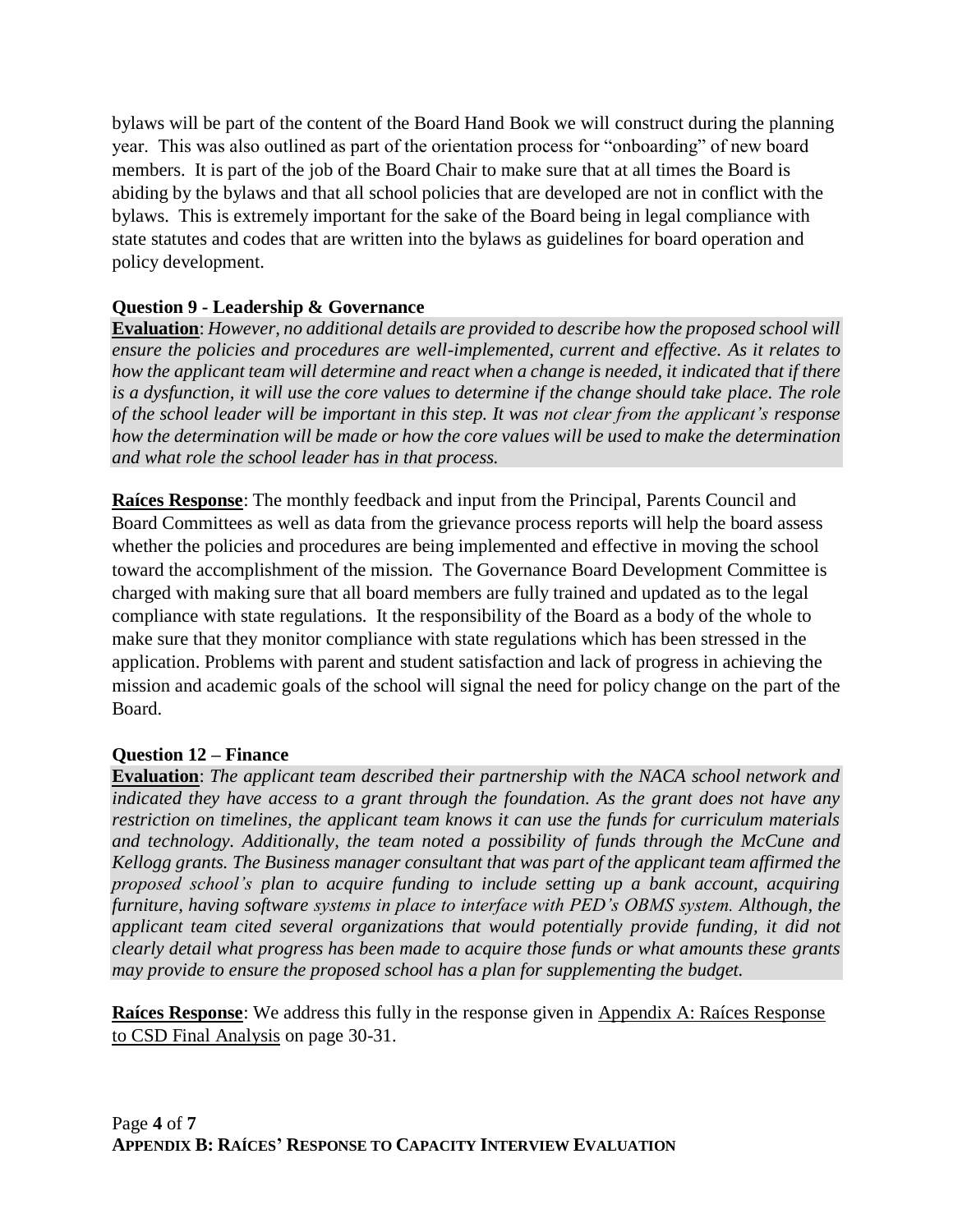bylaws will be part of the content of the Board Hand Book we will construct during the planning year. This was also outlined as part of the orientation process for "onboarding" of new board members. It is part of the job of the Board Chair to make sure that at all times the Board is abiding by the bylaws and that all school policies that are developed are not in conflict with the bylaws. This is extremely important for the sake of the Board being in legal compliance with state statutes and codes that are written into the bylaws as guidelines for board operation and policy development.

**Question 9 - Leadership & Governance**

**Evaluation**: *However, no additional details are provided to describe how the proposed school will ensure the policies and procedures are well-implemented, current and effective. As it relates to how the applicant team will determine and react when a change is needed, it indicated that if there is a dysfunction, it will use the core values to determine if the change should take place. The role of the school leader will be important in this step. It was not clear from the applicant's response how the determination will be made or how the core values will be used to make the determination and what role the school leader has in that process.*

**Raíces Response**: The monthly feedback and input from the Principal, Parents Council and Board Committees as well as data from the grievance process reports will help the board assess whether the policies and procedures are being implemented and effective in moving the school toward the accomplishment of the mission. The Governance Board Development Committee is charged with making sure that all board members are fully trained and updated as to the legal compliance with state regulations. It the responsibility of the Board as a body of the whole to make sure that they monitor compliance with state regulations which has been stressed in the application. Problems with parent and student satisfaction and lack of progress in achieving the mission and academic goals of the school will signal the need for policy change on the part of the Board.

**Question 12 – Finance**

**Evaluation**: *The applicant team described their partnership with the NACA school network and indicated they have access to a grant through the foundation. As the grant does not have any restriction on timelines, the applicant team knows it can use the funds for curriculum materials and technology. Additionally, the team noted a possibility of funds through the McCune and Kellogg grants. The Business manager consultant that was part of the applicant team affirmed the proposed school's plan to acquire funding to include setting up a bank account, acquiring furniture, having software systems in place to interface with PED's OBMS system. Although, the applicant team cited several organizations that would potentially provide funding, it did not clearly detail what progress has been made to acquire those funds or what amounts these grants may provide to ensure the proposed school has a plan for supplementing the budget.*

**Raíces Response**: We address this fully in the response given in Appendix A: Raíces Response to CSD Final Analysis on page 30-31.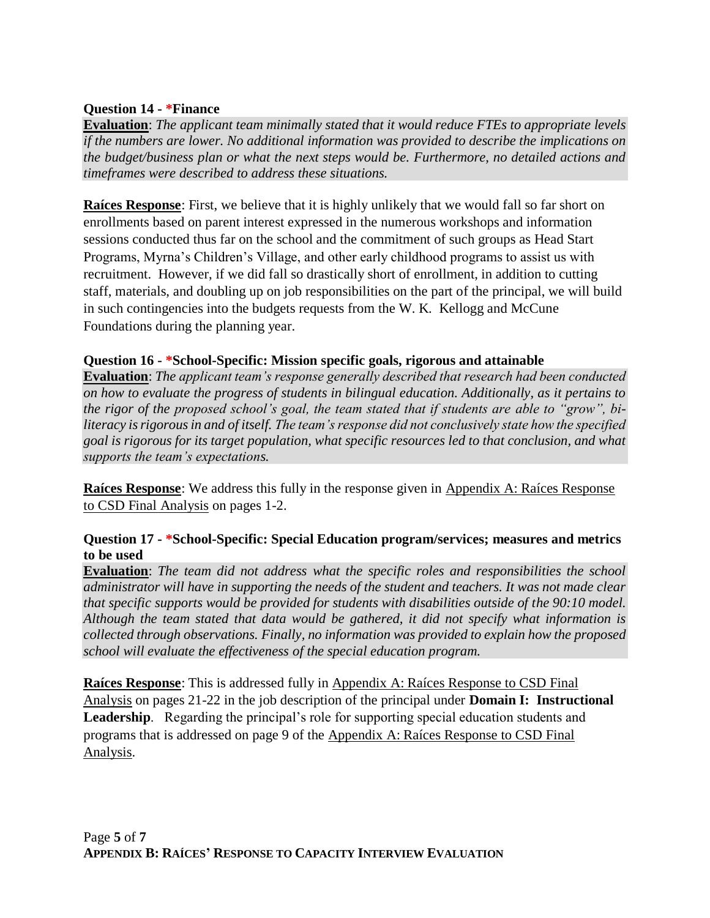**Question 14 - *Finance**

**Evaluation**: *The applicant team minimally stated that it would reduce FTEs to appropriate levels if the numbers are lower. No additional information was provided to describe the implications on the budget/business plan or what the next steps would be. Furthermore, no detailed actions and timeframes were described to address these situations.*

**Raíces Response**: First, we believe that it is highly unlikely that we would fall so far short on enrollments based on parent interest expressed in the numerous workshops and information sessions conducted thus far on the school and the commitment of such groups as Head Start Programs, Myrna's Children's Village, and other early childhood programs to assist us with recruitment. However, if we did fall so drastically short of enrollment, in addition to cutting staff, materials, and doubling up on job responsibilities on the part of the principal, we will build in such contingencies into the budgets requests from the W. K. Kellogg and McCune Foundations during the planning year.

**Question 16 - *School-Specific: Mission specific goals, rigorous and attainable**

**Evaluation**: *The applicant team's response generally described that research had been conducted on how to evaluate the progress of students in bilingual education. Additionally, as it pertains to the rigor of the proposed school's goal, the team stated that if students are able to "grow", bi-literacy is rigorous in and of itself. The team's response did not conclusively state how the specified goal is rigorous for its target population, what specific resources led to that conclusion, and what supports the team's expectations.*

**Raíces Response**: We address this fully in the response given in Appendix A: Raíces Response to CSD Final Analysis on pages 1-2.

**Question 17 - *School-Specific: Special Education program/services; measures and metrics to be used**

**Evaluation**: *The team did not address what the specific roles and responsibilities the school administrator will have in supporting the needs of the student and teachers. It was not made clear that specific supports would be provided for students with disabilities outside of the 90:10 model. Although the team stated that data would be gathered, it did not specify what information is collected through observations. Finally, no information was provided to explain how the proposed school will evaluate the effectiveness of the special education program.*

**Raíces Response**: This is addressed fully in Appendix A: Raíces Response to CSD Final Analysis on pages 21-22 in the job description of the principal under **Domain I: Instructional Leadership**. Regarding the principal's role for supporting special education students and programs that is addressed on page 9 of the Appendix A: Raíces Response to CSD Final Analysis.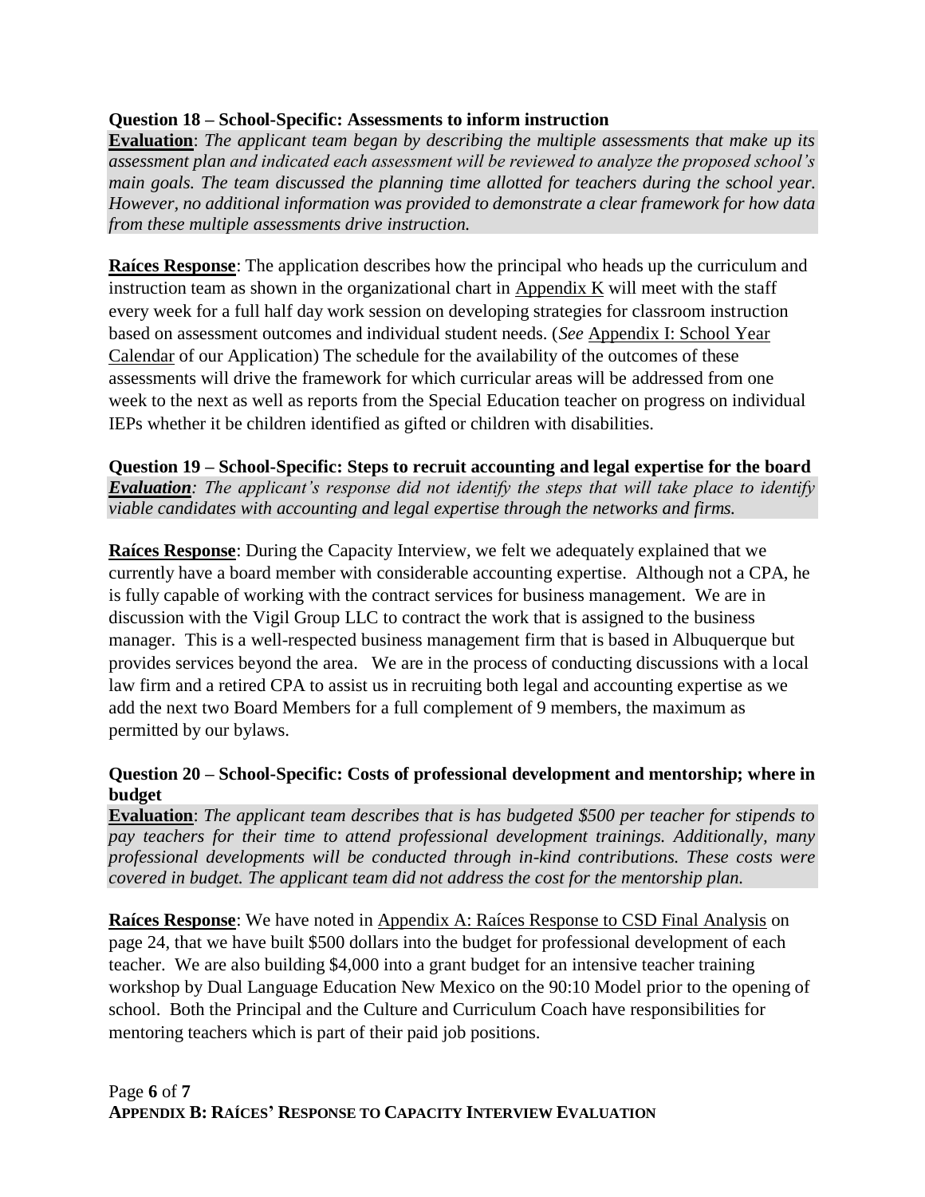**Question 18 – School-Specific: Assessments to inform instruction**

**Evaluation**: *The applicant team began by describing the multiple assessments that make up its assessment plan and indicated each assessment will be reviewed to analyze the proposed school's main goals. The team discussed the planning time allotted for teachers during the school year. However, no additional information was provided to demonstrate a clear framework for how data from these multiple assessments drive instruction.*

**Raíces Response**: The application describes how the principal who heads up the curriculum and instruction team as shown in the organizational chart in Appendix K will meet with the staff every week for a full half day work session on developing strategies for classroom instruction based on assessment outcomes and individual student needs. (*See* Appendix I: School Year Calendar of our Application) The schedule for the availability of the outcomes of these assessments will drive the framework for which curricular areas will be addressed from one week to the next as well as reports from the Special Education teacher on progress on individual IEPs whether it be children identified as gifted or children with disabilities.

**Question 19 – School-Specific: Steps to recruit accounting and legal expertise for the board**

***Evaluation****: The applicant's response did not identify the steps that will take place to identify viable candidates with accounting and legal expertise through the networks and firms.*

**Raíces Response**: During the Capacity Interview, we felt we adequately explained that we currently have a board member with considerable accounting expertise. Although not a CPA, he is fully capable of working with the contract services for business management. We are in discussion with the Vigil Group LLC to contract the work that is assigned to the business manager. This is a well-respected business management firm that is based in Albuquerque but provides services beyond the area. We are in the process of conducting discussions with a local law firm and a retired CPA to assist us in recruiting both legal and accounting expertise as we add the next two Board Members for a full complement of 9 members, the maximum as permitted by our bylaws.

**Question 20 – School-Specific: Costs of professional development and mentorship; where in budget**

**Evaluation**: *The applicant team describes that is has budgeted $500 per teacher for stipends to pay teachers for their time to attend professional development trainings. Additionally, many professional developments will be conducted through in-kind contributions. These costs were covered in budget. The applicant team did not address the cost for the mentorship plan.*

**Raíces Response**: We have noted in Appendix A: Raíces Response to CSD Final Analysis on page 24, that we have built $500 dollars into the budget for professional development of each teacher. We are also building $4,000 into a grant budget for an intensive teacher training workshop by Dual Language Education New Mexico on the 90:10 Model prior to the opening of school. Both the Principal and the Culture and Curriculum Coach have responsibilities for mentoring teachers which is part of their paid job positions.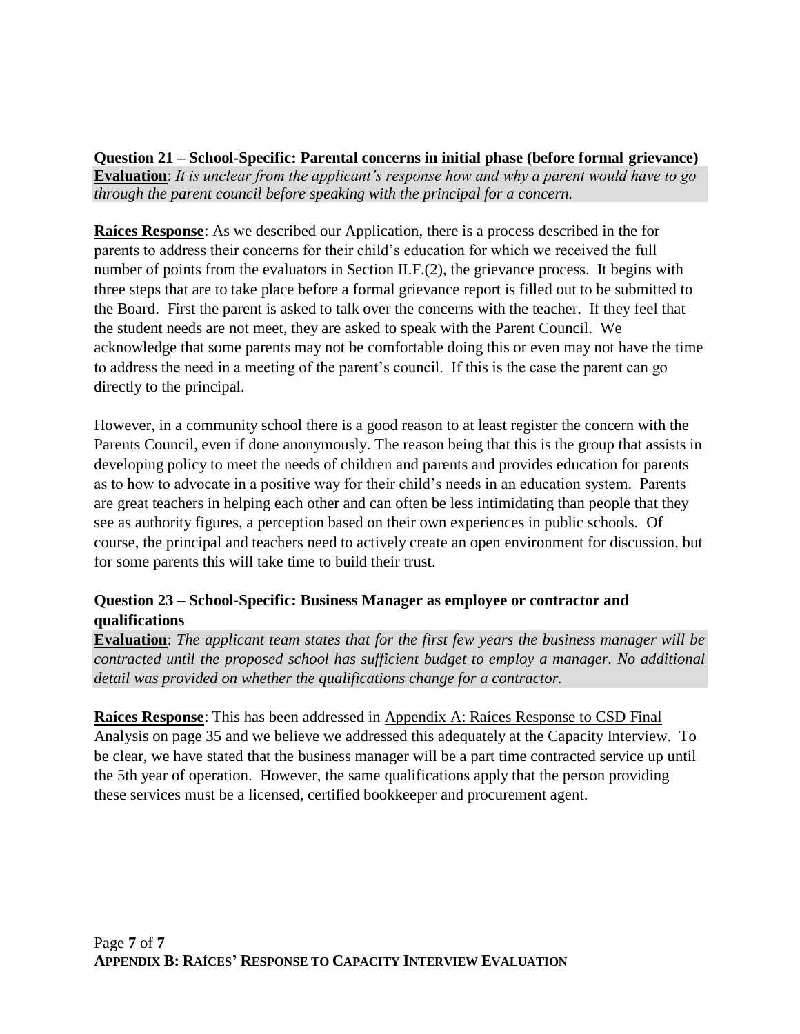**Question 21 – School-Specific: Parental concerns in initial phase (before formal grievance)**

**Evaluation**: *It is unclear from the applicant's response how and why a parent would have to go through the parent council before speaking with the principal for a concern.*

**Raíces Response**: As we described our Application, there is a process described in the for parents to address their concerns for their child's education for which we received the full number of points from the evaluators in Section II.F.(2), the grievance process. It begins with three steps that are to take place before a formal grievance report is filled out to be submitted to the Board. First the parent is asked to talk over the concerns with the teacher. If they feel that the student needs are not meet, they are asked to speak with the Parent Council. We acknowledge that some parents may not be comfortable doing this or even may not have the time to address the need in a meeting of the parent's council. If this is the case the parent can go directly to the principal.

However, in a community school there is a good reason to at least register the concern with the Parents Council, even if done anonymously. The reason being that this is the group that assists in developing policy to meet the needs of children and parents and provides education for parents as to how to advocate in a positive way for their child's needs in an education system. Parents are great teachers in helping each other and can often be less intimidating than people that they see as authority figures, a perception based on their own experiences in public schools. Of course, the principal and teachers need to actively create an open environment for discussion, but for some parents this will take time to build their trust.

**Question 23 – School-Specific: Business Manager as employee or contractor and qualifications**

**Evaluation**: *The applicant team states that for the first few years the business manager will be contracted until the proposed school has sufficient budget to employ a manager. No additional detail was provided on whether the qualifications change for a contractor.*

**Raíces Response**: This has been addressed in Appendix A: Raíces Response to CSD Final Analysis on page 35 and we believe we addressed this adequately at the Capacity Interview. To be clear, we have stated that the business manager will be a part time contracted service up until the 5th year of operation. However, the same qualifications apply that the person providing these services must be a licensed, certified bookkeeper and procurement agent.